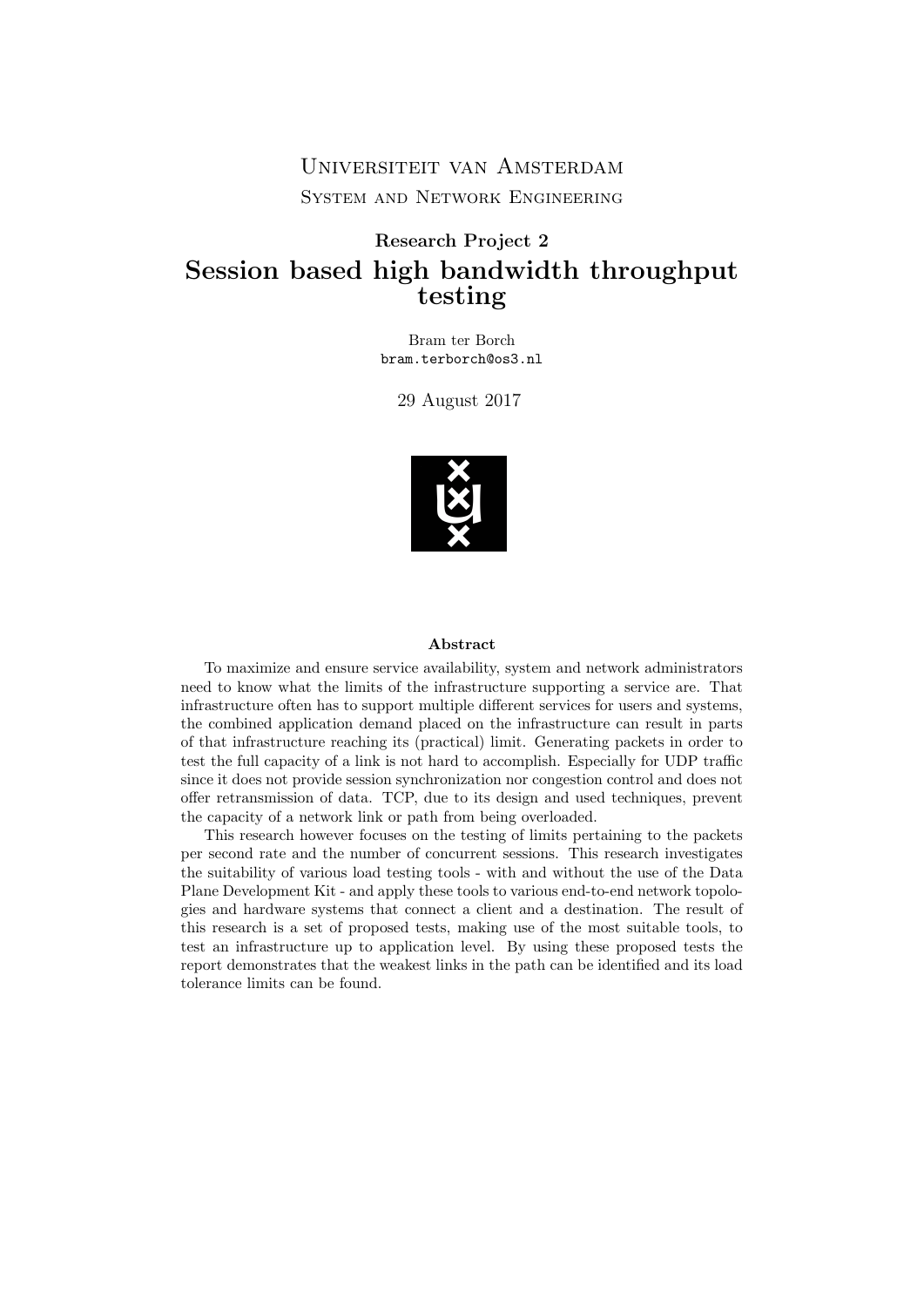Universiteit van Amsterdam

System and Network Engineering

**Research Project 2**

# Session based high bandwidth throughput testing

Bram ter Borch

bram.terborch@os3.nl

29 August 2017

**Abstract**

To maximize and ensure service availability, system and network administrators need to know what the limits of the infrastructure supporting a service are. That infrastructure often has to support multiple different services for users and systems, the combined application demand placed on the infrastructure can result in parts of that infrastructure reaching its (practical) limit. Generating packets in order to test the full capacity of a link is not hard to accomplish. Especially for UDP traffic since it does not provide session synchronization nor congestion control and does not offer retransmission of data. TCP, due to its design and used techniques, prevent the capacity of a network link or path from being overloaded.

This research however focuses on the testing of limits pertaining to the packets per second rate and the number of concurrent sessions. This research investigates the suitability of various load testing tools - with and without the use of the Data Plane Development Kit - and apply these tools to various end-to-end network topologies and hardware systems that connect a client and a destination. The result of this research is a set of proposed tests, making use of the most suitable tools, to test an infrastructure up to application level. By using these proposed tests the report demonstrates that the weakest links in the path can be identified and its load tolerance limits can be found.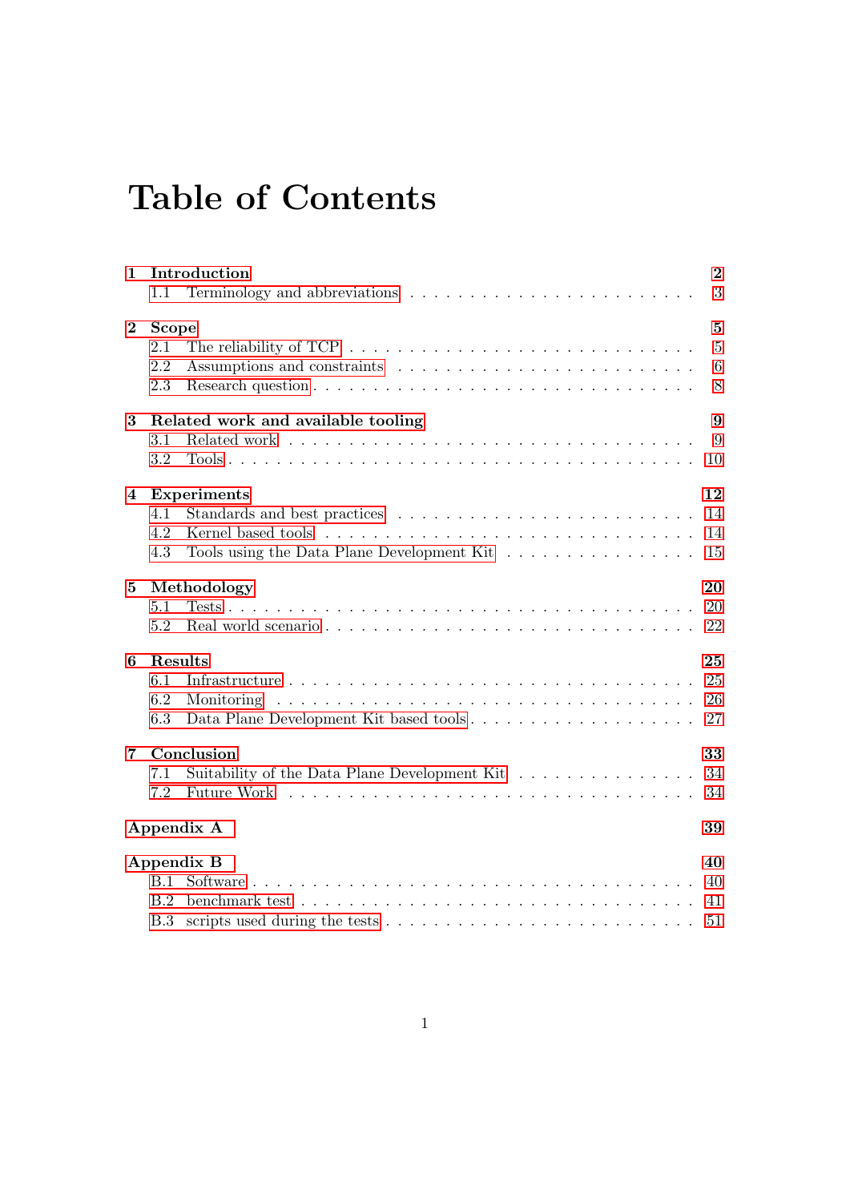# Table of Contents

**1 Introduction** **2**
- 1.1 Terminology and abbreviations . . . . . . . . . . . . . . . . . . . . . . . 3

**2 Scope** **5**
- 2.1 The reliability of TCP . . . . . . . . . . . . . . . . . . . . . . . . . . . 5
- 2.2 Assumptions and constraints . . . . . . . . . . . . . . . . . . . . . . . 6
- 2.3 Research question . . . . . . . . . . . . . . . . . . . . . . . . . . . . 8

**3 Related work and available tooling** **9**
- 3.1 Related work . . . . . . . . . . . . . . . . . . . . . . . . . . . . . . . 9
- 3.2 Tools . . . . . . . . . . . . . . . . . . . . . . . . . . . . . . . . . . . 10

**4 Experiments** **12**
- 4.1 Standards and best practices . . . . . . . . . . . . . . . . . . . . . . . 14
- 4.2 Kernel based tools . . . . . . . . . . . . . . . . . . . . . . . . . . . . 14
- 4.3 Tools using the Data Plane Development Kit . . . . . . . . . . . . . . . 15

**5 Methodology** **20**
- 5.1 Tests . . . . . . . . . . . . . . . . . . . . . . . . . . . . . . . . . . . 20
- 5.2 Real world scenario . . . . . . . . . . . . . . . . . . . . . . . . . . . . 22

**6 Results** **25**
- 6.1 Infrastructure . . . . . . . . . . . . . . . . . . . . . . . . . . . . . . . 25
- 6.2 Monitoring . . . . . . . . . . . . . . . . . . . . . . . . . . . . . . . . 26
- 6.3 Data Plane Development Kit based tools . . . . . . . . . . . . . . . . . 27

**7 Conclusion** **33**
- 7.1 Suitability of the Data Plane Development Kit . . . . . . . . . . . . . . 34
- 7.2 Future Work . . . . . . . . . . . . . . . . . . . . . . . . . . . . . . . . 34

**Appendix A** **39**

**Appendix B** **40**
- B.1 Software . . . . . . . . . . . . . . . . . . . . . . . . . . . . . . . . . . 40
- B.2 benchmark test . . . . . . . . . . . . . . . . . . . . . . . . . . . . . . 41
- B.3 scripts used during the tests . . . . . . . . . . . . . . . . . . . . . . . 51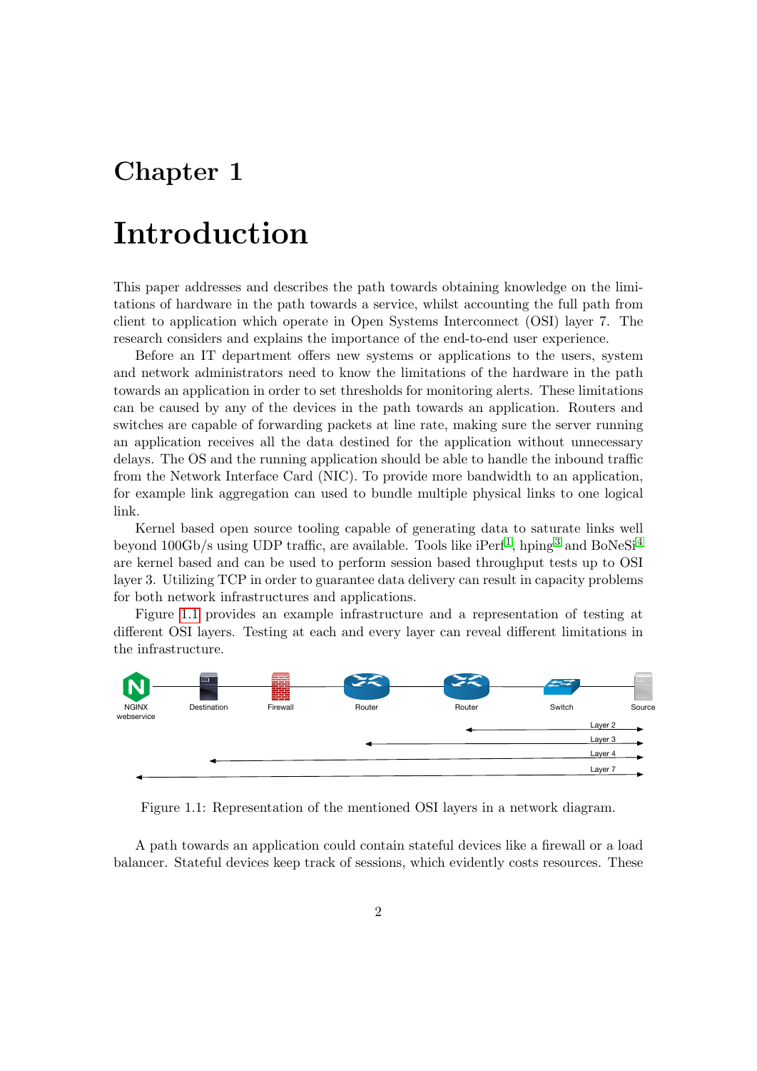# Chapter 1

# Introduction

This paper addresses and describes the path towards obtaining knowledge on the limitations of hardware in the path towards a service, whilst accounting the full path from client to application which operate in Open Systems Interconnect (OSI) layer 7. The research considers and explains the importance of the end-to-end user experience.

Before an IT department offers new systems or applications to the users, system and network administrators need to know the limitations of the hardware in the path towards an application in order to set thresholds for monitoring alerts. These limitations can be caused by any of the devices in the path towards an application. Routers and switches are capable of forwarding packets at line rate, making sure the server running an application receives all the data destined for the application without unnecessary delays. The OS and the running application should be able to handle the inbound traffic from the Network Interface Card (NIC). To provide more bandwidth to an application, for example link aggregation can used to bundle multiple physical links to one logical link.

Kernel based open source tooling capable of generating data to saturate links well beyond 100Gb/s using UDP traffic, are available. Tools like iPerf[1], hping[3] and BoNeSi[4] are kernel based and can be used to perform session based throughput tests up to OSI layer 3. Utilizing TCP in order to guarantee data delivery can result in capacity problems for both network infrastructures and applications.

Figure 1.1 provides an example infrastructure and a representation of testing at different OSI layers. Testing at each and every layer can reveal different limitations in the infrastructure.

Figure 1.1: Representation of the mentioned OSI layers in a network diagram.

A path towards an application could contain stateful devices like a firewall or a load balancer. Stateful devices keep track of sessions, which evidently costs resources. These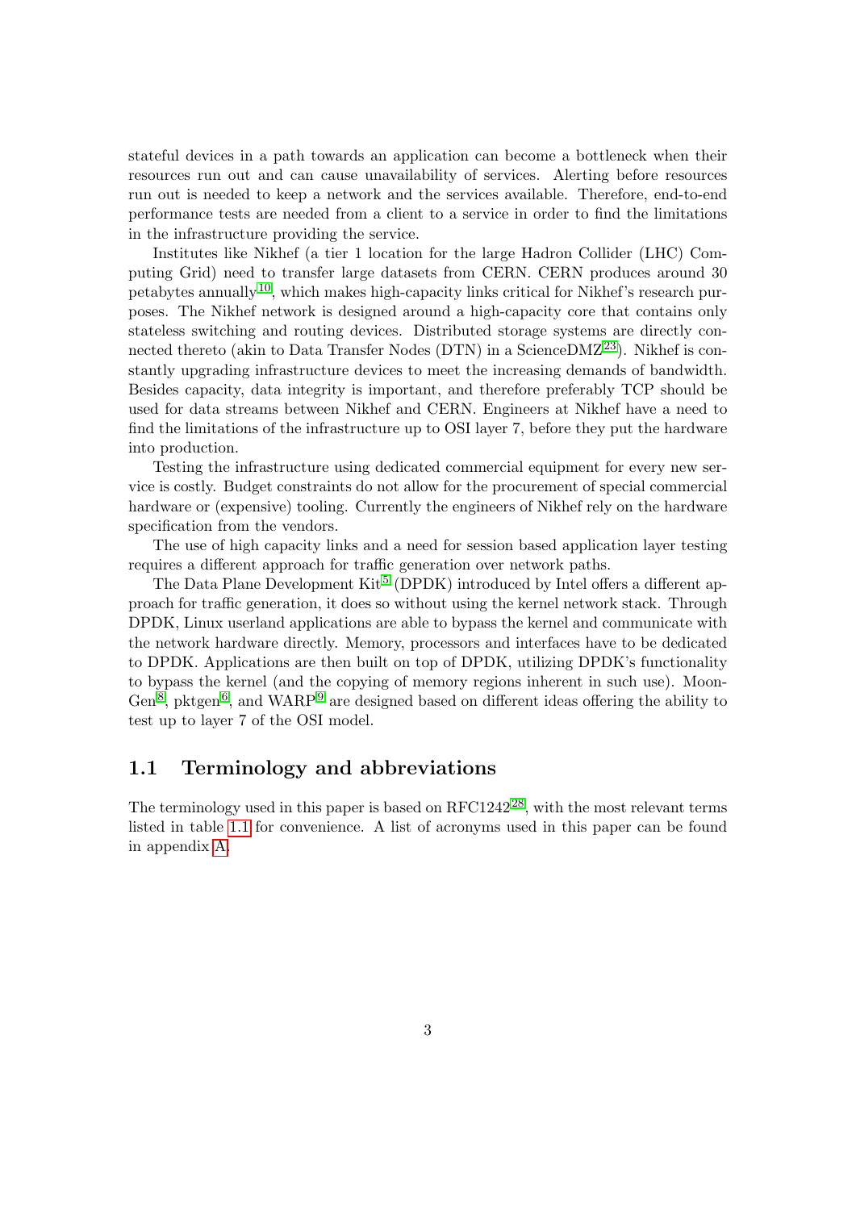stateful devices in a path towards an application can become a bottleneck when their resources run out and can cause unavailability of services. Alerting before resources run out is needed to keep a network and the services available. Therefore, end-to-end performance tests are needed from a client to a service in order to find the limitations in the infrastructure providing the service.

Institutes like Nikhef (a tier 1 location for the large Hadron Collider (LHC) Computing Grid) need to transfer large datasets from CERN. CERN produces around 30 petabytes annually[10], which makes high-capacity links critical for Nikhef's research purposes. The Nikhef network is designed around a high-capacity core that contains only stateless switching and routing devices. Distributed storage systems are directly connected thereto (akin to Data Transfer Nodes (DTN) in a ScienceDMZ[23]). Nikhef is constantly upgrading infrastructure devices to meet the increasing demands of bandwidth. Besides capacity, data integrity is important, and therefore preferably TCP should be used for data streams between Nikhef and CERN. Engineers at Nikhef have a need to find the limitations of the infrastructure up to OSI layer 7, before they put the hardware into production.

Testing the infrastructure using dedicated commercial equipment for every new service is costly. Budget constraints do not allow for the procurement of special commercial hardware or (expensive) tooling. Currently the engineers of Nikhef rely on the hardware specification from the vendors.

The use of high capacity links and a need for session based application layer testing requires a different approach for traffic generation over network paths.

The Data Plane Development Kit[5] (DPDK) introduced by Intel offers a different approach for traffic generation, it does so without using the kernel network stack. Through DPDK, Linux userland applications are able to bypass the kernel and communicate with the network hardware directly. Memory, processors and interfaces have to be dedicated to DPDK. Applications are then built on top of DPDK, utilizing DPDK's functionality to bypass the kernel (and the copying of memory regions inherent in such use). MoonGen[8], pktgen[6], and WARP[9] are designed based on different ideas offering the ability to test up to layer 7 of the OSI model.

## 1.1 Terminology and abbreviations

The terminology used in this paper is based on RFC1242[28], with the most relevant terms listed in table 1.1 for convenience. A list of acronyms used in this paper can be found in appendix A.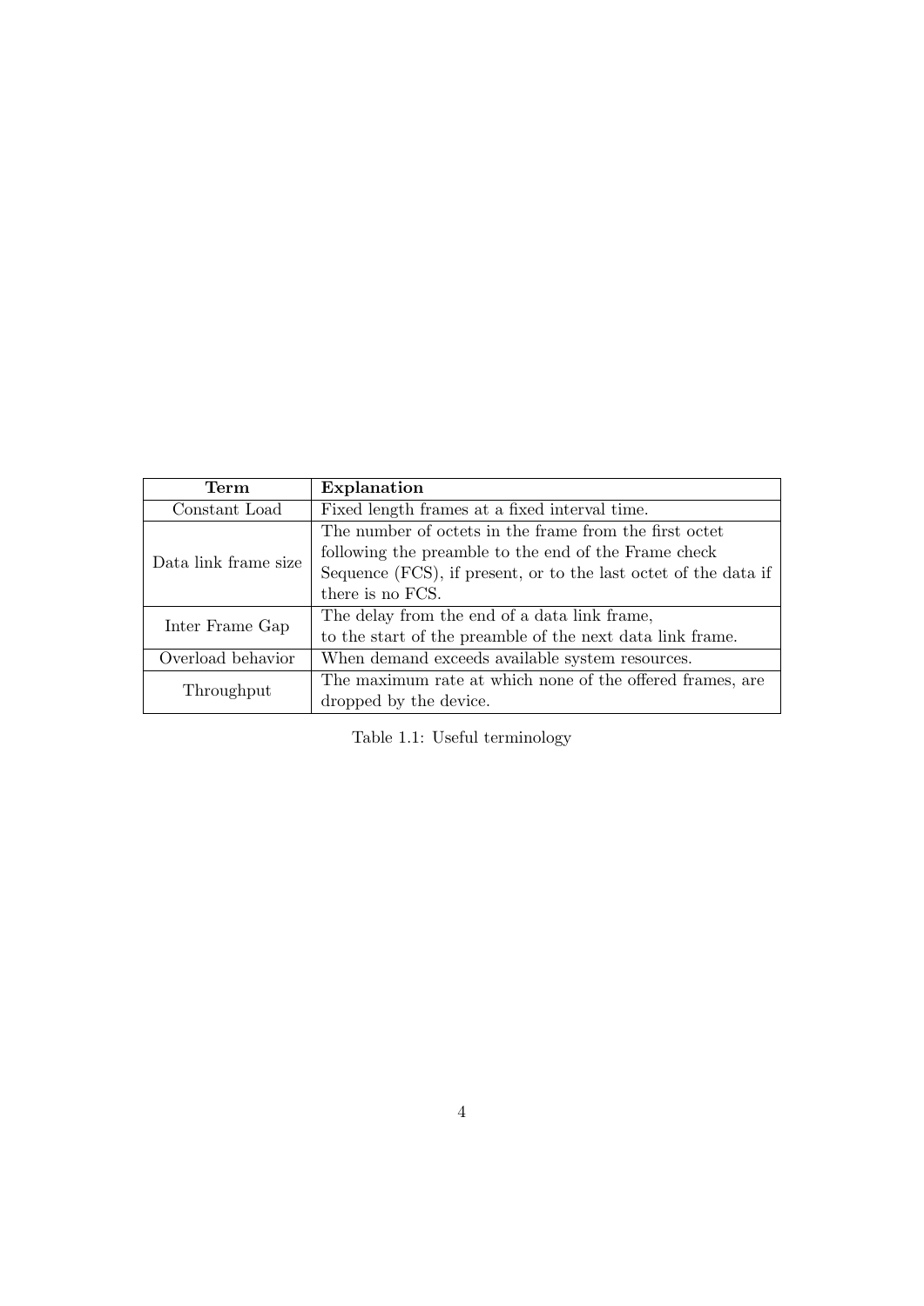| Term | Explanation |
| --- | --- |
| Constant Load | Fixed length frames at a fixed interval time. |
| Data link frame size | The number of octets in the frame from the first octet following the preamble to the end of the Frame check Sequence (FCS), if present, or to the last octet of the data if there is no FCS. |
| Inter Frame Gap | The delay from the end of a data link frame, to the start of the preamble of the next data link frame. |
| Overload behavior | When demand exceeds available system resources. |
| Throughput | The maximum rate at which none of the offered frames, are dropped by the device. |

Table 1.1: Useful terminology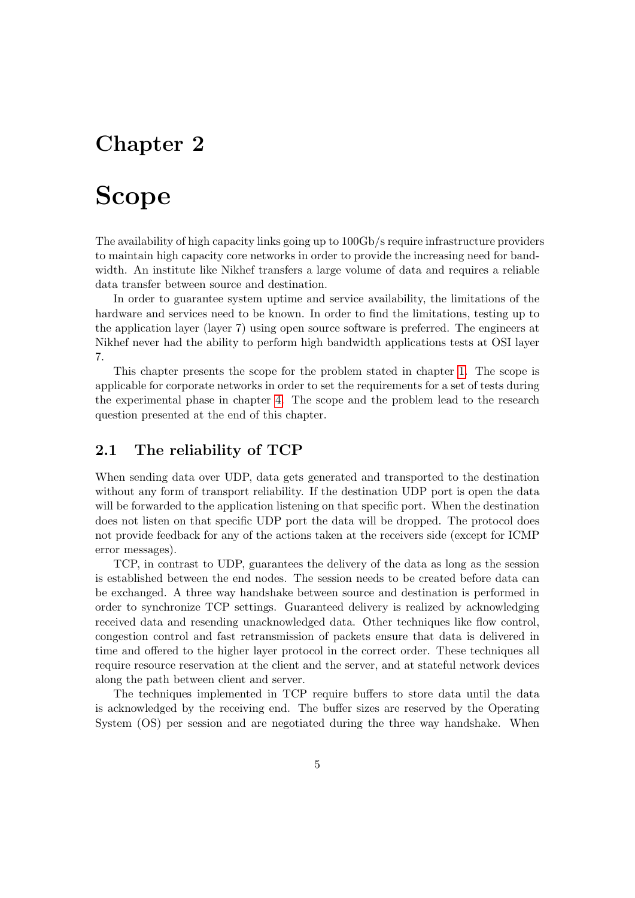# Chapter 2

# Scope

The availability of high capacity links going up to 100Gb/s require infrastructure providers to maintain high capacity core networks in order to provide the increasing need for bandwidth. An institute like Nikhef transfers a large volume of data and requires a reliable data transfer between source and destination.

In order to guarantee system uptime and service availability, the limitations of the hardware and services need to be known. In order to find the limitations, testing up to the application layer (layer 7) using open source software is preferred. The engineers at Nikhef never had the ability to perform high bandwidth applications tests at OSI layer 7.

This chapter presents the scope for the problem stated in chapter 1. The scope is applicable for corporate networks in order to set the requirements for a set of tests during the experimental phase in chapter 4. The scope and the problem lead to the research question presented at the end of this chapter.

## 2.1 The reliability of TCP

When sending data over UDP, data gets generated and transported to the destination without any form of transport reliability. If the destination UDP port is open the data will be forwarded to the application listening on that specific port. When the destination does not listen on that specific UDP port the data will be dropped. The protocol does not provide feedback for any of the actions taken at the receivers side (except for ICMP error messages).

TCP, in contrast to UDP, guarantees the delivery of the data as long as the session is established between the end nodes. The session needs to be created before data can be exchanged. A three way handshake between source and destination is performed in order to synchronize TCP settings. Guaranteed delivery is realized by acknowledging received data and resending unacknowledged data. Other techniques like flow control, congestion control and fast retransmission of packets ensure that data is delivered in time and offered to the higher layer protocol in the correct order. These techniques all require resource reservation at the client and the server, and at stateful network devices along the path between client and server.

The techniques implemented in TCP require buffers to store data until the data is acknowledged by the receiving end. The buffer sizes are reserved by the Operating System (OS) per session and are negotiated during the three way handshake. When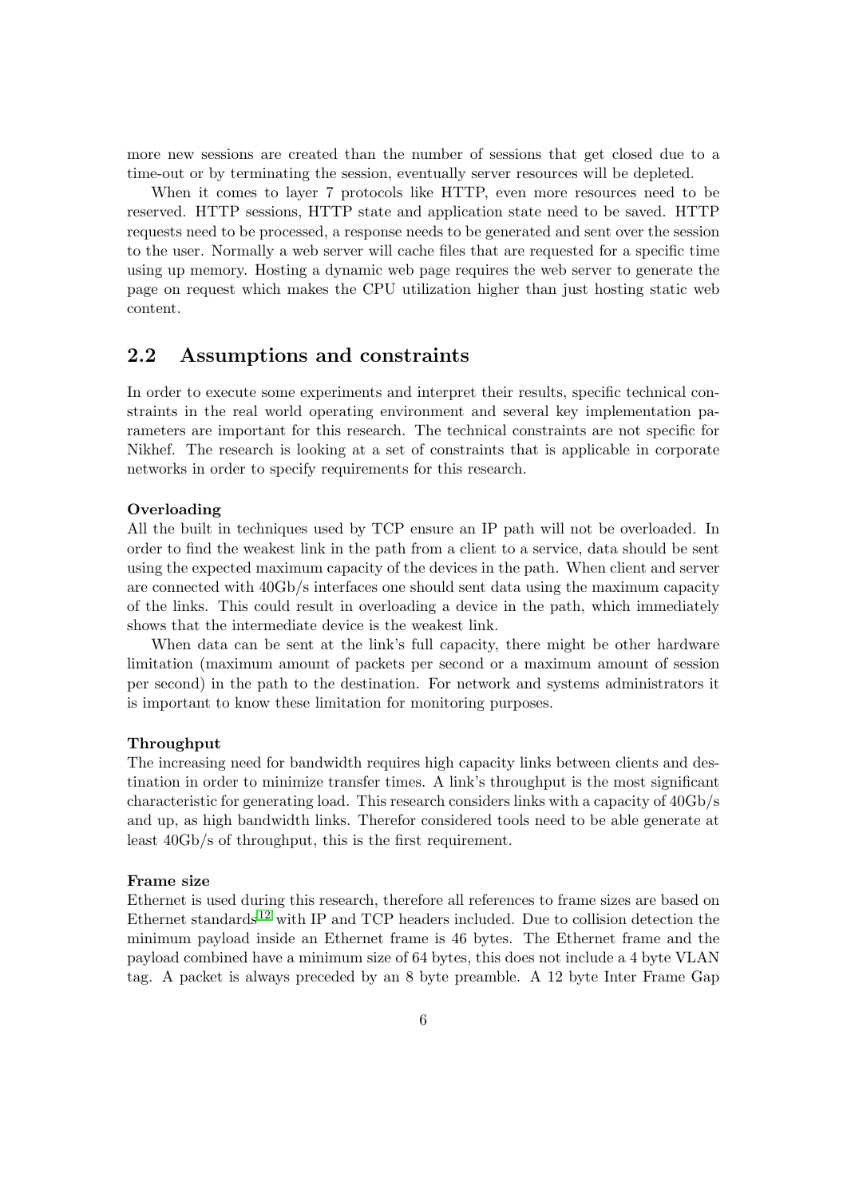more new sessions are created than the number of sessions that get closed due to a time-out or by terminating the session, eventually server resources will be depleted.

When it comes to layer 7 protocols like HTTP, even more resources need to be reserved. HTTP sessions, HTTP state and application state need to be saved. HTTP requests need to be processed, a response needs to be generated and sent over the session to the user. Normally a web server will cache files that are requested for a specific time using up memory. Hosting a dynamic web page requires the web server to generate the page on request which makes the CPU utilization higher than just hosting static web content.

## 2.2 Assumptions and constraints

In order to execute some experiments and interpret their results, specific technical constraints in the real world operating environment and several key implementation parameters are important for this research. The technical constraints are not specific for Nikhef. The research is looking at a set of constraints that is applicable in corporate networks in order to specify requirements for this research.

**Overloading**

All the built in techniques used by TCP ensure an IP path will not be overloaded. In order to find the weakest link in the path from a client to a service, data should be sent using the expected maximum capacity of the devices in the path. When client and server are connected with 40Gb/s interfaces one should sent data using the maximum capacity of the links. This could result in overloading a device in the path, which immediately shows that the intermediate device is the weakest link.

When data can be sent at the link's full capacity, there might be other hardware limitation (maximum amount of packets per second or a maximum amount of session per second) in the path to the destination. For network and systems administrators it is important to know these limitation for monitoring purposes.

**Throughput**

The increasing need for bandwidth requires high capacity links between clients and destination in order to minimize transfer times. A link's throughput is the most significant characteristic for generating load. This research considers links with a capacity of 40Gb/s and up, as high bandwidth links. Therefor considered tools need to be able generate at least 40Gb/s of throughput, this is the first requirement.

**Frame size**

Ethernet is used during this research, therefore all references to frame sizes are based on Ethernet standards[12] with IP and TCP headers included. Due to collision detection the minimum payload inside an Ethernet frame is 46 bytes. The Ethernet frame and the payload combined have a minimum size of 64 bytes, this does not include a 4 byte VLAN tag. A packet is always preceded by an 8 byte preamble. A 12 byte Inter Frame Gap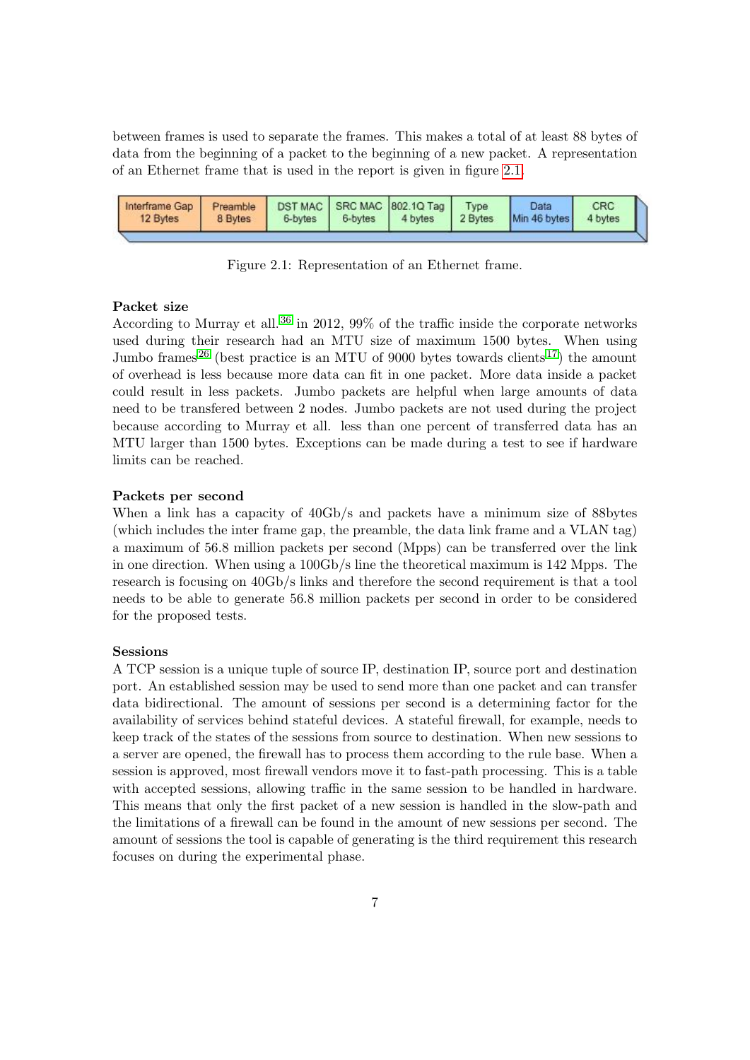between frames is used to separate the frames. This makes a total of at least 88 bytes of data from the beginning of a packet to the beginning of a new packet. A representation of an Ethernet frame that is used in the report is given in figure 2.1.

| Interframe Gap 12 Bytes | Preamble 8 Bytes | DST MAC 6-bytes | SRC MAC 6-bytes | 802.1Q Tag 4 bytes | Type 2 Bytes | Data Min 46 bytes | CRC 4 bytes |
|---|---|---|---|---|---|---|---|

Figure 2.1: Representation of an Ethernet frame.

### Packet size

According to Murray et all.[36] in 2012, 99% of the traffic inside the corporate networks used during their research had an MTU size of maximum 1500 bytes. When using Jumbo frames[26] (best practice is an MTU of 9000 bytes towards clients[17]) the amount of overhead is less because more data can fit in one packet. More data inside a packet could result in less packets. Jumbo packets are helpful when large amounts of data need to be transfered between 2 nodes. Jumbo packets are not used during the project because according to Murray et all. less than one percent of transferred data has an MTU larger than 1500 bytes. Exceptions can be made during a test to see if hardware limits can be reached.

### Packets per second

When a link has a capacity of 40Gb/s and packets have a minimum size of 88bytes (which includes the inter frame gap, the preamble, the data link frame and a VLAN tag) a maximum of 56.8 million packets per second (Mpps) can be transferred over the link in one direction. When using a 100Gb/s line the theoretical maximum is 142 Mpps. The research is focusing on 40Gb/s links and therefore the second requirement is that a tool needs to be able to generate 56.8 million packets per second in order to be considered for the proposed tests.

### Sessions

A TCP session is a unique tuple of source IP, destination IP, source port and destination port. An established session may be used to send more than one packet and can transfer data bidirectional. The amount of sessions per second is a determining factor for the availability of services behind stateful devices. A stateful firewall, for example, needs to keep track of the states of the sessions from source to destination. When new sessions to a server are opened, the firewall has to process them according to the rule base. When a session is approved, most firewall vendors move it to fast-path processing. This is a table with accepted sessions, allowing traffic in the same session to be handled in hardware. This means that only the first packet of a new session is handled in the slow-path and the limitations of a firewall can be found in the amount of new sessions per second. The amount of sessions the tool is capable of generating is the third requirement this research focuses on during the experimental phase.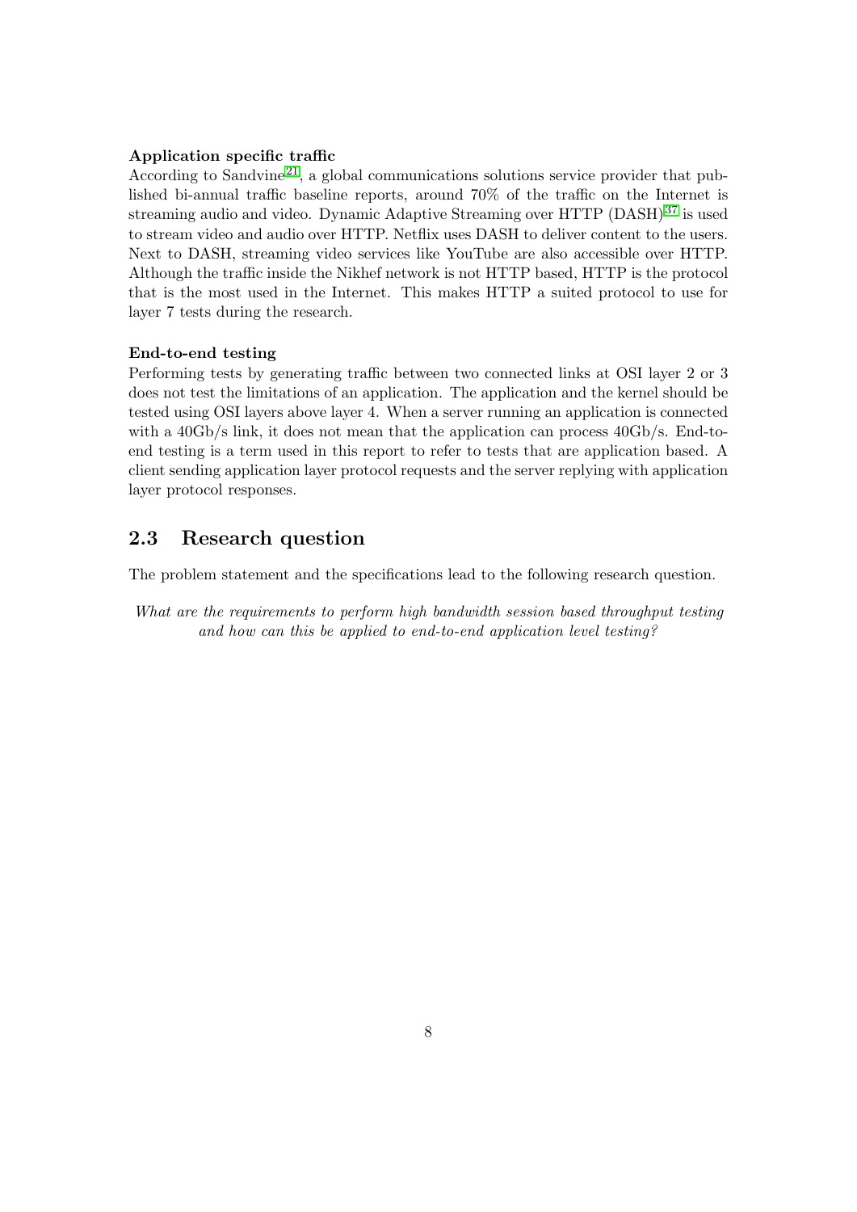**Application specific traffic**
According to Sandvine[21], a global communications solutions service provider that published bi-annual traffic baseline reports, around 70% of the traffic on the Internet is streaming audio and video. Dynamic Adaptive Streaming over HTTP (DASH)[37] is used to stream video and audio over HTTP. Netflix uses DASH to deliver content to the users. Next to DASH, streaming video services like YouTube are also accessible over HTTP. Although the traffic inside the Nikhef network is not HTTP based, HTTP is the protocol that is the most used in the Internet. This makes HTTP a suited protocol to use for layer 7 tests during the research.

**End-to-end testing**
Performing tests by generating traffic between two connected links at OSI layer 2 or 3 does not test the limitations of an application. The application and the kernel should be tested using OSI layers above layer 4. When a server running an application is connected with a 40Gb/s link, it does not mean that the application can process 40Gb/s. End-to-end testing is a term used in this report to refer to tests that are application based. A client sending application layer protocol requests and the server replying with application layer protocol responses.

## 2.3 Research question

The problem statement and the specifications lead to the following research question.

*What are the requirements to perform high bandwidth session based throughput testing and how can this be applied to end-to-end application level testing?*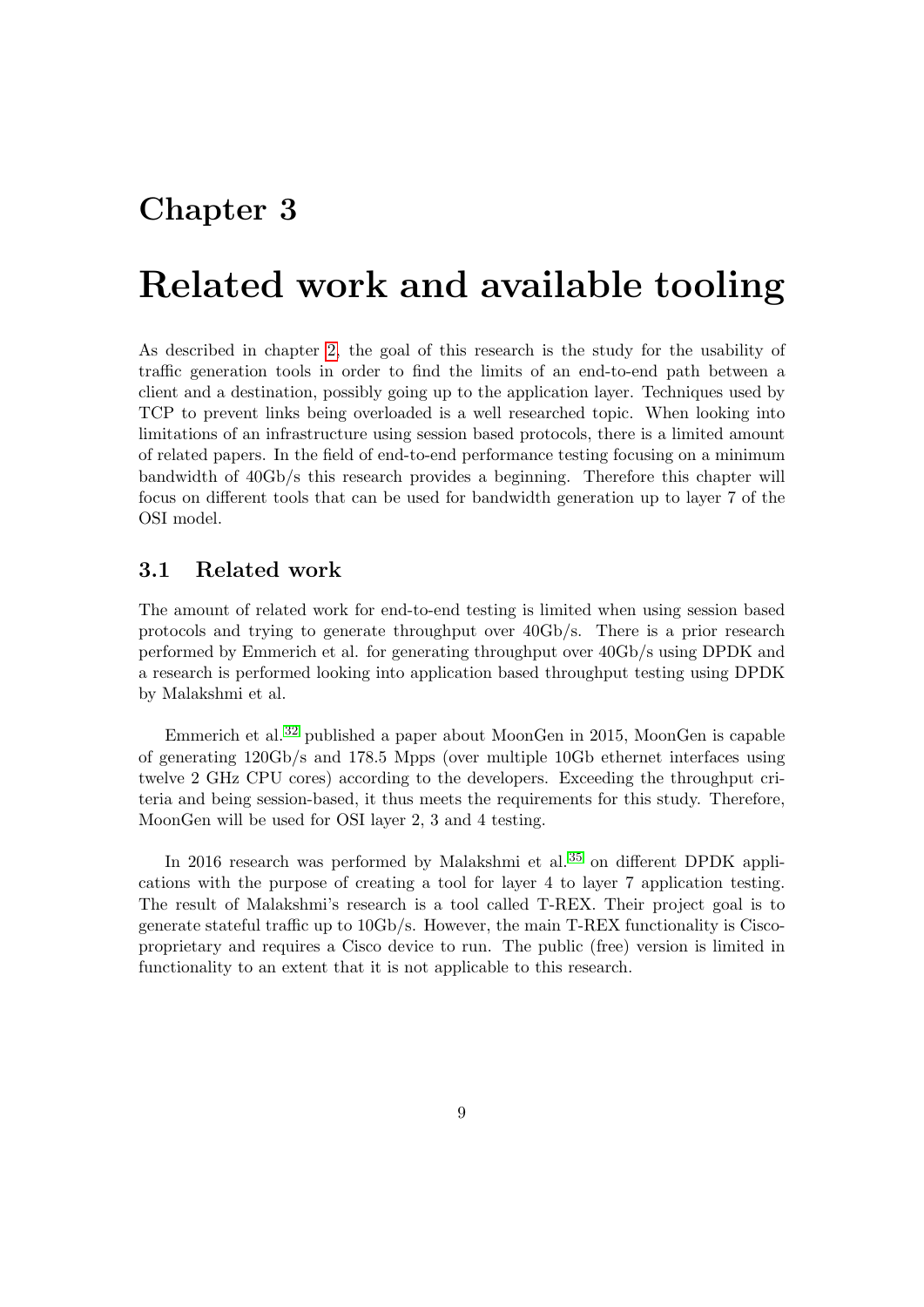# Chapter 3

# Related work and available tooling

As described in chapter 2, the goal of this research is the study for the usability of traffic generation tools in order to find the limits of an end-to-end path between a client and a destination, possibly going up to the application layer. Techniques used by TCP to prevent links being overloaded is a well researched topic. When looking into limitations of an infrastructure using session based protocols, there is a limited amount of related papers. In the field of end-to-end performance testing focusing on a minimum bandwidth of 40Gb/s this research provides a beginning. Therefore this chapter will focus on different tools that can be used for bandwidth generation up to layer 7 of the OSI model.

## 3.1 Related work

The amount of related work for end-to-end testing is limited when using session based protocols and trying to generate throughput over 40Gb/s. There is a prior research performed by Emmerich et al. for generating throughput over 40Gb/s using DPDK and a research is performed looking into application based throughput testing using DPDK by Malakshmi et al.

Emmerich et al.[32] published a paper about MoonGen in 2015, MoonGen is capable of generating 120Gb/s and 178.5 Mpps (over multiple 10Gb ethernet interfaces using twelve 2 GHz CPU cores) according to the developers. Exceeding the throughput criteria and being session-based, it thus meets the requirements for this study. Therefore, MoonGen will be used for OSI layer 2, 3 and 4 testing.

In 2016 research was performed by Malakshmi et al.[35] on different DPDK applications with the purpose of creating a tool for layer 4 to layer 7 application testing. The result of Malakshmi's research is a tool called T-REX. Their project goal is to generate stateful traffic up to 10Gb/s. However, the main T-REX functionality is Cisco-proprietary and requires a Cisco device to run. The public (free) version is limited in functionality to an extent that it is not applicable to this research.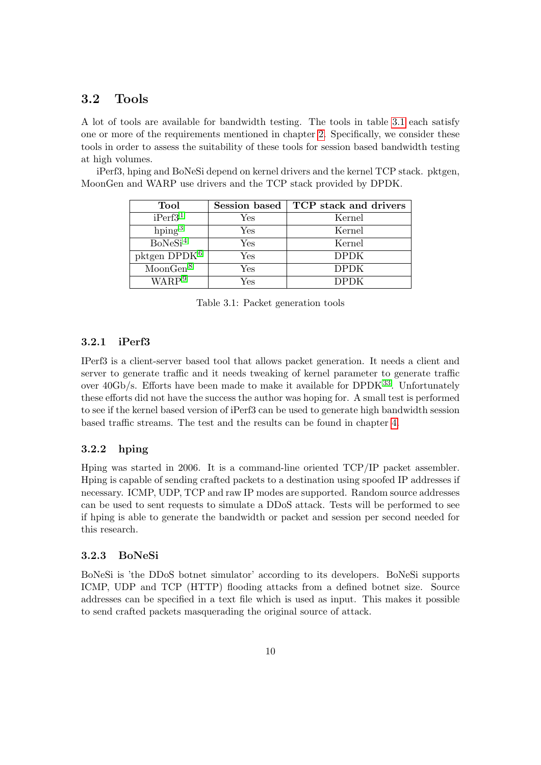## 3.2 Tools

A lot of tools are available for bandwidth testing. The tools in table 3.1 each satisfy one or more of the requirements mentioned in chapter 2. Specifically, we consider these tools in order to assess the suitability of these tools for session based bandwidth testing at high volumes.

iPerf3, hping and BoNeSi depend on kernel drivers and the kernel TCP stack. pktgen, MoonGen and WARP use drivers and the TCP stack provided by DPDK.

| Tool | Session based | TCP stack and drivers |
|---|---|---|
| iPerf3[1] | Yes | Kernel |
| hping[3] | Yes | Kernel |
| BoNeSi[4] | Yes | Kernel |
| pktgen DPDK[6] | Yes | DPDK |
| MoonGen[8] | Yes | DPDK |
| WARP[9] | Yes | DPDK |

Table 3.1: Packet generation tools

### 3.2.1 iPerf3

IPerf3 is a client-server based tool that allows packet generation. It needs a client and server to generate traffic and it needs tweaking of kernel parameter to generate traffic over 40Gb/s. Efforts have been made to make it available for DPDK[33]. Unfortunately these efforts did not have the success the author was hoping for. A small test is performed to see if the kernel based version of iPerf3 can be used to generate high bandwidth session based traffic streams. The test and the results can be found in chapter 4.

### 3.2.2 hping

Hping was started in 2006. It is a command-line oriented TCP/IP packet assembler. Hping is capable of sending crafted packets to a destination using spoofed IP addresses if necessary. ICMP, UDP, TCP and raw IP modes are supported. Random source addresses can be used to sent requests to simulate a DDoS attack. Tests will be performed to see if hping is able to generate the bandwidth or packet and session per second needed for this research.

### 3.2.3 BoNeSi

BoNeSi is 'the DDoS botnet simulator' according to its developers. BoNeSi supports ICMP, UDP and TCP (HTTP) flooding attacks from a defined botnet size. Source addresses can be specified in a text file which is used as input. This makes it possible to send crafted packets masquerading the original source of attack.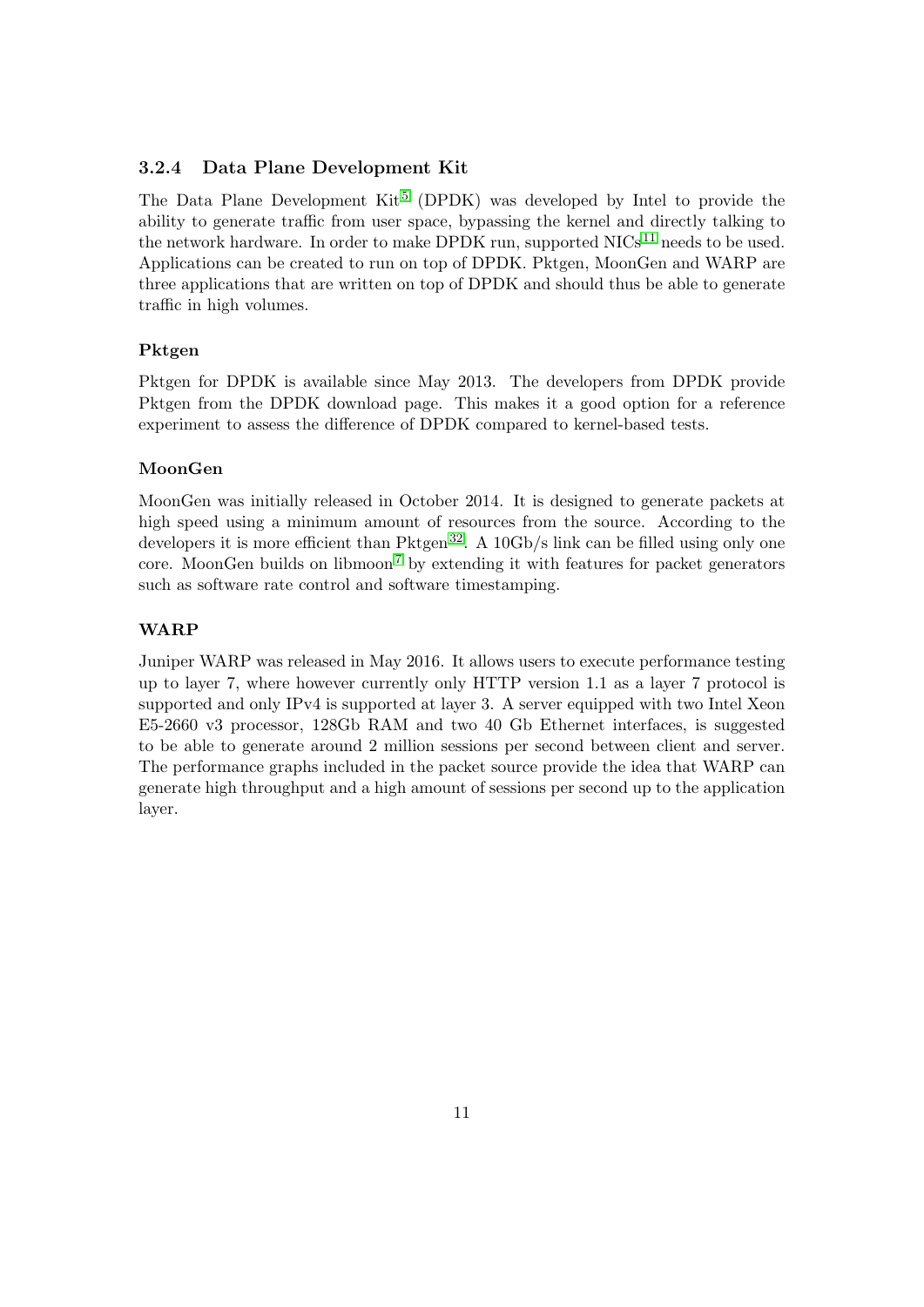### 3.2.4 Data Plane Development Kit

The Data Plane Development Kit[5] (DPDK) was developed by Intel to provide the ability to generate traffic from user space, bypassing the kernel and directly talking to the network hardware. In order to make DPDK run, supported NICs[11] needs to be used. Applications can be created to run on top of DPDK. Pktgen, MoonGen and WARP are three applications that are written on top of DPDK and should thus be able to generate traffic in high volumes.

#### Pktgen

Pktgen for DPDK is available since May 2013. The developers from DPDK provide Pktgen from the DPDK download page. This makes it a good option for a reference experiment to assess the difference of DPDK compared to kernel-based tests.

#### MoonGen

MoonGen was initially released in October 2014. It is designed to generate packets at high speed using a minimum amount of resources from the source. According to the developers it is more efficient than Pktgen[32]. A 10Gb/s link can be filled using only one core. MoonGen builds on libmoon[7] by extending it with features for packet generators such as software rate control and software timestamping.

#### WARP

Juniper WARP was released in May 2016. It allows users to execute performance testing up to layer 7, where however currently only HTTP version 1.1 as a layer 7 protocol is supported and only IPv4 is supported at layer 3. A server equipped with two Intel Xeon E5-2660 v3 processor, 128Gb RAM and two 40 Gb Ethernet interfaces, is suggested to be able to generate around 2 million sessions per second between client and server. The performance graphs included in the packet source provide the idea that WARP can generate high throughput and a high amount of sessions per second up to the application layer.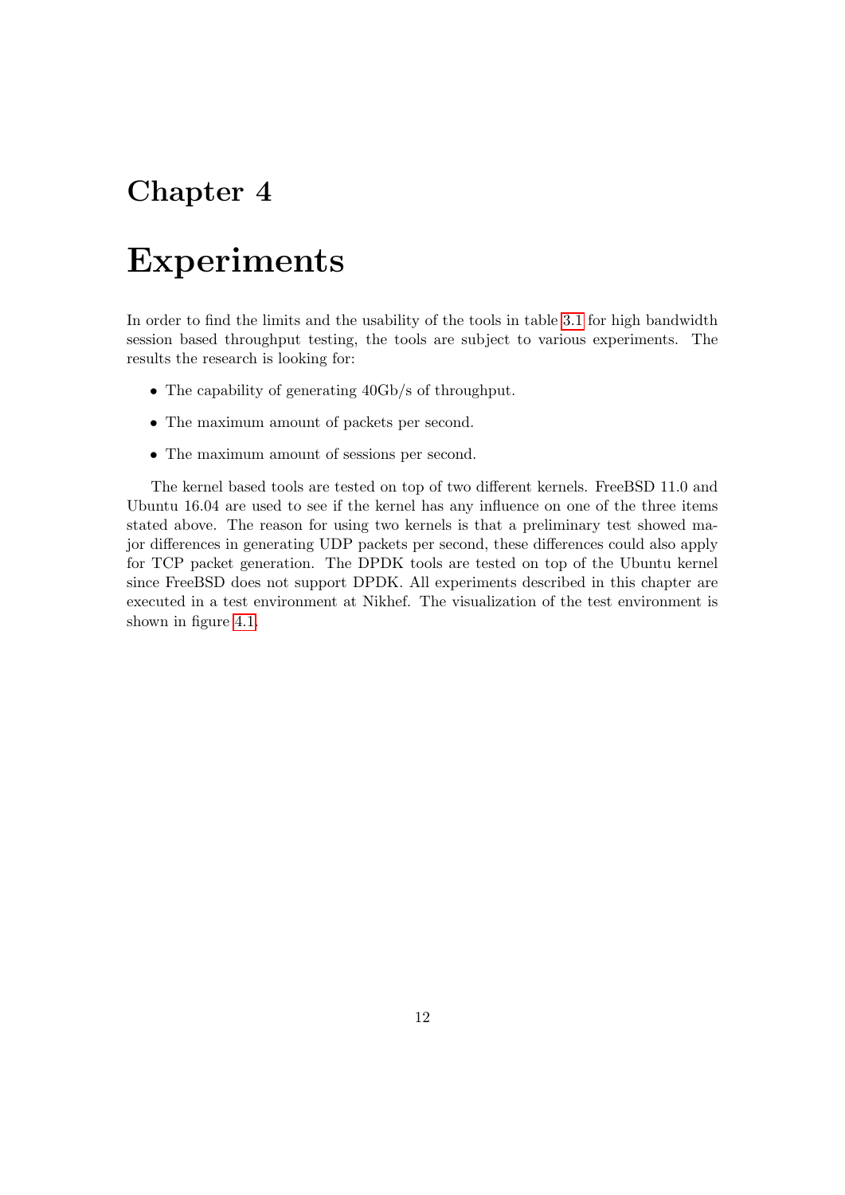# Chapter 4

# Experiments

In order to find the limits and the usability of the tools in table 3.1 for high bandwidth session based throughput testing, the tools are subject to various experiments. The results the research is looking for:

- The capability of generating 40Gb/s of throughput.
- The maximum amount of packets per second.
- The maximum amount of sessions per second.

The kernel based tools are tested on top of two different kernels. FreeBSD 11.0 and Ubuntu 16.04 are used to see if the kernel has any influence on one of the three items stated above. The reason for using two kernels is that a preliminary test showed major differences in generating UDP packets per second, these differences could also apply for TCP packet generation. The DPDK tools are tested on top of the Ubuntu kernel since FreeBSD does not support DPDK. All experiments described in this chapter are executed in a test environment at Nikhef. The visualization of the test environment is shown in figure 4.1.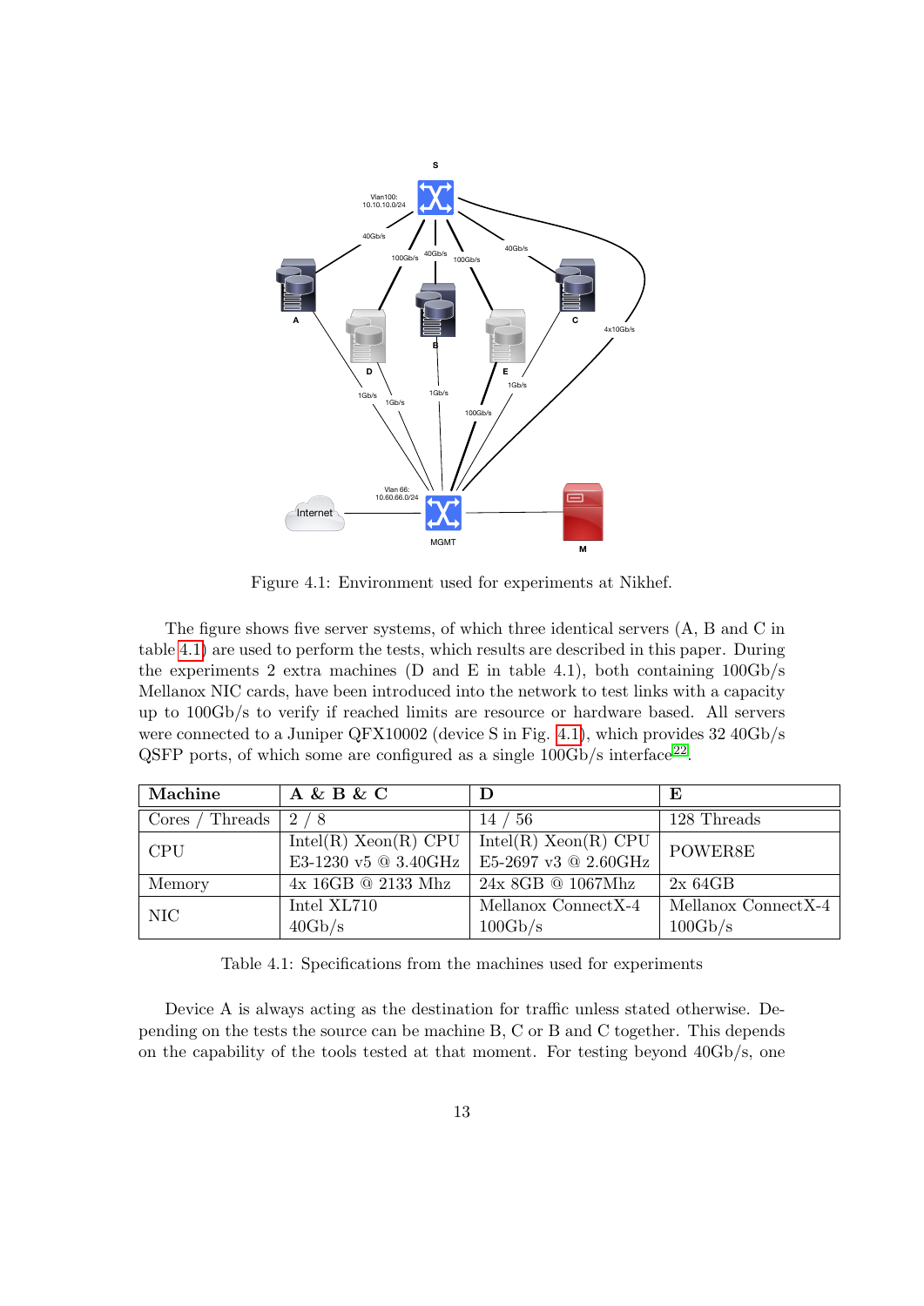Figure 4.1: Environment used for experiments at Nikhef.

The figure shows five server systems, of which three identical servers (A, B and C in table 4.1) are used to perform the tests, which results are described in this paper. During the experiments 2 extra machines (D and E in table 4.1), both containing 100Gb/s Mellanox NIC cards, have been introduced into the network to test links with a capacity up to 100Gb/s to verify if reached limits are resource or hardware based. All servers were connected to a Juniper QFX10002 (device S in Fig. 4.1), which provides 32 40Gb/s QSFP ports, of which some are configured as a single 100Gb/s interface[22].

| **Machine** | **A & B & C** | **D** | **E** |
|---|---|---|---|
| Cores / Threads | 2 / 8 | 14 / 56 | 128 Threads |
| CPU | Intel(R) Xeon(R) CPU E3-1230 v5 @ 3.40GHz | Intel(R) Xeon(R) CPU E5-2697 v3 @ 2.60GHz | POWER8E |
| Memory | 4x 16GB @ 2133 Mhz | 24x 8GB @ 1067Mhz | 2x 64GB |
| NIC | Intel XL710 40Gb/s | Mellanox ConnectX-4 100Gb/s | Mellanox ConnectX-4 100Gb/s |

Table 4.1: Specifications from the machines used for experiments

Device A is always acting as the destination for traffic unless stated otherwise. Depending on the tests the source can be machine B, C or B and C together. This depends on the capability of the tools tested at that moment. For testing beyond 40Gb/s, one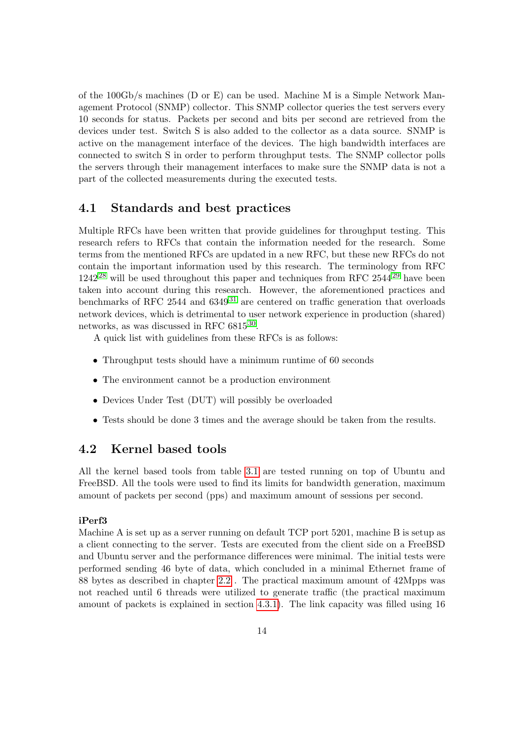of the 100Gb/s machines (D or E) can be used. Machine M is a Simple Network Management Protocol (SNMP) collector. This SNMP collector queries the test servers every 10 seconds for status. Packets per second and bits per second are retrieved from the devices under test. Switch S is also added to the collector as a data source. SNMP is active on the management interface of the devices. The high bandwidth interfaces are connected to switch S in order to perform throughput tests. The SNMP collector polls the servers through their management interfaces to make sure the SNMP data is not a part of the collected measurements during the executed tests.

## 4.1 Standards and best practices

Multiple RFCs have been written that provide guidelines for throughput testing. This research refers to RFCs that contain the information needed for the research. Some terms from the mentioned RFCs are updated in a new RFC, but these new RFCs do not contain the important information used by this research. The terminology from RFC 1242[28] will be used throughout this paper and techniques from RFC 2544[29] have been taken into account during this research. However, the aforementioned practices and benchmarks of RFC 2544 and 6349[31] are centered on traffic generation that overloads network devices, which is detrimental to user network experience in production (shared) networks, as was discussed in RFC 6815[30].

A quick list with guidelines from these RFCs is as follows:

- Throughput tests should have a minimum runtime of 60 seconds
- The environment cannot be a production environment
- Devices Under Test (DUT) will possibly be overloaded
- Tests should be done 3 times and the average should be taken from the results.

## 4.2 Kernel based tools

All the kernel based tools from table 3.1 are tested running on top of Ubuntu and FreeBSD. All the tools were used to find its limits for bandwidth generation, maximum amount of packets per second (pps) and maximum amount of sessions per second.

**iPerf3**
Machine A is set up as a server running on default TCP port 5201, machine B is setup as a client connecting to the server. Tests are executed from the client side on a FreeBSD and Ubuntu server and the performance differences were minimal. The initial tests were performed sending 46 byte of data, which concluded in a minimal Ethernet frame of 88 bytes as described in chapter 2.2 . The practical maximum amount of 42Mpps was not reached until 6 threads were utilized to generate traffic (the practical maximum amount of packets is explained in section 4.3.1). The link capacity was filled using 16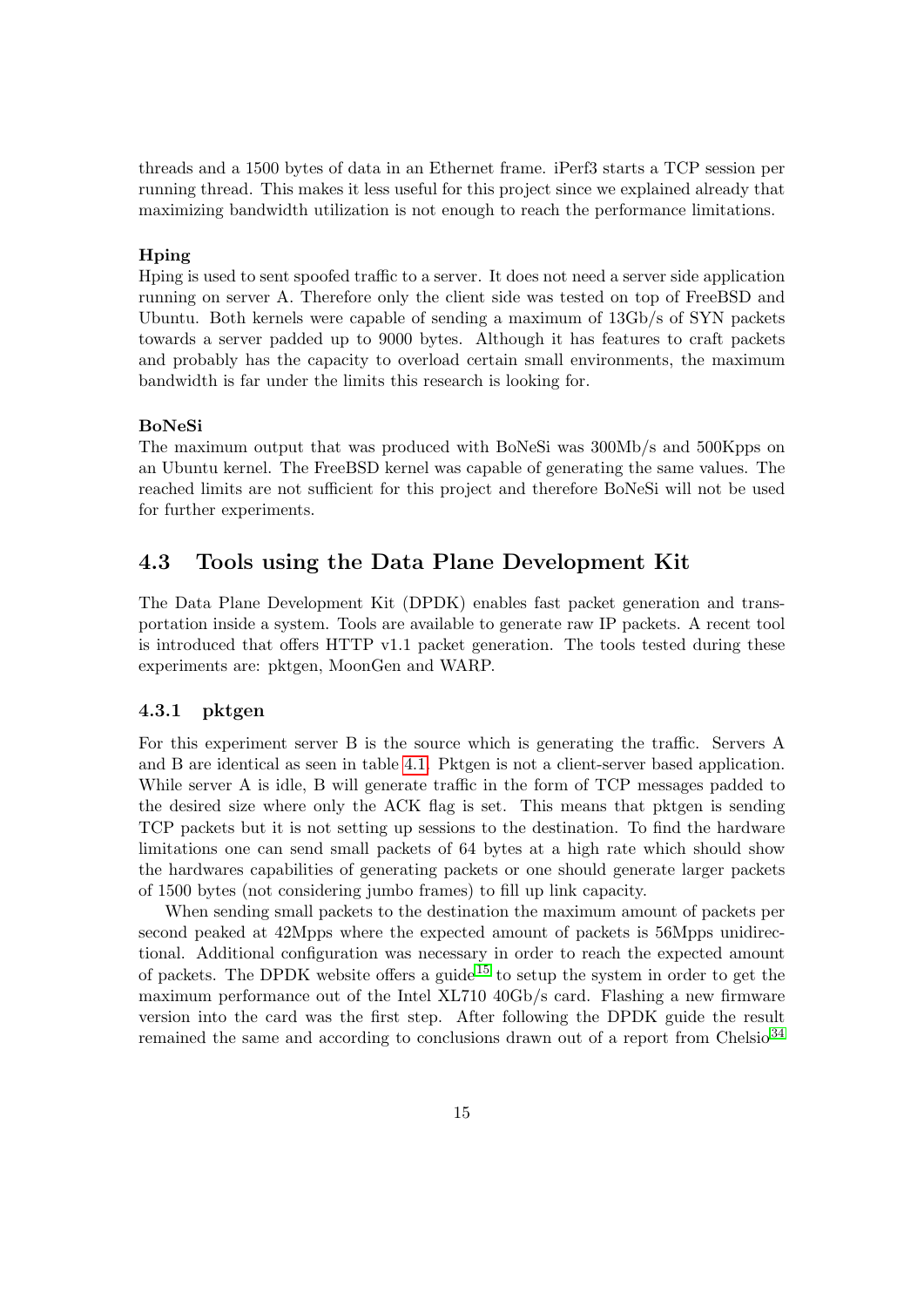threads and a 1500 bytes of data in an Ethernet frame. iPerf3 starts a TCP session per running thread. This makes it less useful for this project since we explained already that maximizing bandwidth utilization is not enough to reach the performance limitations.

**Hping**
Hping is used to sent spoofed traffic to a server. It does not need a server side application running on server A. Therefore only the client side was tested on top of FreeBSD and Ubuntu. Both kernels were capable of sending a maximum of 13Gb/s of SYN packets towards a server padded up to 9000 bytes. Although it has features to craft packets and probably has the capacity to overload certain small environments, the maximum bandwidth is far under the limits this research is looking for.

**BoNeSi**
The maximum output that was produced with BoNeSi was 300Mb/s and 500Kpps on an Ubuntu kernel. The FreeBSD kernel was capable of generating the same values. The reached limits are not sufficient for this project and therefore BoNeSi will not be used for further experiments.

## 4.3 Tools using the Data Plane Development Kit

The Data Plane Development Kit (DPDK) enables fast packet generation and transportation inside a system. Tools are available to generate raw IP packets. A recent tool is introduced that offers HTTP v1.1 packet generation. The tools tested during these experiments are: pktgen, MoonGen and WARP.

### 4.3.1 pktgen

For this experiment server B is the source which is generating the traffic. Servers A and B are identical as seen in table 4.1. Pktgen is not a client-server based application. While server A is idle, B will generate traffic in the form of TCP messages padded to the desired size where only the ACK flag is set. This means that pktgen is sending TCP packets but it is not setting up sessions to the destination. To find the hardware limitations one can send small packets of 64 bytes at a high rate which should show the hardwares capabilities of generating packets or one should generate larger packets of 1500 bytes (not considering jumbo frames) to fill up link capacity.

When sending small packets to the destination the maximum amount of packets per second peaked at 42Mpps where the expected amount of packets is 56Mpps unidirectional. Additional configuration was necessary in order to reach the expected amount of packets. The DPDK website offers a guide[15] to setup the system in order to get the maximum performance out of the Intel XL710 40Gb/s card. Flashing a new firmware version into the card was the first step. After following the DPDK guide the result remained the same and according to conclusions drawn out of a report from Chelsio[34]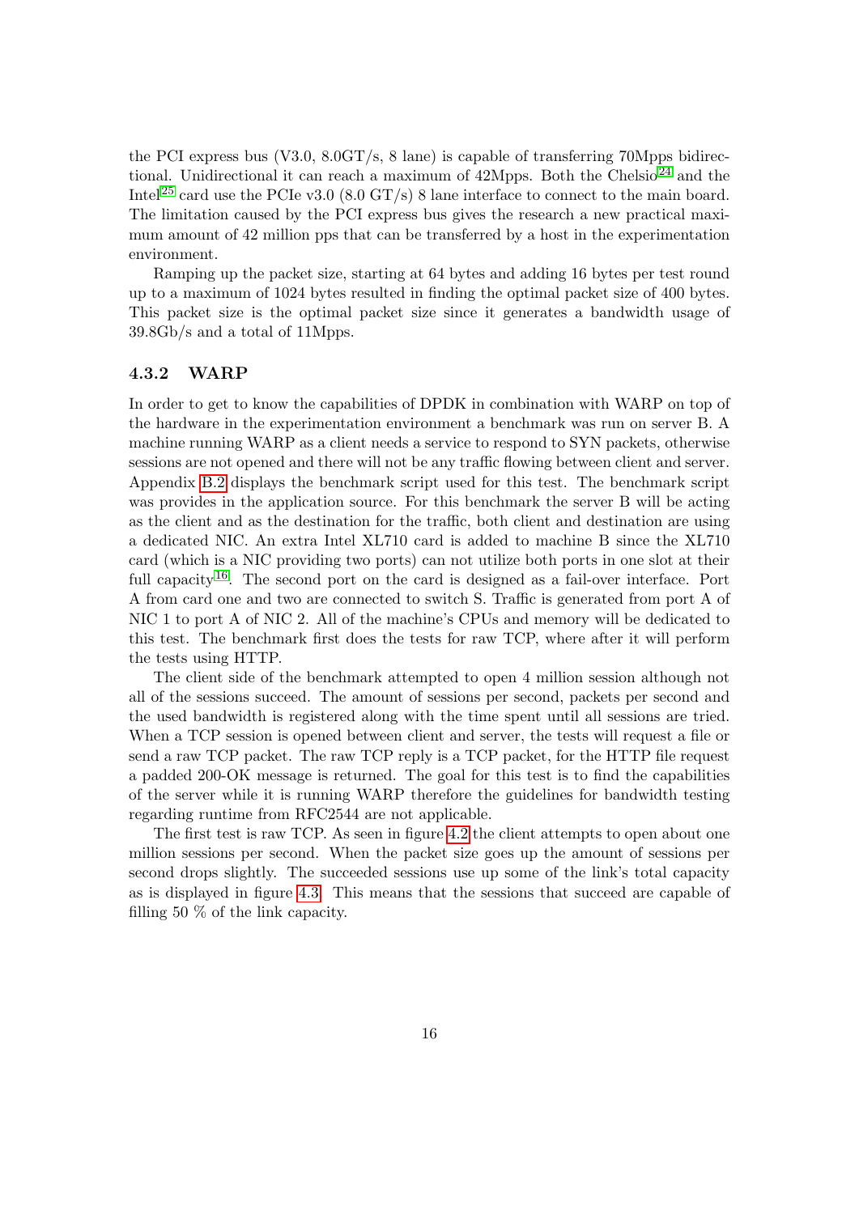the PCI express bus (V3.0, 8.0GT/s, 8 lane) is capable of transferring 70Mpps bidirectional. Unidirectional it can reach a maximum of 42Mpps. Both the Chelsio[24] and the Intel[25] card use the PCIe v3.0 (8.0 GT/s) 8 lane interface to connect to the main board. The limitation caused by the PCI express bus gives the research a new practical maximum amount of 42 million pps that can be transferred by a host in the experimentation environment.

Ramping up the packet size, starting at 64 bytes and adding 16 bytes per test round up to a maximum of 1024 bytes resulted in finding the optimal packet size of 400 bytes. This packet size is the optimal packet size since it generates a bandwidth usage of 39.8Gb/s and a total of 11Mpps.

### 4.3.2 WARP

In order to get to know the capabilities of DPDK in combination with WARP on top of the hardware in the experimentation environment a benchmark was run on server B. A machine running WARP as a client needs a service to respond to SYN packets, otherwise sessions are not opened and there will not be any traffic flowing between client and server. Appendix B.2 displays the benchmark script used for this test. The benchmark script was provides in the application source. For this benchmark the server B will be acting as the client and as the destination for the traffic, both client and destination are using a dedicated NIC. An extra Intel XL710 card is added to machine B since the XL710 card (which is a NIC providing two ports) can not utilize both ports in one slot at their full capacity[16]. The second port on the card is designed as a fail-over interface. Port A from card one and two are connected to switch S. Traffic is generated from port A of NIC 1 to port A of NIC 2. All of the machine's CPUs and memory will be dedicated to this test. The benchmark first does the tests for raw TCP, where after it will perform the tests using HTTP.

The client side of the benchmark attempted to open 4 million session although not all of the sessions succeed. The amount of sessions per second, packets per second and the used bandwidth is registered along with the time spent until all sessions are tried. When a TCP session is opened between client and server, the tests will request a file or send a raw TCP packet. The raw TCP reply is a TCP packet, for the HTTP file request a padded 200-OK message is returned. The goal for this test is to find the capabilities of the server while it is running WARP therefore the guidelines for bandwidth testing regarding runtime from RFC2544 are not applicable.

The first test is raw TCP. As seen in figure 4.2 the client attempts to open about one million sessions per second. When the packet size goes up the amount of sessions per second drops slightly. The succeeded sessions use up some of the link's total capacity as is displayed in figure 4.3. This means that the sessions that succeed are capable of filling 50 % of the link capacity.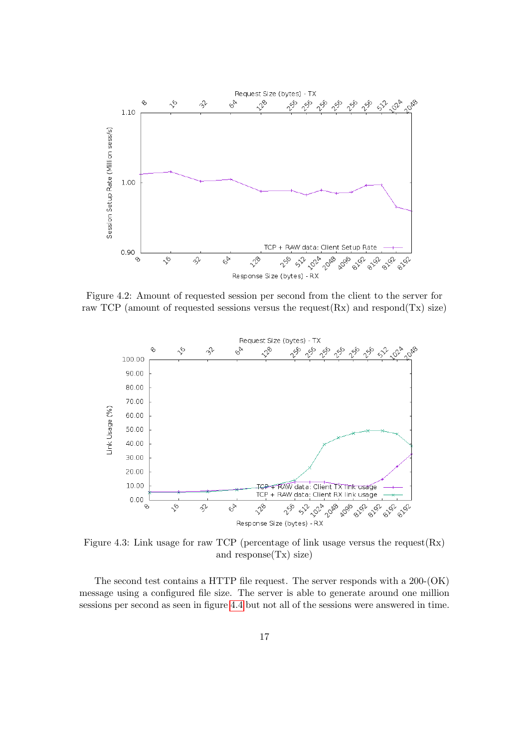Figure 4.2: Amount of requested session per second from the client to the server for raw TCP (amount of requested sessions versus the request(Rx) and respond(Tx) size)

Figure 4.3: Link usage for raw TCP (percentage of link usage versus the request(Rx) and response(Tx) size)

The second test contains a HTTP file request. The server responds with a 200-(OK) message using a configured file size. The server is able to generate around one million sessions per second as seen in figure 4.4 but not all of the sessions were answered in time.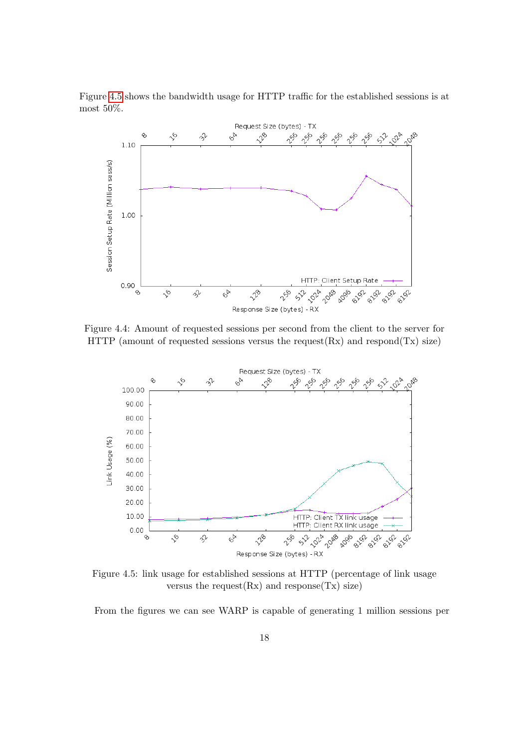Figure 4.5 shows the bandwidth usage for HTTP traffic for the established sessions is at most 50%.

Figure 4.4: Amount of requested sessions per second from the client to the server for HTTP (amount of requested sessions versus the request(Rx) and respond(Tx) size)

Figure 4.5: link usage for established sessions at HTTP (percentage of link usage versus the request(Rx) and response(Tx) size)

From the figures we can see WARP is capable of generating 1 million sessions per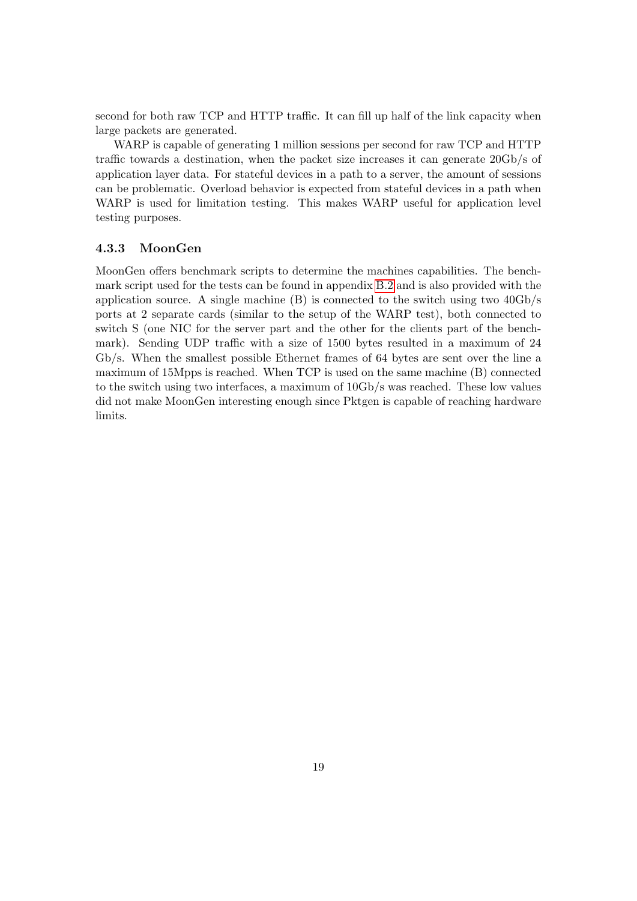second for both raw TCP and HTTP traffic. It can fill up half of the link capacity when large packets are generated.

WARP is capable of generating 1 million sessions per second for raw TCP and HTTP traffic towards a destination, when the packet size increases it can generate 20Gb/s of application layer data. For stateful devices in a path to a server, the amount of sessions can be problematic. Overload behavior is expected from stateful devices in a path when WARP is used for limitation testing. This makes WARP useful for application level testing purposes.

### 4.3.3 MoonGen

MoonGen offers benchmark scripts to determine the machines capabilities. The benchmark script used for the tests can be found in appendix B.2 and is also provided with the application source. A single machine (B) is connected to the switch using two 40Gb/s ports at 2 separate cards (similar to the setup of the WARP test), both connected to switch S (one NIC for the server part and the other for the clients part of the benchmark). Sending UDP traffic with a size of 1500 bytes resulted in a maximum of 24 Gb/s. When the smallest possible Ethernet frames of 64 bytes are sent over the line a maximum of 15Mpps is reached. When TCP is used on the same machine (B) connected to the switch using two interfaces, a maximum of 10Gb/s was reached. These low values did not make MoonGen interesting enough since Pktgen is capable of reaching hardware limits.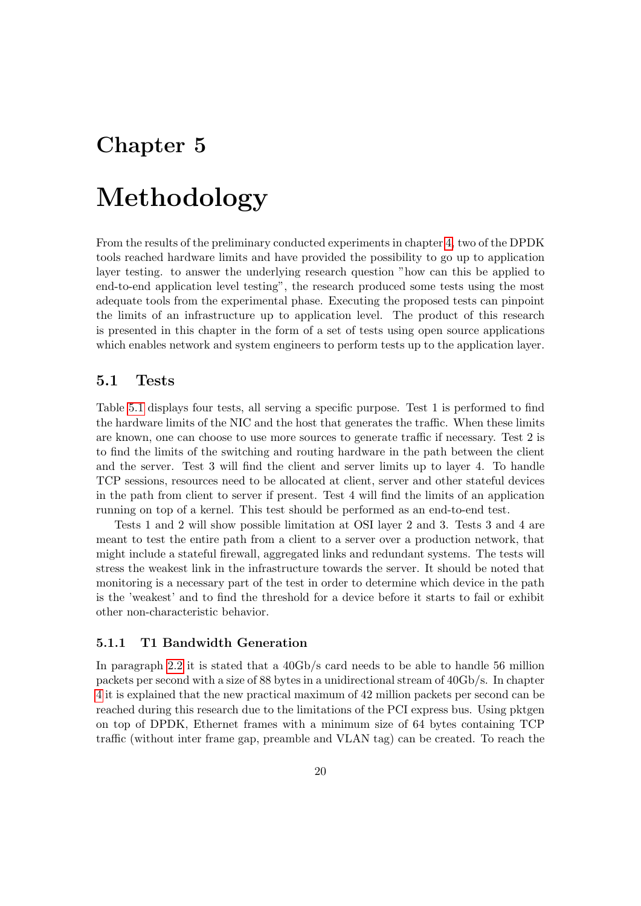# Chapter 5

# Methodology

From the results of the preliminary conducted experiments in chapter 4, two of the DPDK tools reached hardware limits and have provided the possibility to go up to application layer testing. to answer the underlying research question "how can this be applied to end-to-end application level testing", the research produced some tests using the most adequate tools from the experimental phase. Executing the proposed tests can pinpoint the limits of an infrastructure up to application level. The product of this research is presented in this chapter in the form of a set of tests using open source applications which enables network and system engineers to perform tests up to the application layer.

## 5.1 Tests

Table 5.1 displays four tests, all serving a specific purpose. Test 1 is performed to find the hardware limits of the NIC and the host that generates the traffic. When these limits are known, one can choose to use more sources to generate traffic if necessary. Test 2 is to find the limits of the switching and routing hardware in the path between the client and the server. Test 3 will find the client and server limits up to layer 4. To handle TCP sessions, resources need to be allocated at client, server and other stateful devices in the path from client to server if present. Test 4 will find the limits of an application running on top of a kernel. This test should be performed as an end-to-end test.

Tests 1 and 2 will show possible limitation at OSI layer 2 and 3. Tests 3 and 4 are meant to test the entire path from a client to a server over a production network, that might include a stateful firewall, aggregated links and redundant systems. The tests will stress the weakest link in the infrastructure towards the server. It should be noted that monitoring is a necessary part of the test in order to determine which device in the path is the 'weakest' and to find the threshold for a device before it starts to fail or exhibit other non-characteristic behavior.

### 5.1.1 T1 Bandwidth Generation

In paragraph 2.2 it is stated that a 40Gb/s card needs to be able to handle 56 million packets per second with a size of 88 bytes in a unidirectional stream of 40Gb/s. In chapter 4 it is explained that the new practical maximum of 42 million packets per second can be reached during this research due to the limitations of the PCI express bus. Using pktgen on top of DPDK, Ethernet frames with a minimum size of 64 bytes containing TCP traffic (without inter frame gap, preamble and VLAN tag) can be created. To reach the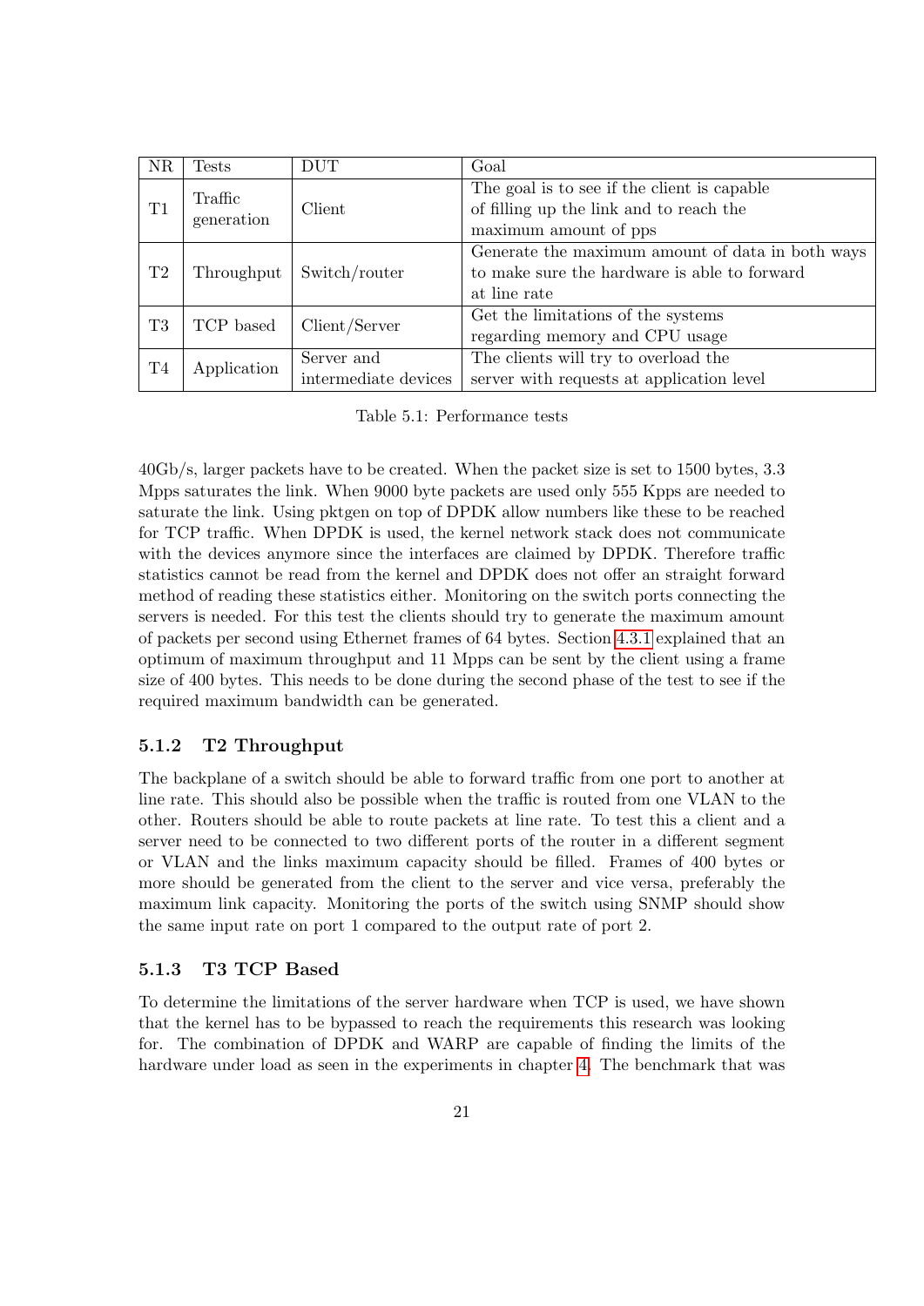| NR | Tests | DUT | Goal |
|---|---|---|---|
| T1 | Traffic generation | Client | The goal is to see if the client is capable of filling up the link and to reach the maximum amount of pps |
| T2 | Throughput | Switch/router | Generate the maximum amount of data in both ways to make sure the hardware is able to forward at line rate |
| T3 | TCP based | Client/Server | Get the limitations of the systems regarding memory and CPU usage |
| T4 | Application | Server and intermediate devices | The clients will try to overload the server with requests at application level |

Table 5.1: Performance tests

40Gb/s, larger packets have to be created. When the packet size is set to 1500 bytes, 3.3 Mpps saturates the link. When 9000 byte packets are used only 555 Kpps are needed to saturate the link. Using pktgen on top of DPDK allow numbers like these to be reached for TCP traffic. When DPDK is used, the kernel network stack does not communicate with the devices anymore since the interfaces are claimed by DPDK. Therefore traffic statistics cannot be read from the kernel and DPDK does not offer an straight forward method of reading these statistics either. Monitoring on the switch ports connecting the servers is needed. For this test the clients should try to generate the maximum amount of packets per second using Ethernet frames of 64 bytes. Section 4.3.1 explained that an optimum of maximum throughput and 11 Mpps can be sent by the client using a frame size of 400 bytes. This needs to be done during the second phase of the test to see if the required maximum bandwidth can be generated.

### 5.1.2 T2 Throughput

The backplane of a switch should be able to forward traffic from one port to another at line rate. This should also be possible when the traffic is routed from one VLAN to the other. Routers should be able to route packets at line rate. To test this a client and a server need to be connected to two different ports of the router in a different segment or VLAN and the links maximum capacity should be filled. Frames of 400 bytes or more should be generated from the client to the server and vice versa, preferably the maximum link capacity. Monitoring the ports of the switch using SNMP should show the same input rate on port 1 compared to the output rate of port 2.

### 5.1.3 T3 TCP Based

To determine the limitations of the server hardware when TCP is used, we have shown that the kernel has to be bypassed to reach the requirements this research was looking for. The combination of DPDK and WARP are capable of finding the limits of the hardware under load as seen in the experiments in chapter 4. The benchmark that was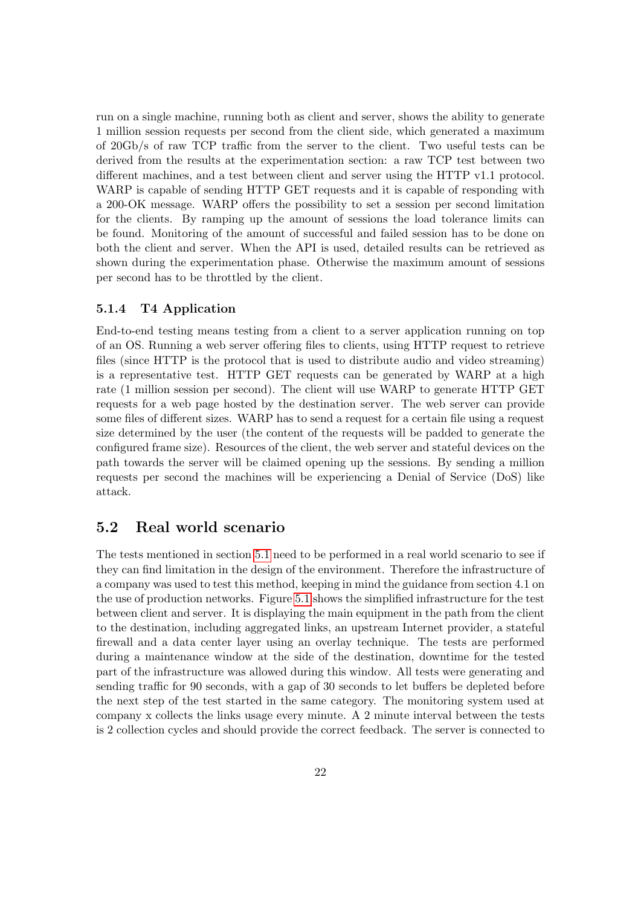run on a single machine, running both as client and server, shows the ability to generate 1 million session requests per second from the client side, which generated a maximum of 20Gb/s of raw TCP traffic from the server to the client. Two useful tests can be derived from the results at the experimentation section: a raw TCP test between two different machines, and a test between client and server using the HTTP v1.1 protocol. WARP is capable of sending HTTP GET requests and it is capable of responding with a 200-OK message. WARP offers the possibility to set a session per second limitation for the clients. By ramping up the amount of sessions the load tolerance limits can be found. Monitoring of the amount of successful and failed session has to be done on both the client and server. When the API is used, detailed results can be retrieved as shown during the experimentation phase. Otherwise the maximum amount of sessions per second has to be throttled by the client.

### 5.1.4 T4 Application

End-to-end testing means testing from a client to a server application running on top of an OS. Running a web server offering files to clients, using HTTP request to retrieve files (since HTTP is the protocol that is used to distribute audio and video streaming) is a representative test. HTTP GET requests can be generated by WARP at a high rate (1 million session per second). The client will use WARP to generate HTTP GET requests for a web page hosted by the destination server. The web server can provide some files of different sizes. WARP has to send a request for a certain file using a request size determined by the user (the content of the requests will be padded to generate the configured frame size). Resources of the client, the web server and stateful devices on the path towards the server will be claimed opening up the sessions. By sending a million requests per second the machines will be experiencing a Denial of Service (DoS) like attack.

## 5.2 Real world scenario

The tests mentioned in section 5.1 need to be performed in a real world scenario to see if they can find limitation in the design of the environment. Therefore the infrastructure of a company was used to test this method, keeping in mind the guidance from section 4.1 on the use of production networks. Figure 5.1 shows the simplified infrastructure for the test between client and server. It is displaying the main equipment in the path from the client to the destination, including aggregated links, an upstream Internet provider, a stateful firewall and a data center layer using an overlay technique. The tests are performed during a maintenance window at the side of the destination, downtime for the tested part of the infrastructure was allowed during this window. All tests were generating and sending traffic for 90 seconds, with a gap of 30 seconds to let buffers be depleted before the next step of the test started in the same category. The monitoring system used at company x collects the links usage every minute. A 2 minute interval between the tests is 2 collection cycles and should provide the correct feedback. The server is connected to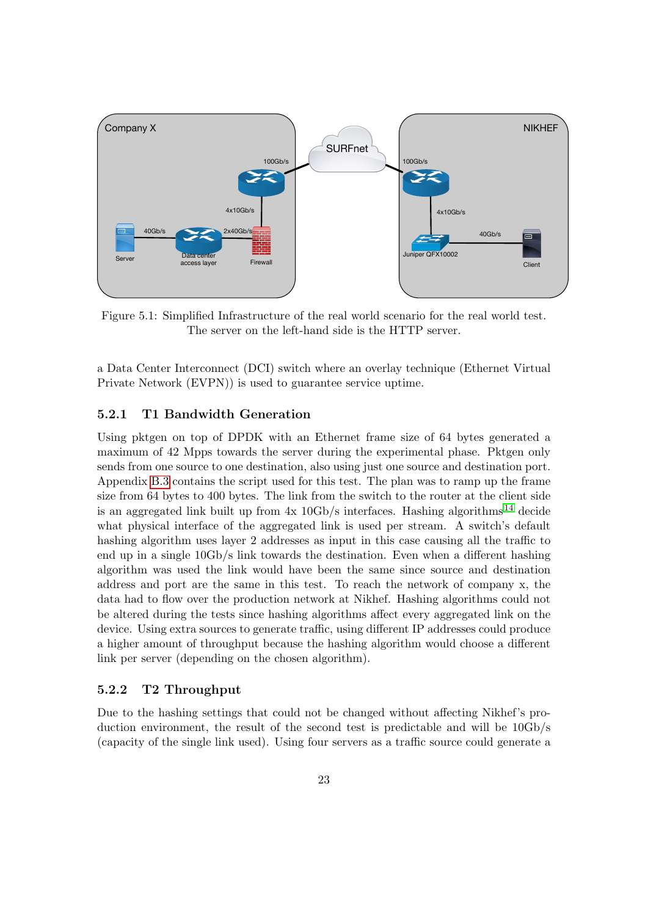Figure 5.1: Simplified Infrastructure of the real world scenario for the real world test. The server on the left-hand side is the HTTP server.

a Data Center Interconnect (DCI) switch where an overlay technique (Ethernet Virtual Private Network (EVPN)) is used to guarantee service uptime.

### 5.2.1 T1 Bandwidth Generation

Using pktgen on top of DPDK with an Ethernet frame size of 64 bytes generated a maximum of 42 Mpps towards the server during the experimental phase. Pktgen only sends from one source to one destination, also using just one source and destination port. Appendix B.3 contains the script used for this test. The plan was to ramp up the frame size from 64 bytes to 400 bytes. The link from the switch to the router at the client side is an aggregated link built up from 4x 10Gb/s interfaces. Hashing algorithms[14] decide what physical interface of the aggregated link is used per stream. A switch's default hashing algorithm uses layer 2 addresses as input in this case causing all the traffic to end up in a single 10Gb/s link towards the destination. Even when a different hashing algorithm was used the link would have been the same since source and destination address and port are the same in this test. To reach the network of company x, the data had to flow over the production network at Nikhef. Hashing algorithms could not be altered during the tests since hashing algorithms affect every aggregated link on the device. Using extra sources to generate traffic, using different IP addresses could produce a higher amount of throughput because the hashing algorithm would choose a different link per server (depending on the chosen algorithm).

### 5.2.2 T2 Throughput

Due to the hashing settings that could not be changed without affecting Nikhef's production environment, the result of the second test is predictable and will be 10Gb/s (capacity of the single link used). Using four servers as a traffic source could generate a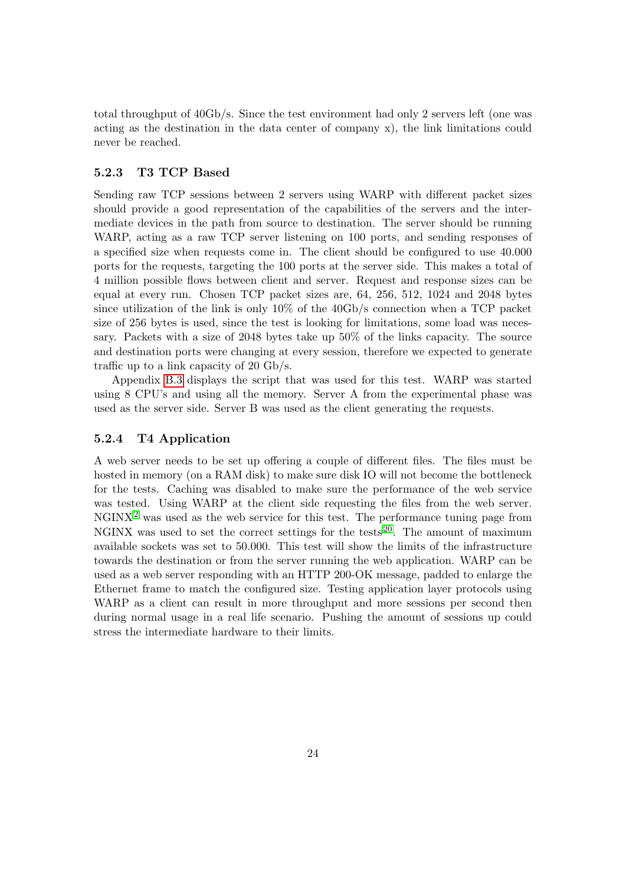total throughput of 40Gb/s. Since the test environment had only 2 servers left (one was acting as the destination in the data center of company x), the link limitations could never be reached.

### 5.2.3 T3 TCP Based

Sending raw TCP sessions between 2 servers using WARP with different packet sizes should provide a good representation of the capabilities of the servers and the intermediate devices in the path from source to destination. The server should be running WARP, acting as a raw TCP server listening on 100 ports, and sending responses of a specified size when requests come in. The client should be configured to use 40.000 ports for the requests, targeting the 100 ports at the server side. This makes a total of 4 million possible flows between client and server. Request and response sizes can be equal at every run. Chosen TCP packet sizes are, 64, 256, 512, 1024 and 2048 bytes since utilization of the link is only 10% of the 40Gb/s connection when a TCP packet size of 256 bytes is used, since the test is looking for limitations, some load was necessary. Packets with a size of 2048 bytes take up 50% of the links capacity. The source and destination ports were changing at every session, therefore we expected to generate traffic up to a link capacity of 20 Gb/s.

Appendix B.3 displays the script that was used for this test. WARP was started using 8 CPU's and using all the memory. Server A from the experimental phase was used as the server side. Server B was used as the client generating the requests.

### 5.2.4 T4 Application

A web server needs to be set up offering a couple of different files. The files must be hosted in memory (on a RAM disk) to make sure disk IO will not become the bottleneck for the tests. Caching was disabled to make sure the performance of the web service was tested. Using WARP at the client side requesting the files from the web server. NGINX[2] was used as the web service for this test. The performance tuning page from NGINX was used to set the correct settings for the tests[20]. The amount of maximum available sockets was set to 50.000. This test will show the limits of the infrastructure towards the destination or from the server running the web application. WARP can be used as a web server responding with an HTTP 200-OK message, padded to enlarge the Ethernet frame to match the configured size. Testing application layer protocols using WARP as a client can result in more throughput and more sessions per second then during normal usage in a real life scenario. Pushing the amount of sessions up could stress the intermediate hardware to their limits.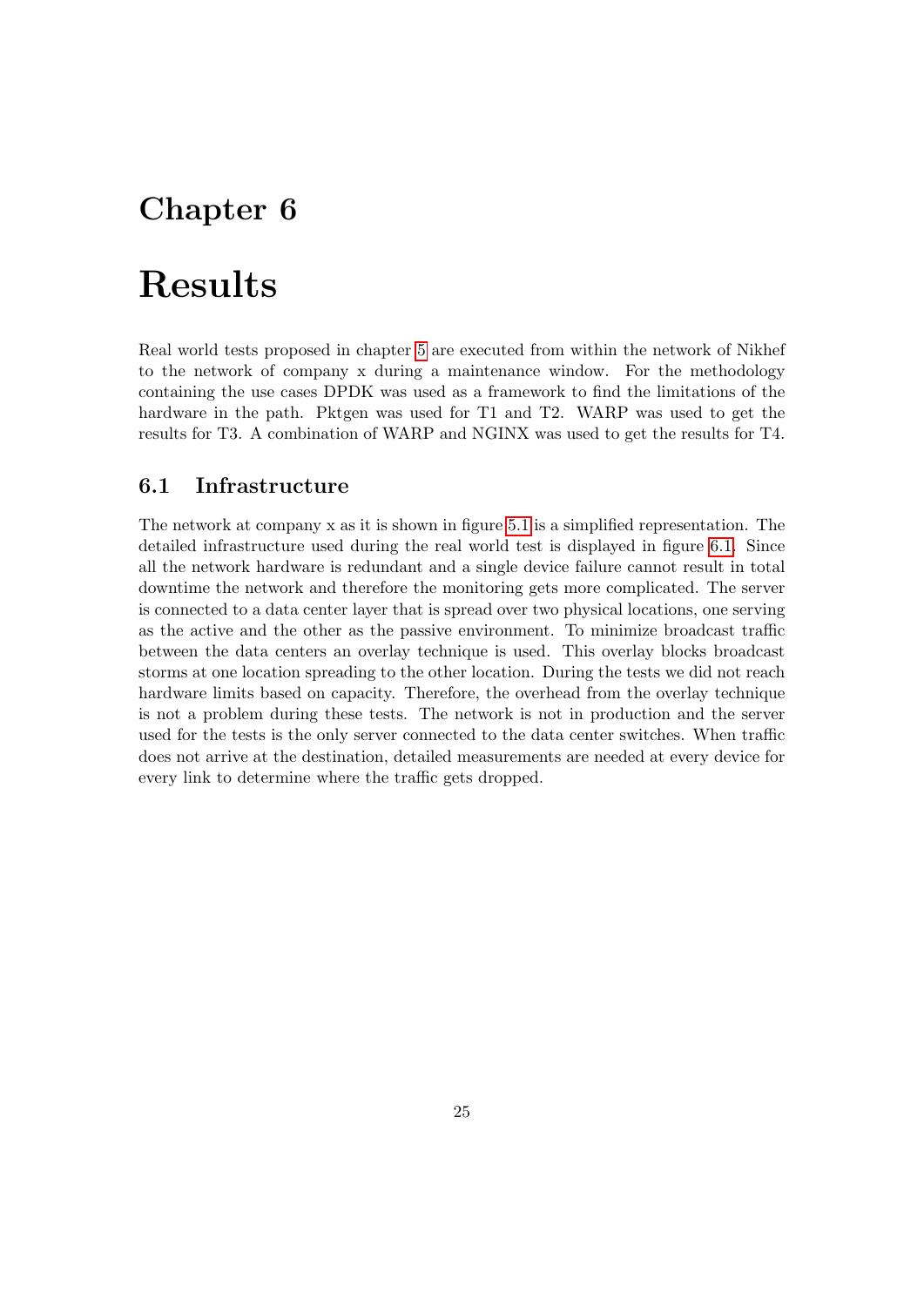# Chapter 6

# Results

Real world tests proposed in chapter 5 are executed from within the network of Nikhef to the network of company x during a maintenance window. For the methodology containing the use cases DPDK was used as a framework to find the limitations of the hardware in the path. Pktgen was used for T1 and T2. WARP was used to get the results for T3. A combination of WARP and NGINX was used to get the results for T4.

## 6.1 Infrastructure

The network at company x as it is shown in figure 5.1 is a simplified representation. The detailed infrastructure used during the real world test is displayed in figure 6.1. Since all the network hardware is redundant and a single device failure cannot result in total downtime the network and therefore the monitoring gets more complicated. The server is connected to a data center layer that is spread over two physical locations, one serving as the active and the other as the passive environment. To minimize broadcast traffic between the data centers an overlay technique is used. This overlay blocks broadcast storms at one location spreading to the other location. During the tests we did not reach hardware limits based on capacity. Therefore, the overhead from the overlay technique is not a problem during these tests. The network is not in production and the server used for the tests is the only server connected to the data center switches. When traffic does not arrive at the destination, detailed measurements are needed at every device for every link to determine where the traffic gets dropped.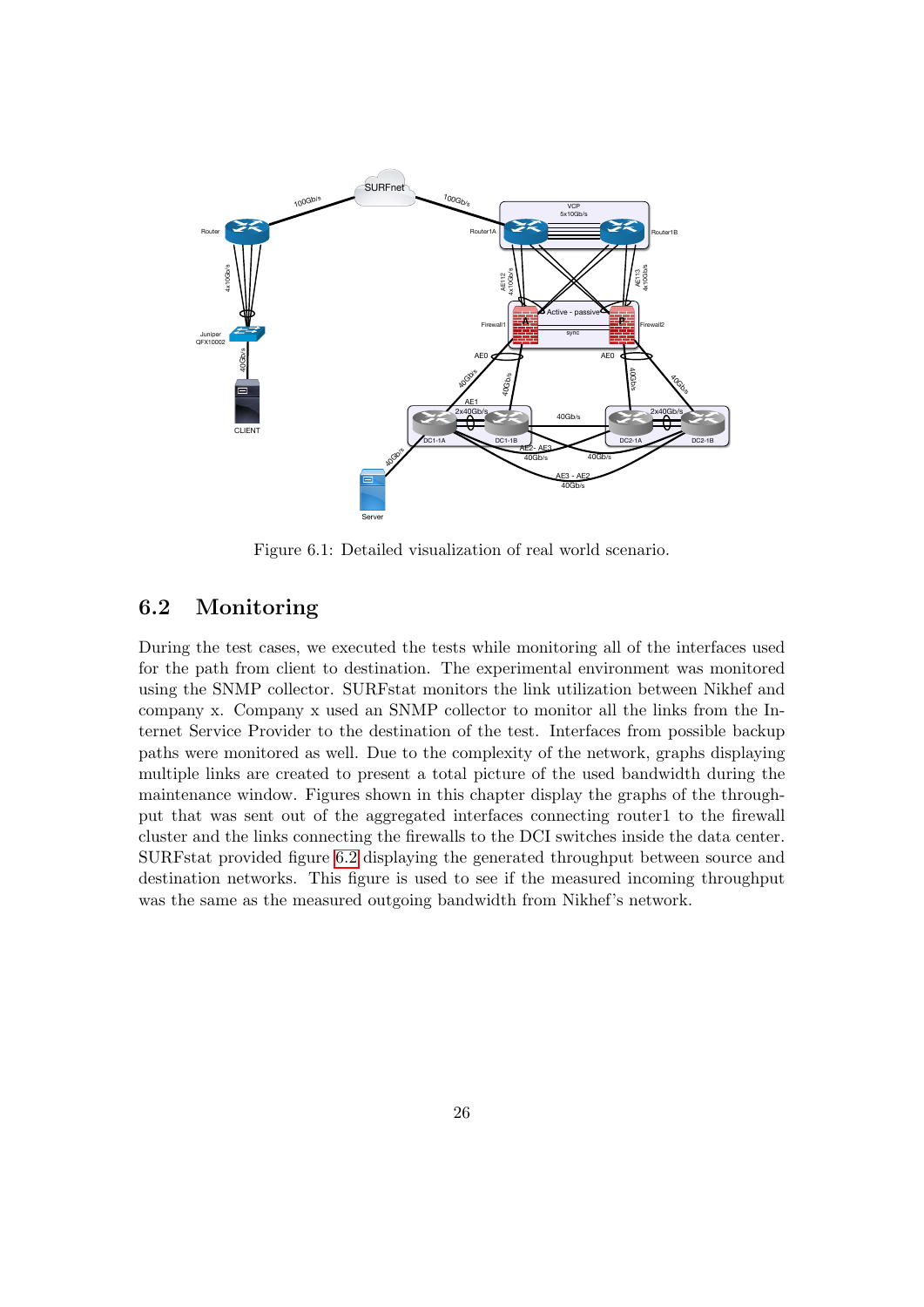Figure 6.1: Detailed visualization of real world scenario.

## 6.2 Monitoring

During the test cases, we executed the tests while monitoring all of the interfaces used for the path from client to destination. The experimental environment was monitored using the SNMP collector. SURFstat monitors the link utilization between Nikhef and company x. Company x used an SNMP collector to monitor all the links from the Internet Service Provider to the destination of the test. Interfaces from possible backup paths were monitored as well. Due to the complexity of the network, graphs displaying multiple links are created to present a total picture of the used bandwidth during the maintenance window. Figures shown in this chapter display the graphs of the throughput that was sent out of the aggregated interfaces connecting router1 to the firewall cluster and the links connecting the firewalls to the DCI switches inside the data center. SURFstat provided figure 6.2 displaying the generated throughput between source and destination networks. This figure is used to see if the measured incoming throughput was the same as the measured outgoing bandwidth from Nikhef's network.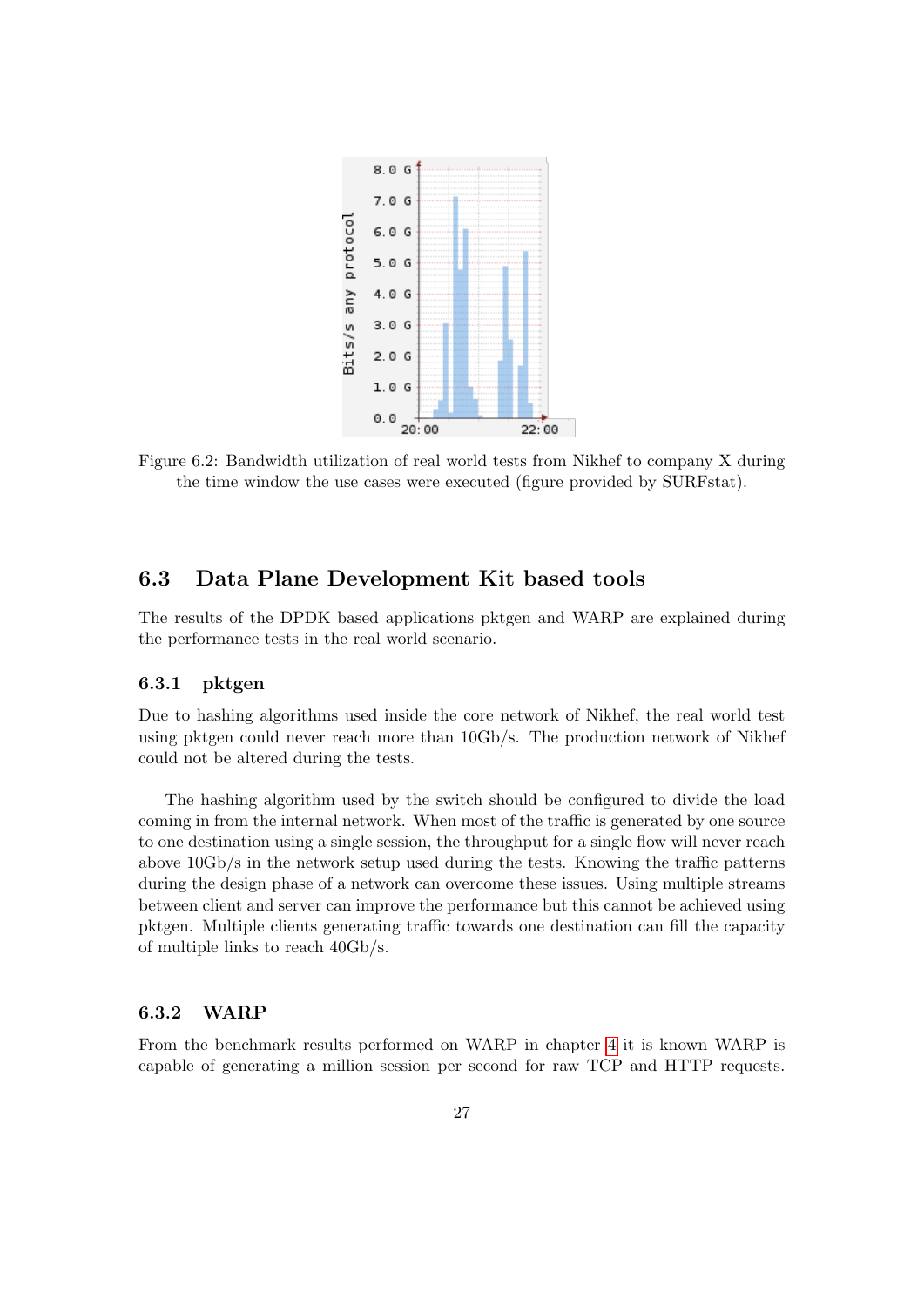Figure 6.2: Bandwidth utilization of real world tests from Nikhef to company X during the time window the use cases were executed (figure provided by SURFstat).

## 6.3 Data Plane Development Kit based tools

The results of the DPDK based applications pktgen and WARP are explained during the performance tests in the real world scenario.

### 6.3.1 pktgen

Due to hashing algorithms used inside the core network of Nikhef, the real world test using pktgen could never reach more than 10Gb/s. The production network of Nikhef could not be altered during the tests.

The hashing algorithm used by the switch should be configured to divide the load coming in from the internal network. When most of the traffic is generated by one source to one destination using a single session, the throughput for a single flow will never reach above 10Gb/s in the network setup used during the tests. Knowing the traffic patterns during the design phase of a network can overcome these issues. Using multiple streams between client and server can improve the performance but this cannot be achieved using pktgen. Multiple clients generating traffic towards one destination can fill the capacity of multiple links to reach 40Gb/s.

### 6.3.2 WARP

From the benchmark results performed on WARP in chapter 4 it is known WARP is capable of generating a million session per second for raw TCP and HTTP requests.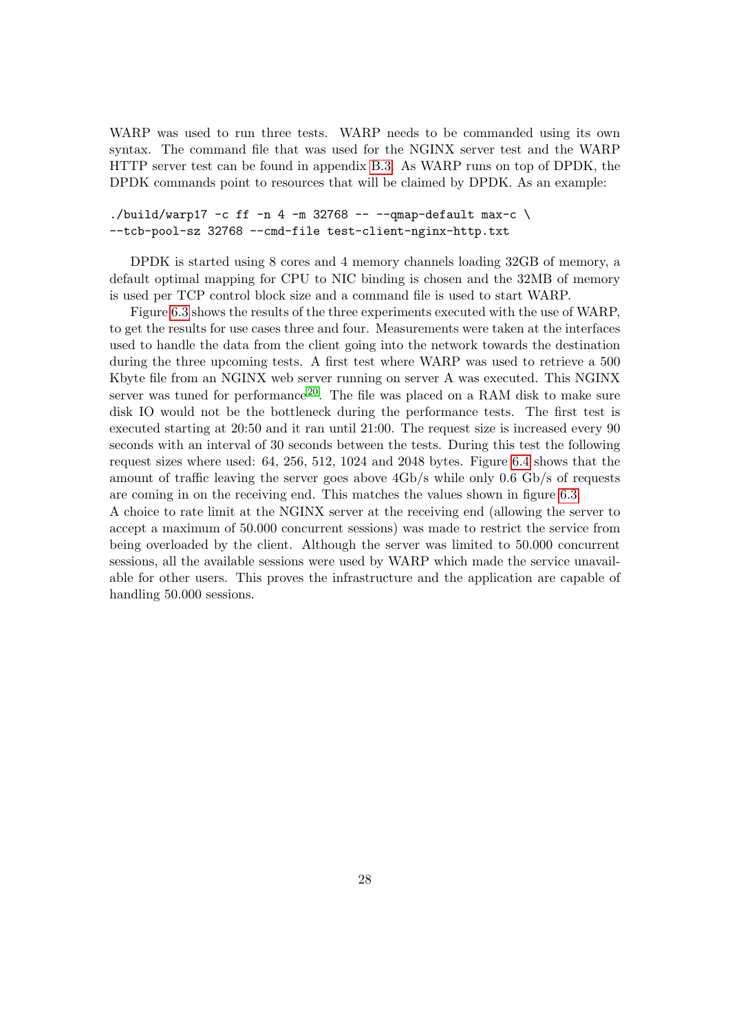WARP was used to run three tests. WARP needs to be commanded using its own syntax. The command file that was used for the NGINX server test and the WARP HTTP server test can be found in appendix B.3. As WARP runs on top of DPDK, the DPDK commands point to resources that will be claimed by DPDK. As an example:

```
./build/warp17 -c ff -n 4 -m 32768 -- --qmap-default max-c \
--tcb-pool-sz 32768 --cmd-file test-client-nginx-http.txt
```

DPDK is started using 8 cores and 4 memory channels loading 32GB of memory, a default optimal mapping for CPU to NIC binding is chosen and the 32MB of memory is used per TCP control block size and a command file is used to start WARP.

Figure 6.3 shows the results of the three experiments executed with the use of WARP, to get the results for use cases three and four. Measurements were taken at the interfaces used to handle the data from the client going into the network towards the destination during the three upcoming tests. A first test where WARP was used to retrieve a 500 Kbyte file from an NGINX web server running on server A was executed. This NGINX server was tuned for performance[20]. The file was placed on a RAM disk to make sure disk IO would not be the bottleneck during the performance tests. The first test is executed starting at 20:50 and it ran until 21:00. The request size is increased every 90 seconds with an interval of 30 seconds between the tests. During this test the following request sizes where used: 64, 256, 512, 1024 and 2048 bytes. Figure 6.4 shows that the amount of traffic leaving the server goes above 4Gb/s while only 0.6 Gb/s of requests are coming in on the receiving end. This matches the values shown in figure 6.3.
A choice to rate limit at the NGINX server at the receiving end (allowing the server to accept a maximum of 50.000 concurrent sessions) was made to restrict the service from being overloaded by the client. Although the server was limited to 50.000 concurrent sessions, all the available sessions were used by WARP which made the service unavailable for other users. This proves the infrastructure and the application are capable of handling 50.000 sessions.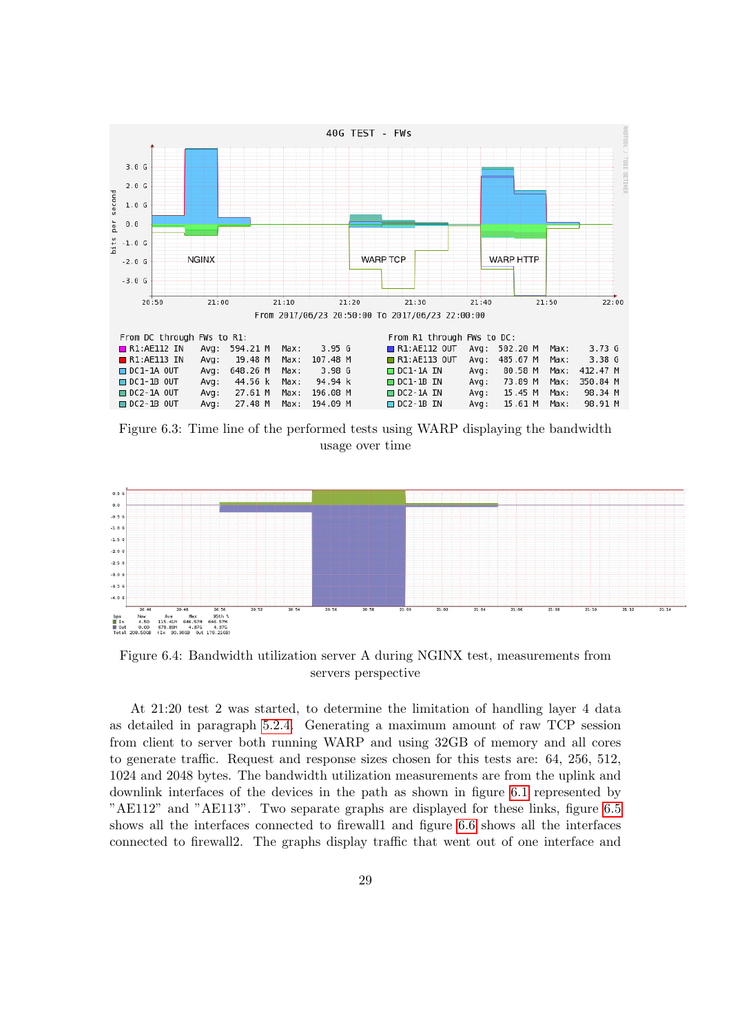Figure 6.3: Time line of the performed tests using WARP displaying the bandwidth usage over time

Figure 6.4: Bandwidth utilization server A during NGINX test, measurements from servers perspective

At 21:20 test 2 was started, to determine the limitation of handling layer 4 data as detailed in paragraph 5.2.4. Generating a maximum amount of raw TCP session from client to server both running WARP and using 32GB of memory and all cores to generate traffic. Request and response sizes chosen for this tests are: 64, 256, 512, 1024 and 2048 bytes. The bandwidth utilization measurements are from the uplink and downlink interfaces of the devices in the path as shown in figure 6.1 represented by "AE112" and "AE113". Two separate graphs are displayed for these links, figure 6.5 shows all the interfaces connected to firewall1 and figure 6.6 shows all the interfaces connected to firewall2. The graphs display traffic that went out of one interface and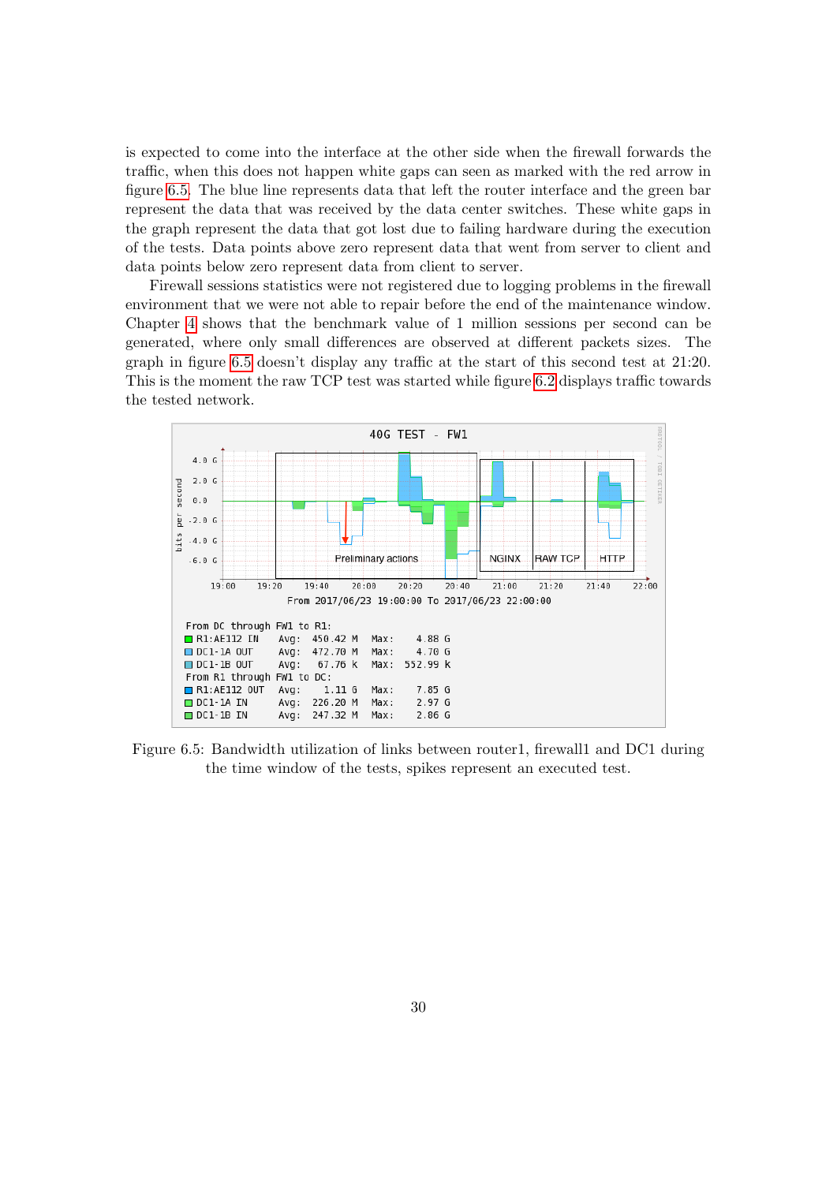is expected to come into the interface at the other side when the firewall forwards the traffic, when this does not happen white gaps can seen as marked with the red arrow in figure 6.5. The blue line represents data that left the router interface and the green bar represent the data that was received by the data center switches. These white gaps in the graph represent the data that got lost due to failing hardware during the execution of the tests. Data points above zero represent data that went from server to client and data points below zero represent data from client to server.

Firewall sessions statistics were not registered due to logging problems in the firewall environment that we were not able to repair before the end of the maintenance window. Chapter 4 shows that the benchmark value of 1 million sessions per second can be generated, where only small differences are observed at different packets sizes. The graph in figure 6.5 doesn't display any traffic at the start of this second test at 21:20. This is the moment the raw TCP test was started while figure 6.2 displays traffic towards the tested network.

Figure 6.5: Bandwidth utilization of links between router1, firewall1 and DC1 during the time window of the tests, spikes represent an executed test.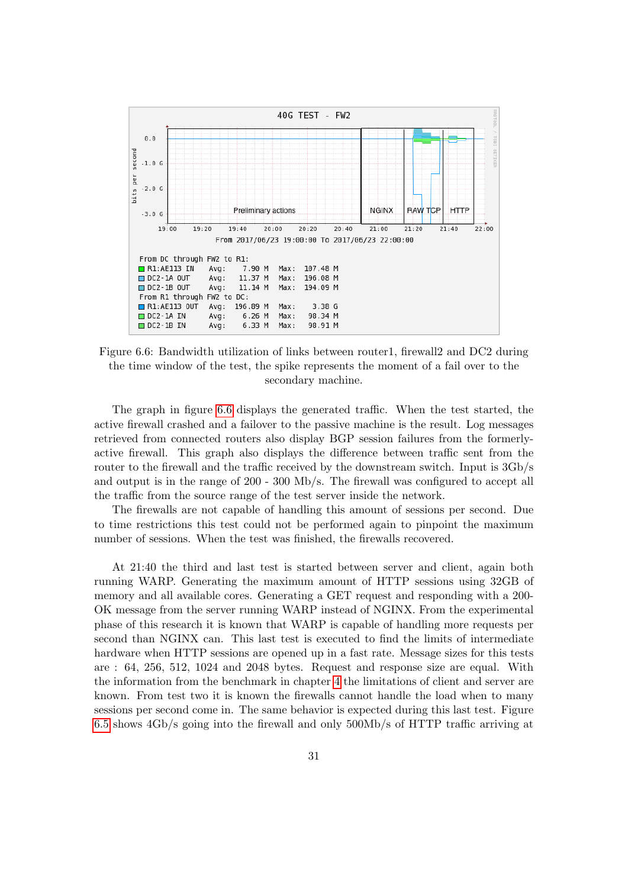Figure 6.6: Bandwidth utilization of links between router1, firewall2 and DC2 during the time window of the test, the spike represents the moment of a fail over to the secondary machine.

The graph in figure 6.6 displays the generated traffic. When the test started, the active firewall crashed and a failover to the passive machine is the result. Log messages retrieved from connected routers also display BGP session failures from the formerly-active firewall. This graph also displays the difference between traffic sent from the router to the firewall and the traffic received by the downstream switch. Input is 3Gb/s and output is in the range of 200 - 300 Mb/s. The firewall was configured to accept all the traffic from the source range of the test server inside the network.

The firewalls are not capable of handling this amount of sessions per second. Due to time restrictions this test could not be performed again to pinpoint the maximum number of sessions. When the test was finished, the firewalls recovered.

At 21:40 the third and last test is started between server and client, again both running WARP. Generating the maximum amount of HTTP sessions using 32GB of memory and all available cores. Generating a GET request and responding with a 200-OK message from the server running WARP instead of NGINX. From the experimental phase of this research it is known that WARP is capable of handling more requests per second than NGINX can. This last test is executed to find the limits of intermediate hardware when HTTP sessions are opened up in a fast rate. Message sizes for this tests are : 64, 256, 512, 1024 and 2048 bytes. Request and response size are equal. With the information from the benchmark in chapter 4 the limitations of client and server are known. From test two it is known the firewalls cannot handle the load when to many sessions per second come in. The same behavior is expected during this last test. Figure 6.5 shows 4Gb/s going into the firewall and only 500Mb/s of HTTP traffic arriving at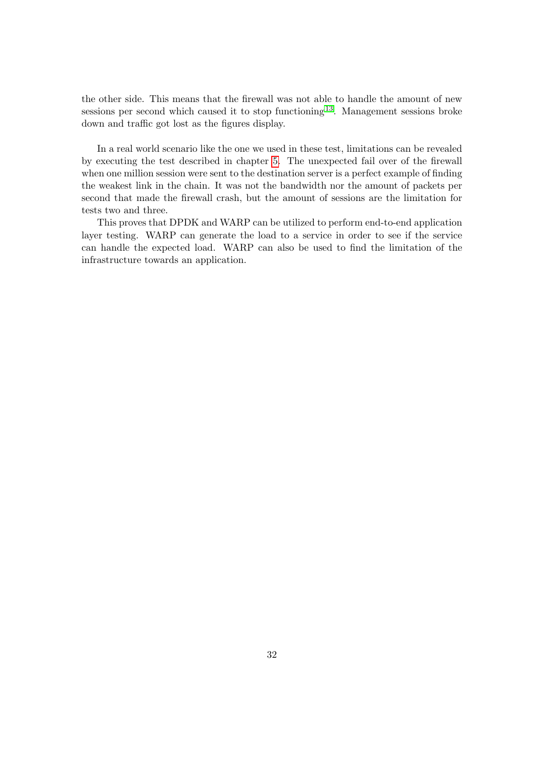the other side. This means that the firewall was not able to handle the amount of new sessions per second which caused it to stop functioning[13]. Management sessions broke down and traffic got lost as the figures display.

In a real world scenario like the one we used in these test, limitations can be revealed by executing the test described in chapter 5. The unexpected fail over of the firewall when one million session were sent to the destination server is a perfect example of finding the weakest link in the chain. It was not the bandwidth nor the amount of packets per second that made the firewall crash, but the amount of sessions are the limitation for tests two and three.

This proves that DPDK and WARP can be utilized to perform end-to-end application layer testing. WARP can generate the load to a service in order to see if the service can handle the expected load. WARP can also be used to find the limitation of the infrastructure towards an application.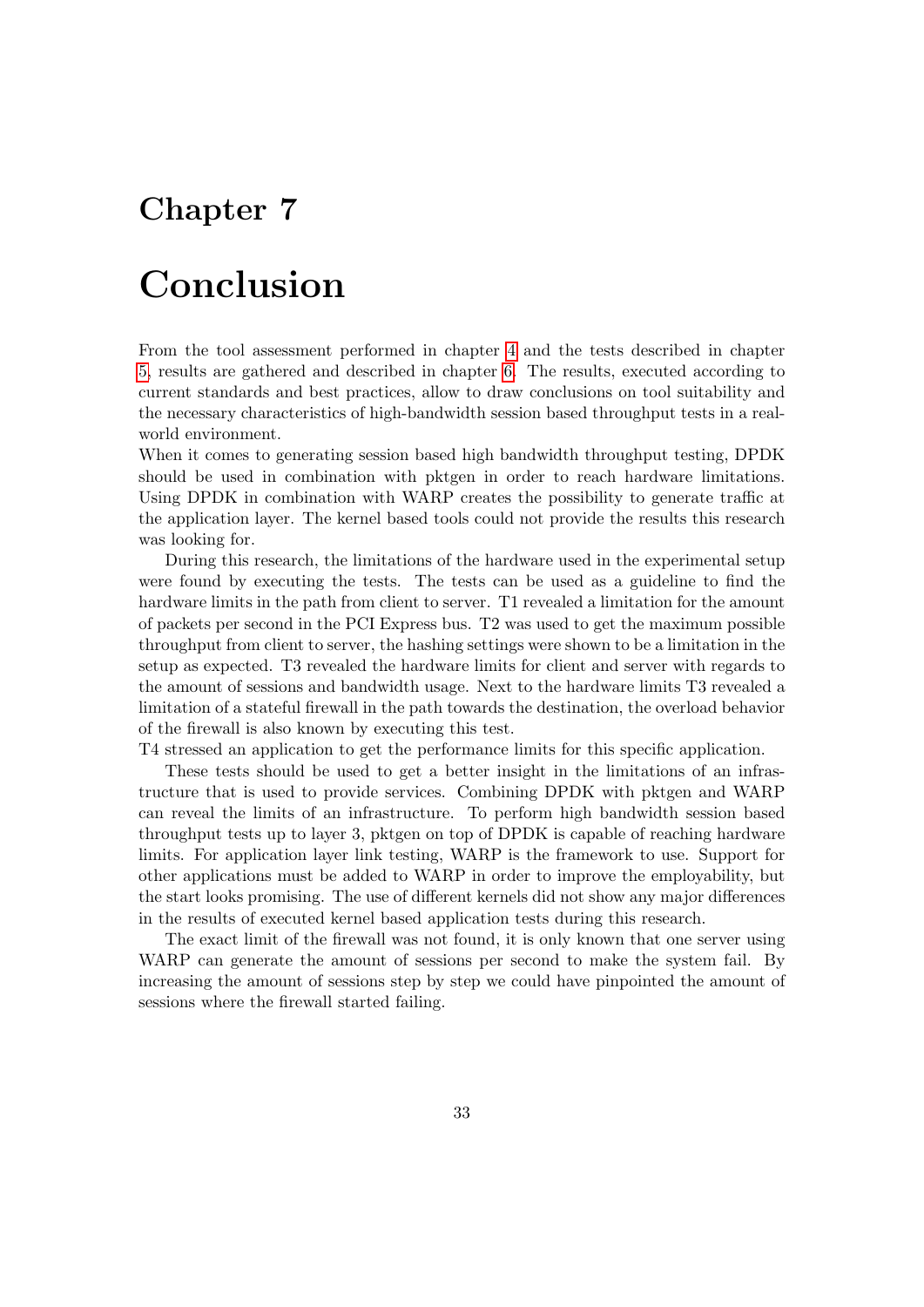# Chapter 7

# Conclusion

From the tool assessment performed in chapter 4 and the tests described in chapter 5, results are gathered and described in chapter 6. The results, executed according to current standards and best practices, allow to draw conclusions on tool suitability and the necessary characteristics of high-bandwidth session based throughput tests in a real-world environment.

When it comes to generating session based high bandwidth throughput testing, DPDK should be used in combination with pktgen in order to reach hardware limitations. Using DPDK in combination with WARP creates the possibility to generate traffic at the application layer. The kernel based tools could not provide the results this research was looking for.

During this research, the limitations of the hardware used in the experimental setup were found by executing the tests. The tests can be used as a guideline to find the hardware limits in the path from client to server. T1 revealed a limitation for the amount of packets per second in the PCI Express bus. T2 was used to get the maximum possible throughput from client to server, the hashing settings were shown to be a limitation in the setup as expected. T3 revealed the hardware limits for client and server with regards to the amount of sessions and bandwidth usage. Next to the hardware limits T3 revealed a limitation of a stateful firewall in the path towards the destination, the overload behavior of the firewall is also known by executing this test.

T4 stressed an application to get the performance limits for this specific application.

These tests should be used to get a better insight in the limitations of an infrastructure that is used to provide services. Combining DPDK with pktgen and WARP can reveal the limits of an infrastructure. To perform high bandwidth session based throughput tests up to layer 3, pktgen on top of DPDK is capable of reaching hardware limits. For application layer link testing, WARP is the framework to use. Support for other applications must be added to WARP in order to improve the employability, but the start looks promising. The use of different kernels did not show any major differences in the results of executed kernel based application tests during this research.

The exact limit of the firewall was not found, it is only known that one server using WARP can generate the amount of sessions per second to make the system fail. By increasing the amount of sessions step by step we could have pinpointed the amount of sessions where the firewall started failing.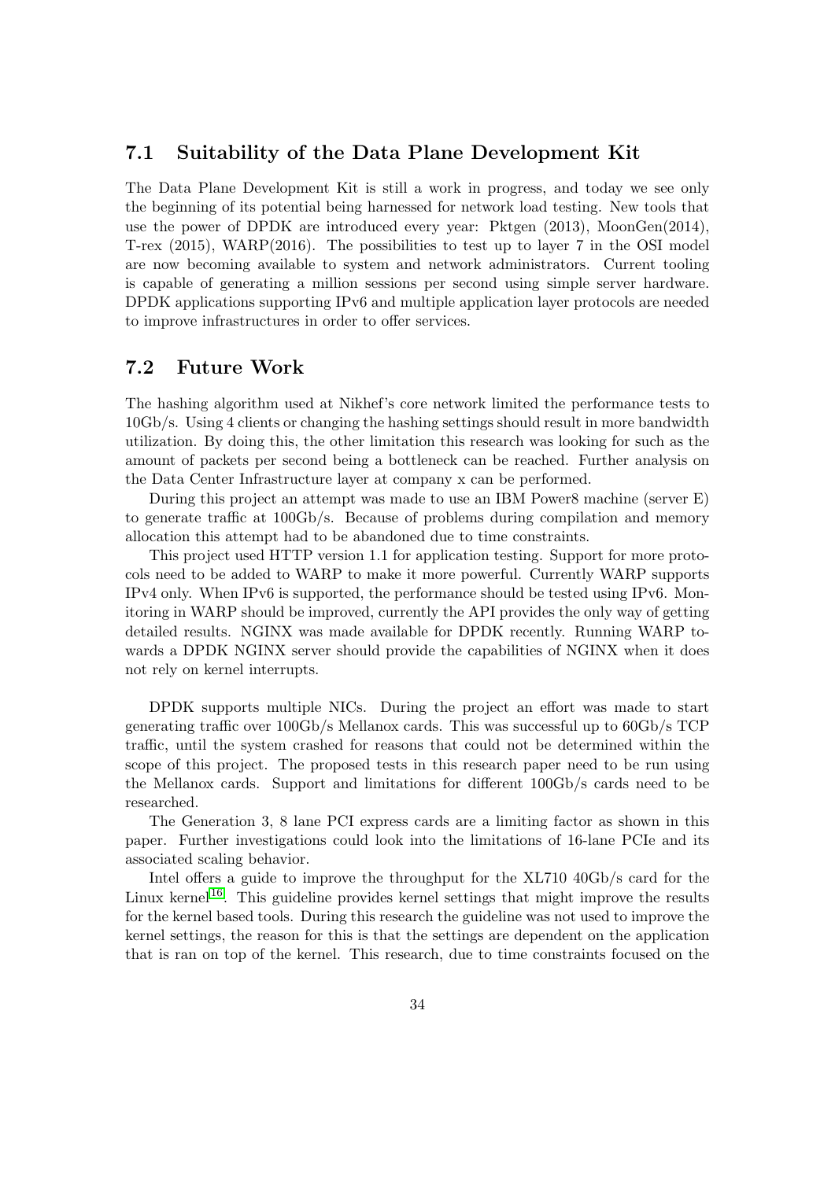## 7.1 Suitability of the Data Plane Development Kit

The Data Plane Development Kit is still a work in progress, and today we see only the beginning of its potential being harnessed for network load testing. New tools that use the power of DPDK are introduced every year: Pktgen (2013), MoonGen(2014), T-rex (2015), WARP(2016). The possibilities to test up to layer 7 in the OSI model are now becoming available to system and network administrators. Current tooling is capable of generating a million sessions per second using simple server hardware. DPDK applications supporting IPv6 and multiple application layer protocols are needed to improve infrastructures in order to offer services.

## 7.2 Future Work

The hashing algorithm used at Nikhef's core network limited the performance tests to 10Gb/s. Using 4 clients or changing the hashing settings should result in more bandwidth utilization. By doing this, the other limitation this research was looking for such as the amount of packets per second being a bottleneck can be reached. Further analysis on the Data Center Infrastructure layer at company x can be performed.

During this project an attempt was made to use an IBM Power8 machine (server E) to generate traffic at 100Gb/s. Because of problems during compilation and memory allocation this attempt had to be abandoned due to time constraints.

This project used HTTP version 1.1 for application testing. Support for more protocols need to be added to WARP to make it more powerful. Currently WARP supports IPv4 only. When IPv6 is supported, the performance should be tested using IPv6. Monitoring in WARP should be improved, currently the API provides the only way of getting detailed results. NGINX was made available for DPDK recently. Running WARP towards a DPDK NGINX server should provide the capabilities of NGINX when it does not rely on kernel interrupts.

DPDK supports multiple NICs. During the project an effort was made to start generating traffic over 100Gb/s Mellanox cards. This was successful up to 60Gb/s TCP traffic, until the system crashed for reasons that could not be determined within the scope of this project. The proposed tests in this research paper need to be run using the Mellanox cards. Support and limitations for different 100Gb/s cards need to be researched.

The Generation 3, 8 lane PCI express cards are a limiting factor as shown in this paper. Further investigations could look into the limitations of 16-lane PCIe and its associated scaling behavior.

Intel offers a guide to improve the throughput for the XL710 40Gb/s card for the Linux kernel[16]. This guideline provides kernel settings that might improve the results for the kernel based tools. During this research the guideline was not used to improve the kernel settings, the reason for this is that the settings are dependent on the application that is ran on top of the kernel. This research, due to time constraints focused on the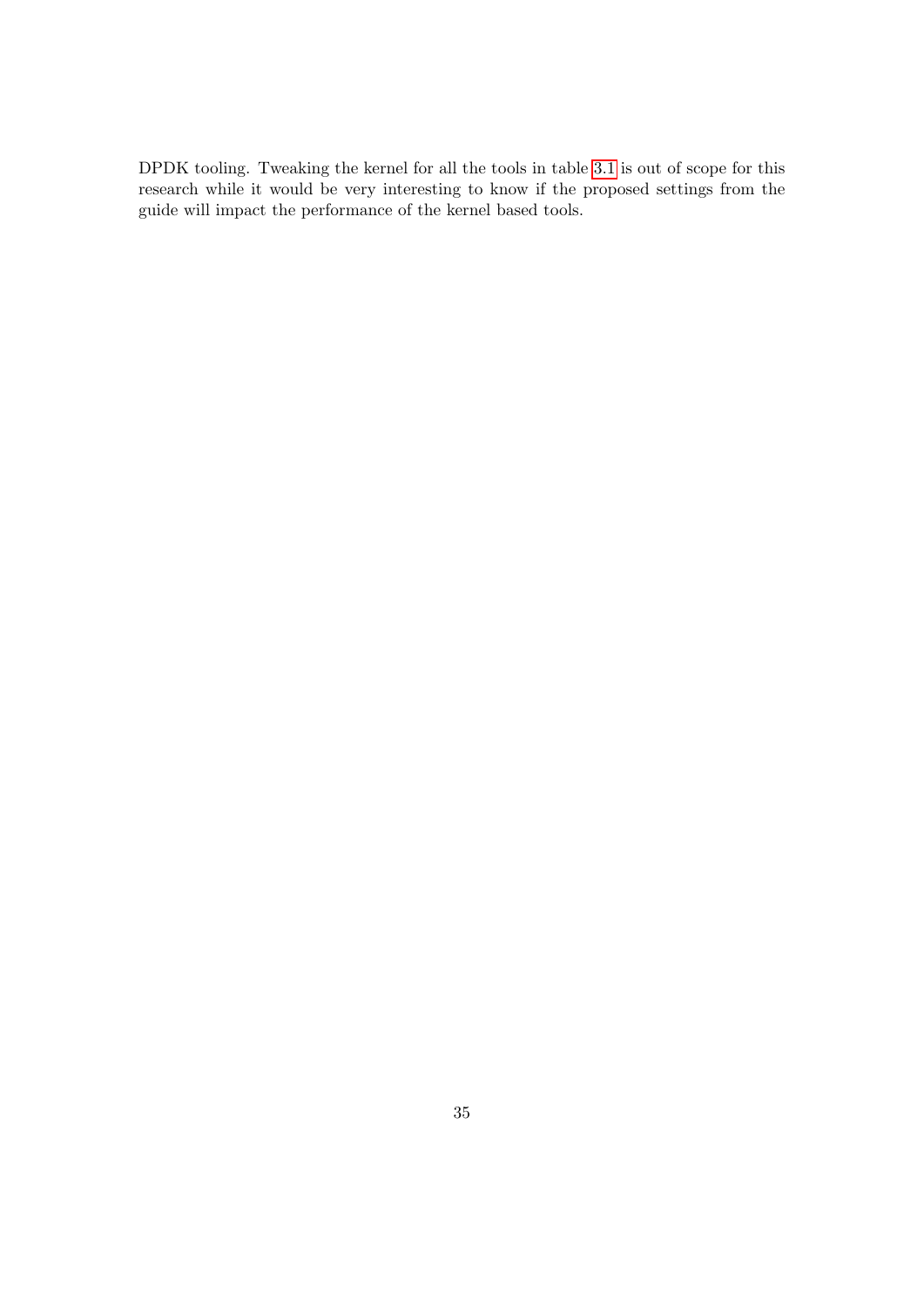DPDK tooling. Tweaking the kernel for all the tools in table 3.1 is out of scope for this research while it would be very interesting to know if the proposed settings from the guide will impact the performance of the kernel based tools.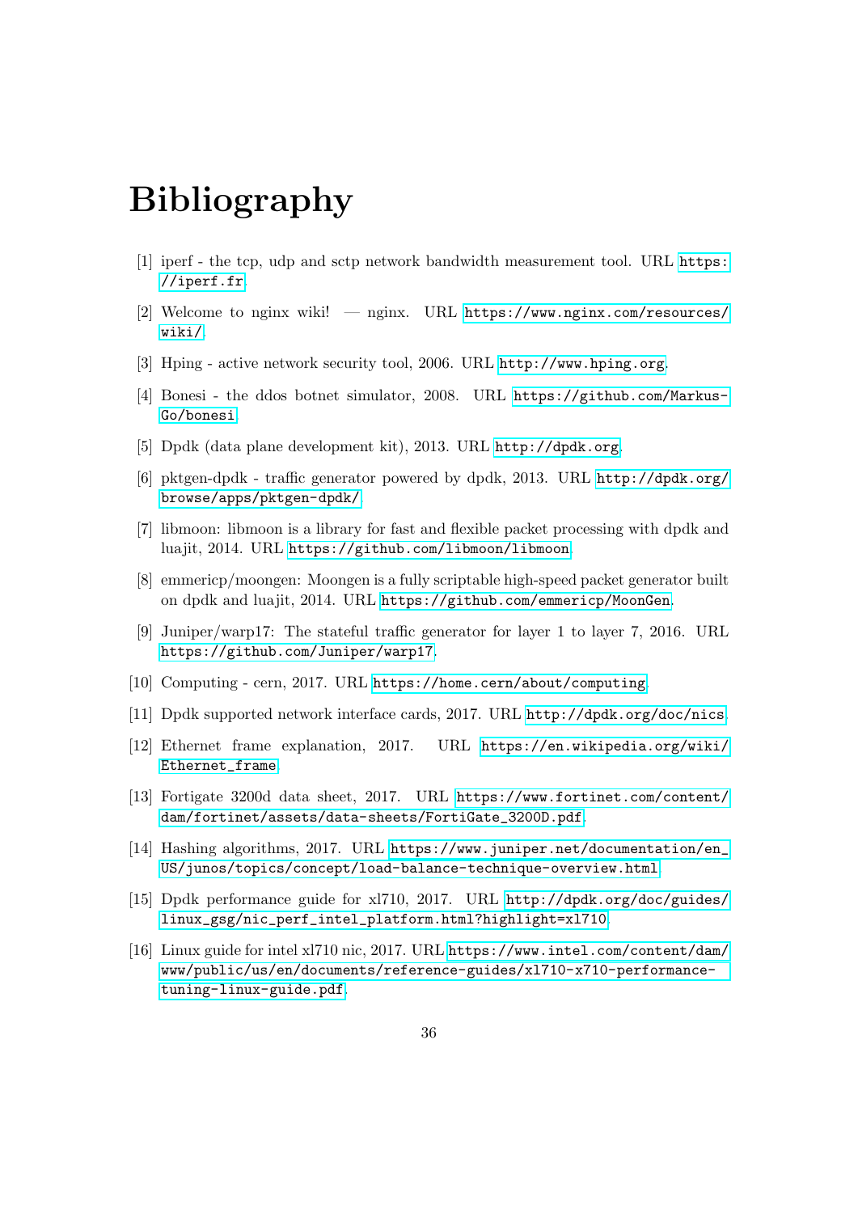# Bibliography

[1] iperf - the tcp, udp and sctp network bandwidth measurement tool. URL https://iperf.fr.

[2] Welcome to nginx wiki! — nginx. URL https://www.nginx.com/resources/wiki/.

[3] Hping - active network security tool, 2006. URL http://www.hping.org.

[4] Bonesi - the ddos botnet simulator, 2008. URL https://github.com/Markus-Go/bonesi.

[5] Dpdk (data plane development kit), 2013. URL http://dpdk.org.

[6] pktgen-dpdk - traffic generator powered by dpdk, 2013. URL http://dpdk.org/browse/apps/pktgen-dpdk/.

[7] libmoon: libmoon is a library for fast and flexible packet processing with dpdk and luajit, 2014. URL https://github.com/libmoon/libmoon.

[8] emmericp/moongen: Moongen is a fully scriptable high-speed packet generator built on dpdk and luajit, 2014. URL https://github.com/emmericp/MoonGen.

[9] Juniper/warp17: The stateful traffic generator for layer 1 to layer 7, 2016. URL https://github.com/Juniper/warp17.

[10] Computing - cern, 2017. URL https://home.cern/about/computing.

[11] Dpdk supported network interface cards, 2017. URL http://dpdk.org/doc/nics.

[12] Ethernet frame explanation, 2017. URL https://en.wikipedia.org/wiki/Ethernet_frame.

[13] Fortigate 3200d data sheet, 2017. URL https://www.fortinet.com/content/dam/fortinet/assets/data-sheets/FortiGate_3200D.pdf.

[14] Hashing algorithms, 2017. URL https://www.juniper.net/documentation/en_US/junos/topics/concept/load-balance-technique-overview.html.

[15] Dpdk performance guide for xl710, 2017. URL http://dpdk.org/doc/guides/linux_gsg/nic_perf_intel_platform.html?highlight=xl710.

[16] Linux guide for intel xl710 nic, 2017. URL https://www.intel.com/content/dam/www/public/us/en/documents/reference-guides/xl710-x710-performance-tuning-linux-guide.pdf.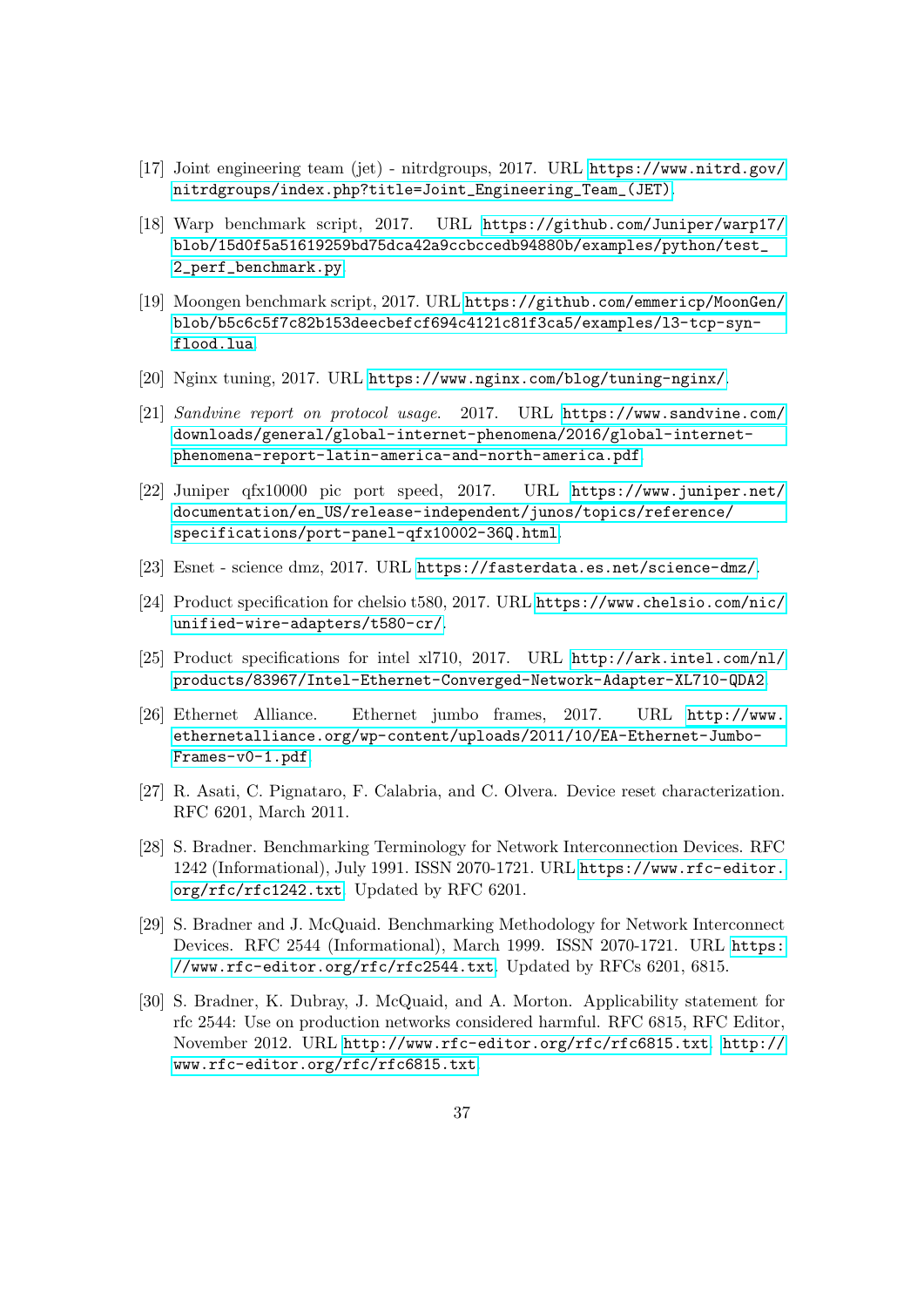[17] Joint engineering team (jet) - nitrdgroups, 2017. URL https://www.nitrd.gov/nitrdgroups/index.php?title=Joint_Engineering_Team_(JET).

[18] Warp benchmark script, 2017. URL https://github.com/Juniper/warp17/blob/15d0f5a51619259bd75dca42a9ccbccedb94880b/examples/python/test_2_perf_benchmark.py.

[19] Moongen benchmark script, 2017. URL https://github.com/emmericp/MoonGen/blob/b5c6c5f7c82b153deecbefcf694c4121c81f3ca5/examples/l3-tcp-syn-flood.lua.

[20] Nginx tuning, 2017. URL https://www.nginx.com/blog/tuning-nginx/.

[21] *Sandvine report on protocol usage*. 2017. URL https://www.sandvine.com/downloads/general/global-internet-phenomena/2016/global-internet-phenomena-report-latin-america-and-north-america.pdf.

[22] Juniper qfx10000 pic port speed, 2017. URL https://www.juniper.net/documentation/en_US/release-independent/junos/topics/reference/specifications/port-panel-qfx10002-36Q.html.

[23] Esnet - science dmz, 2017. URL https://fasterdata.es.net/science-dmz/.

[24] Product specification for chelsio t580, 2017. URL https://www.chelsio.com/nic/unified-wire-adapters/t580-cr/.

[25] Product specifications for intel xl710, 2017. URL http://ark.intel.com/nl/products/83967/Intel-Ethernet-Converged-Network-Adapter-XL710-QDA2.

[26] Ethernet Alliance. Ethernet jumbo frames, 2017. URL http://www.ethernetalliance.org/wp-content/uploads/2011/10/EA-Ethernet-Jumbo-Frames-v0-1.pdf.

[27] R. Asati, C. Pignataro, F. Calabria, and C. Olvera. Device reset characterization. RFC 6201, March 2011.

[28] S. Bradner. Benchmarking Terminology for Network Interconnection Devices. RFC 1242 (Informational), July 1991. ISSN 2070-1721. URL https://www.rfc-editor.org/rfc/rfc1242.txt. Updated by RFC 6201.

[29] S. Bradner and J. McQuaid. Benchmarking Methodology for Network Interconnect Devices. RFC 2544 (Informational), March 1999. ISSN 2070-1721. URL https://www.rfc-editor.org/rfc/rfc2544.txt. Updated by RFCs 6201, 6815.

[30] S. Bradner, K. Dubray, J. McQuaid, and A. Morton. Applicability statement for rfc 2544: Use on production networks considered harmful. RFC 6815, RFC Editor, November 2012. URL http://www.rfc-editor.org/rfc/rfc6815.txt. http://www.rfc-editor.org/rfc/rfc6815.txt.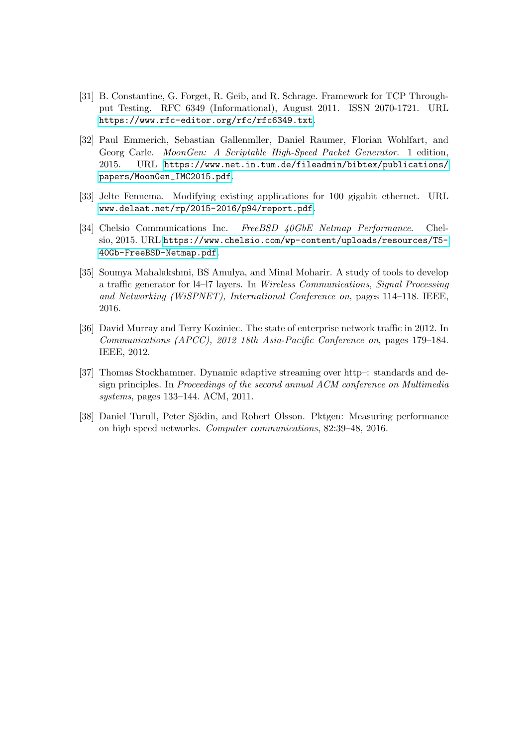[31] B. Constantine, G. Forget, R. Geib, and R. Schrage. Framework for TCP Throughput Testing. RFC 6349 (Informational), August 2011. ISSN 2070-1721. URL https://www.rfc-editor.org/rfc/rfc6349.txt.

[32] Paul Emmerich, Sebastian Gallenmller, Daniel Raumer, Florian Wohlfart, and Georg Carle. *MoonGen: A Scriptable High-Speed Packet Generator*. 1 edition, 2015. URL https://www.net.in.tum.de/fileadmin/bibtex/publications/papers/MoonGen_IMC2015.pdf.

[33] Jelte Fennema. Modifying existing applications for 100 gigabit ethernet. URL www.delaat.net/rp/2015-2016/p94/report.pdf.

[34] Chelsio Communications Inc. *FreeBSD 40GbE Netmap Performance*. Chelsio, 2015. URL https://www.chelsio.com/wp-content/uploads/resources/T5-40Gb-FreeBSD-Netmap.pdf.

[35] Soumya Mahalakshmi, BS Amulya, and Minal Moharir. A study of tools to develop a traffic generator for l4–l7 layers. In *Wireless Communications, Signal Processing and Networking (WiSPNET), International Conference on*, pages 114–118. IEEE, 2016.

[36] David Murray and Terry Koziniec. The state of enterprise network traffic in 2012. In *Communications (APCC), 2012 18th Asia-Pacific Conference on*, pages 179–184. IEEE, 2012.

[37] Thomas Stockhammer. Dynamic adaptive streaming over http–: standards and design principles. In *Proceedings of the second annual ACM conference on Multimedia systems*, pages 133–144. ACM, 2011.

[38] Daniel Turull, Peter Sjödin, and Robert Olsson. Pktgen: Measuring performance on high speed networks. *Computer communications*, 82:39–48, 2016.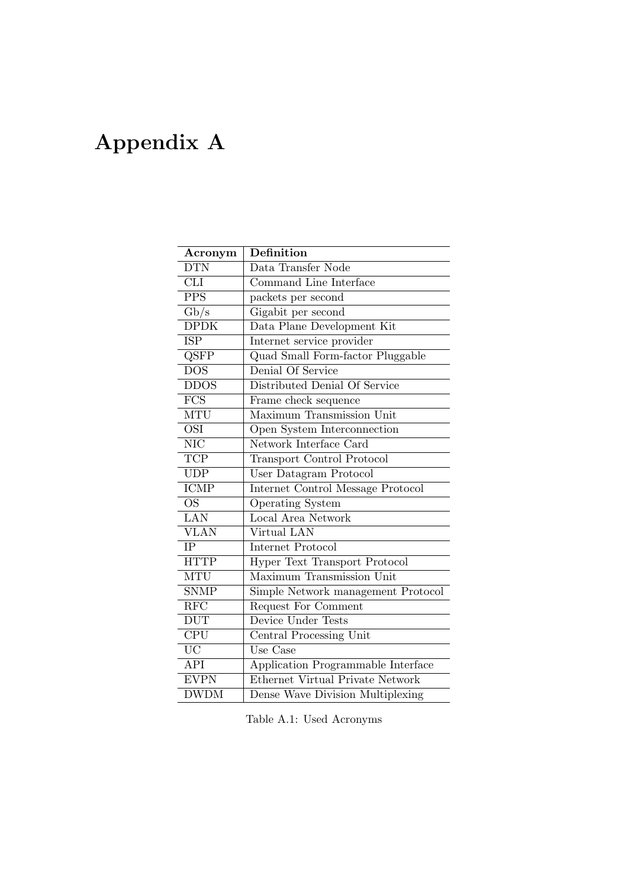# Appendix A

| Acronym | Definition |
|---|---|
| DTN | Data Transfer Node |
| CLI | Command Line Interface |
| PPS | packets per second |
| Gb/s | Gigabit per second |
| DPDK | Data Plane Development Kit |
| ISP | Internet service provider |
| QSFP | Quad Small Form-factor Pluggable |
| DOS | Denial Of Service |
| DDOS | Distributed Denial Of Service |
| FCS | Frame check sequence |
| MTU | Maximum Transmission Unit |
| OSI | Open System Interconnection |
| NIC | Network Interface Card |
| TCP | Transport Control Protocol |
| UDP | User Datagram Protocol |
| ICMP | Internet Control Message Protocol |
| OS | Operating System |
| LAN | Local Area Network |
| VLAN | Virtual LAN |
| IP | Internet Protocol |
| HTTP | Hyper Text Transport Protocol |
| MTU | Maximum Transmission Unit |
| SNMP | Simple Network management Protocol |
| RFC | Request For Comment |
| DUT | Device Under Tests |
| CPU | Central Processing Unit |
| UC | Use Case |
| API | Application Programmable Interface |
| EVPN | Ethernet Virtual Private Network |
| DWDM | Dense Wave Division Multiplexing |

Table A.1: Used Acronyms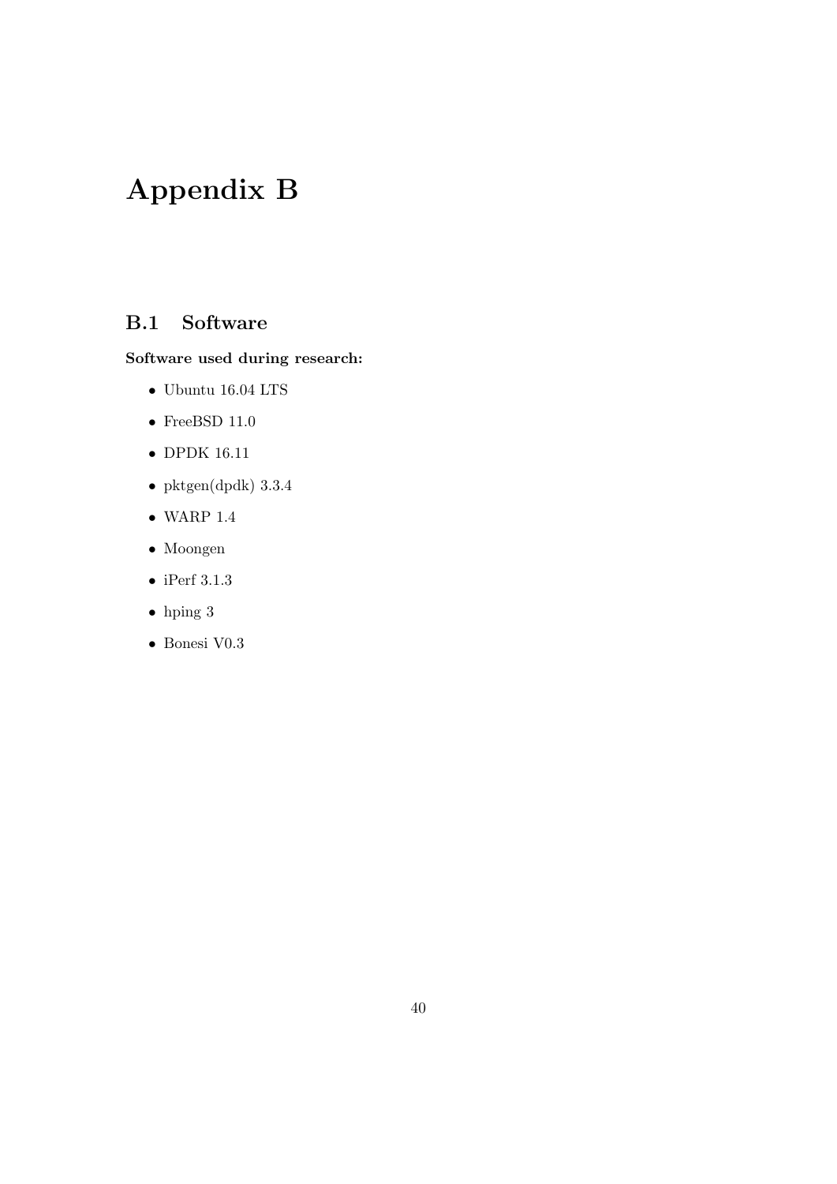# Appendix B

## B.1 Software

**Software used during research:**

- Ubuntu 16.04 LTS
- FreeBSD 11.0
- DPDK 16.11
- pktgen(dpdk) 3.3.4
- WARP 1.4
- Moongen
- iPerf 3.1.3
- hping 3
- Bonesi V0.3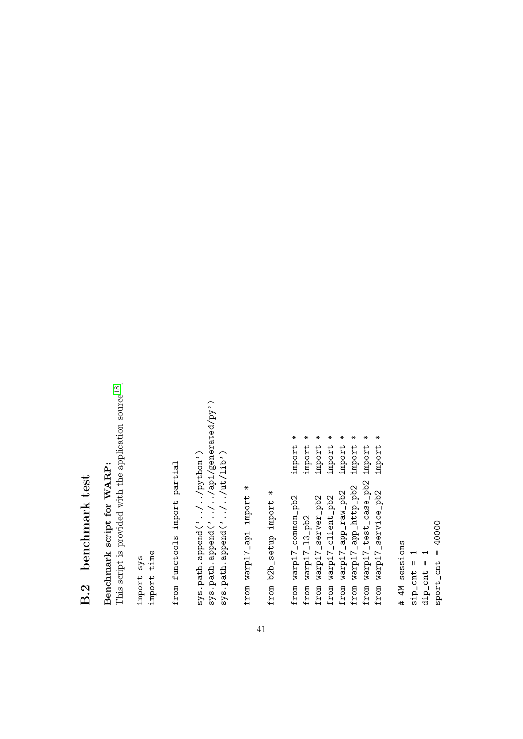## B.2 benchmark test

**Benchmark script for WARP:**
This script is provided with the application source[18].

```
import sys
import time

from functools import partial

sys.path.append('../../python')
sys.path.append('../../api/generated/py')
sys.path.append('../../ut/lib')

from warp17_api import *

from b2b_setup import *

from warp17_common_pb2    import *
from warp17_l3_pb2        import *
from warp17_server_pb2    import *
from warp17_client_pb2    import *
from warp17_app_raw_pb2   import *
from warp17_app_http_pb2  import *
from warp17_test_case_pb2 import *
from warp17_service_pb2   import *

# 4M sessions
sip_cnt = 1
dip_cnt = 1
sport_cnt = 40000
```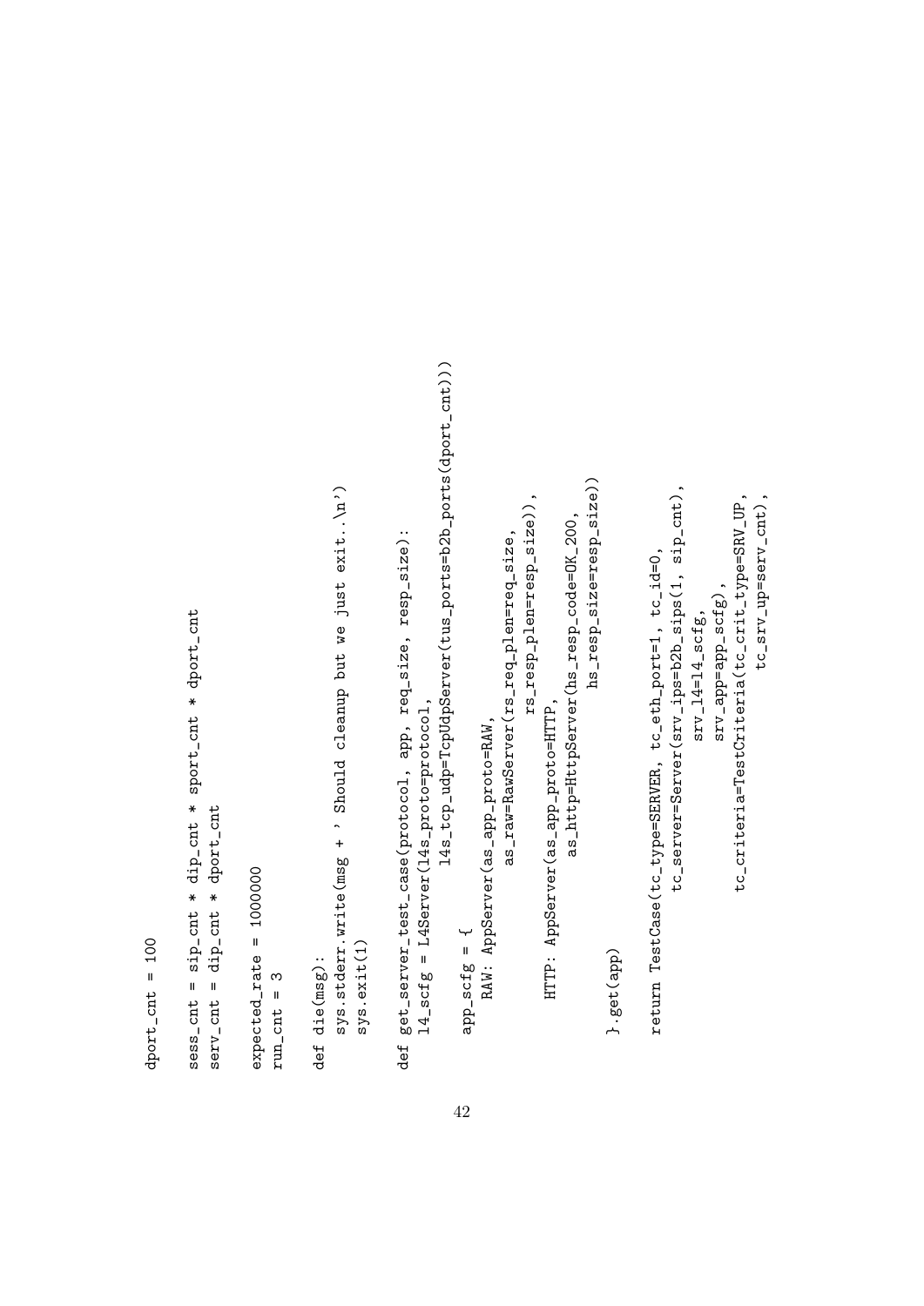```
dport_cnt = 100

sess_cnt = sip_cnt * dip_cnt * sport_cnt * dport_cnt
serv_cnt = dip_cnt * dport_cnt

expected_rate = 1000000
run_cnt = 3

def die(msg):
    sys.stderr.write(msg + ' Should cleanup but we just exit..\n')
    sys.exit(1)

def get_server_test_case(protocol, app, req_size, resp_size):
    l4_scfg = L4Server(l4s_proto=protocol,
                       l4s_tcp_udp=TcpUdpServer(tus_ports=b2b_ports(dport_cnt)))

    app_scfg = {
        RAW: AppServer(as_app_proto=RAW,
                       as_raw=RawServer(rs_req_plen=req_size,
                                        rs_resp_plen=resp_size)),
        HTTP: AppServer(as_app_proto=HTTP,
                        as_http=HttpServer(hs_resp_code=OK_200,
                                           hs_resp_size=resp_size))
    }.get(app)

    return TestCase(tc_type=SERVER, tc_eth_port=1, tc_id=0,
                    tc_server=Server(srv_ips=b2b_sips(1, sip_cnt),
                                     srv_l4=l4_scfg,
                                     srv_app=app_scfg),
                    tc_criteria=TestCriteria(tc_crit_type=SRV_UP,
                                             tc_srv_up=serv_cnt),
```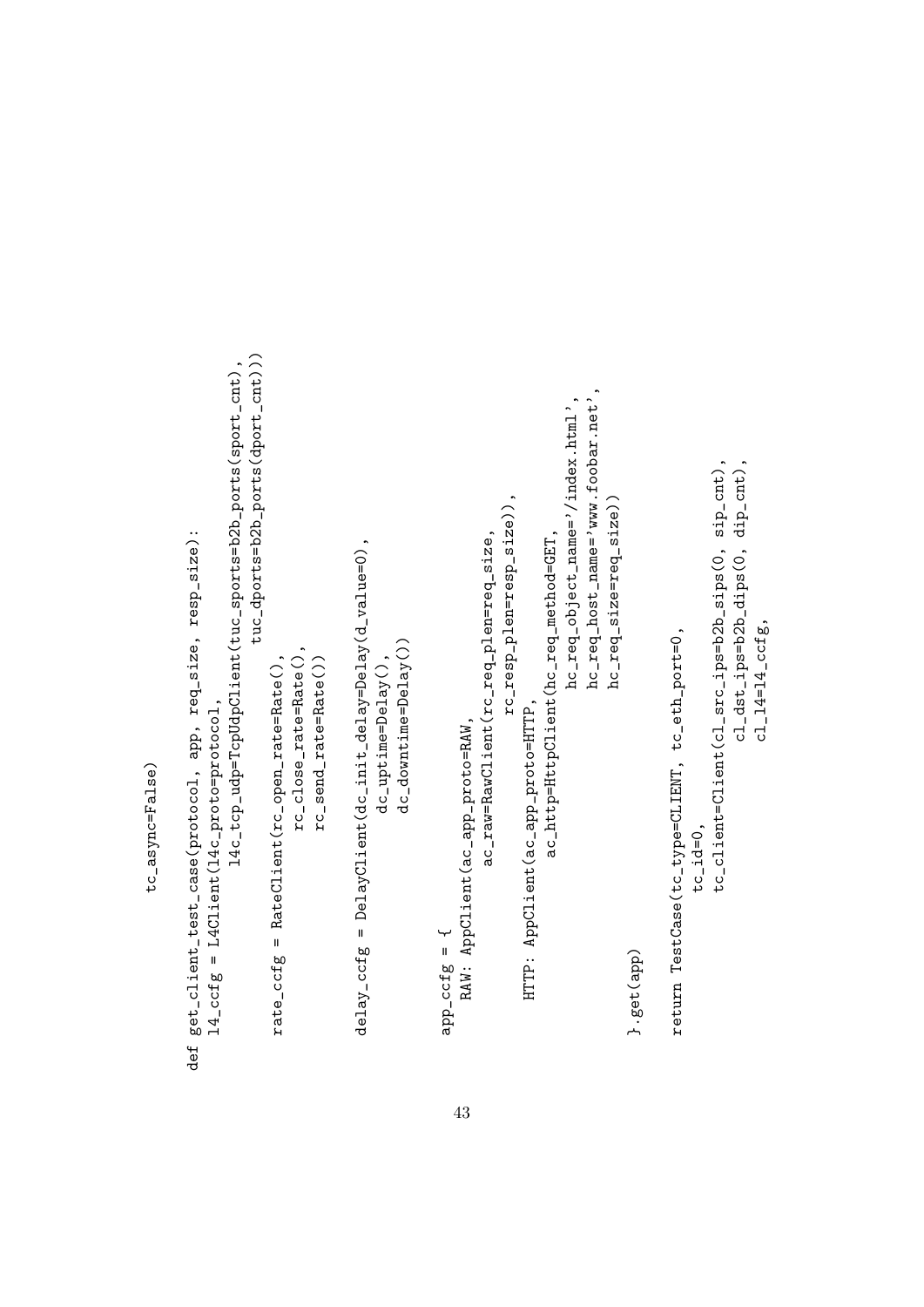```
        tc_async=False)

def get_client_test_case(protocol, app, req_size, resp_size):
    l4_ccfg = L4Client(l4c_proto=protocol,
                       l4c_tcp_udp=TcpUdpClient(tuc_sports=b2b_ports(sport_cnt),
                                                tuc_dports=b2b_ports(dport_cnt)))

    rate_ccfg = RateClient(rc_open_rate=Rate(),
                           rc_close_rate=Rate(),
                           rc_send_rate=Rate())

    delay_ccfg = DelayClient(dc_init_delay=Delay(d_value=0),
                             dc_uptime=Delay(),
                             dc_downtime=Delay())

    app_ccfg = {
        RAW: AppClient(ac_app_proto=RAW,
                       ac_raw=RawClient(rc_req_plen=req_size,
                                        rc_resp_plen=resp_size)),

        HTTP: AppClient(ac_app_proto=HTTP,
                        ac_http=HttpClient(hc_req_method=GET,
                                           hc_req_object_name='/index.html',
                                           hc_req_host_name='www.foobar.net',
                                           hc_req_size=req_size))

    }.get(app)

    return TestCase(tc_type=CLIENT, tc_eth_port=0,
                    tc_id=0,
                    tc_client=Client(cl_src_ips=b2b_sips(0, sip_cnt),
                                     cl_dst_ips=b2b_dips(0, dip_cnt),
                                     cl_l4=l4_ccfg,
```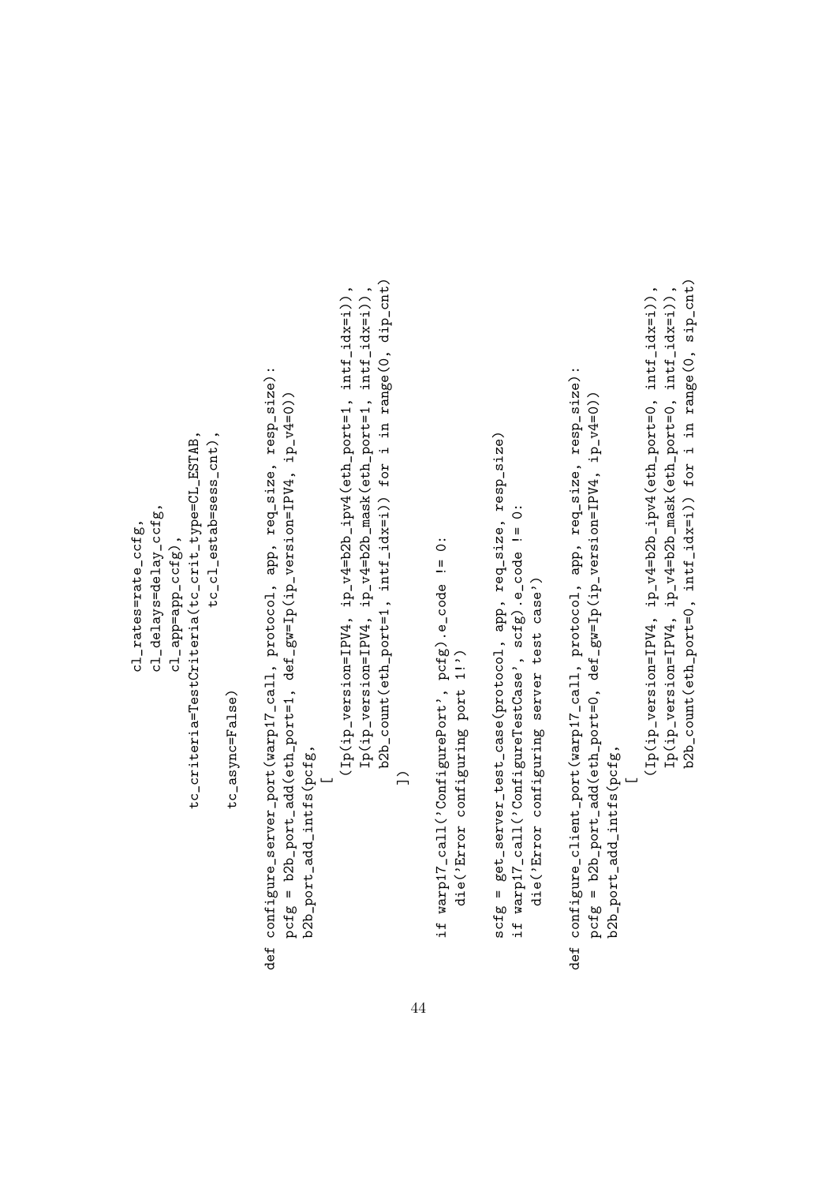```
                cl_rates=rate_ccfg,
                cl_delays=delay_ccfg,
                cl_app=app_ccfg),
            tc_criteria=TestCriteria(tc_crit_type=CL_ESTAB,
                                     tc_cl_estab=sess_cnt),
            tc_async=False)

def configure_server_port(warp17_call, protocol, app, req_size, resp_size):
    pcfg = b2b_port_add(eth_port=1, def_gw=Ip(ip_version=IPV4, ip_v4=0))
    b2b_port_add_intfs(pcfg,
        [
            (Ip(ip_version=IPV4, ip_v4=b2b_ipv4(eth_port=1, intf_idx=i)),
             Ip(ip_version=IPV4, ip_v4=b2b_mask(eth_port=1, intf_idx=i)),
             b2b_count(eth_port=1, intf_idx=i)) for i in range(0, dip_cnt)
        ])

    if warp17_call('ConfigurePort', pcfg).e_code != 0:
        die('Error configuring port 1!')

    scfg = get_server_test_case(protocol, app, req_size, resp_size)
    if warp17_call('ConfigureTestCase', scfg).e_code != 0:
        die('Error configuring server test case')

def configure_client_port(warp17_call, protocol, app, req_size, resp_size):
    pcfg = b2b_port_add(eth_port=0, def_gw=Ip(ip_version=IPV4, ip_v4=0))
    b2b_port_add_intfs(pcfg,
        [
            (Ip(ip_version=IPV4, ip_v4=b2b_ipv4(eth_port=0, intf_idx=i)),
             Ip(ip_version=IPV4, ip_v4=b2b_mask(eth_port=0, intf_idx=i)),
             b2b_count(eth_port=0, intf_idx=i)) for i in range(0, sip_cnt)
```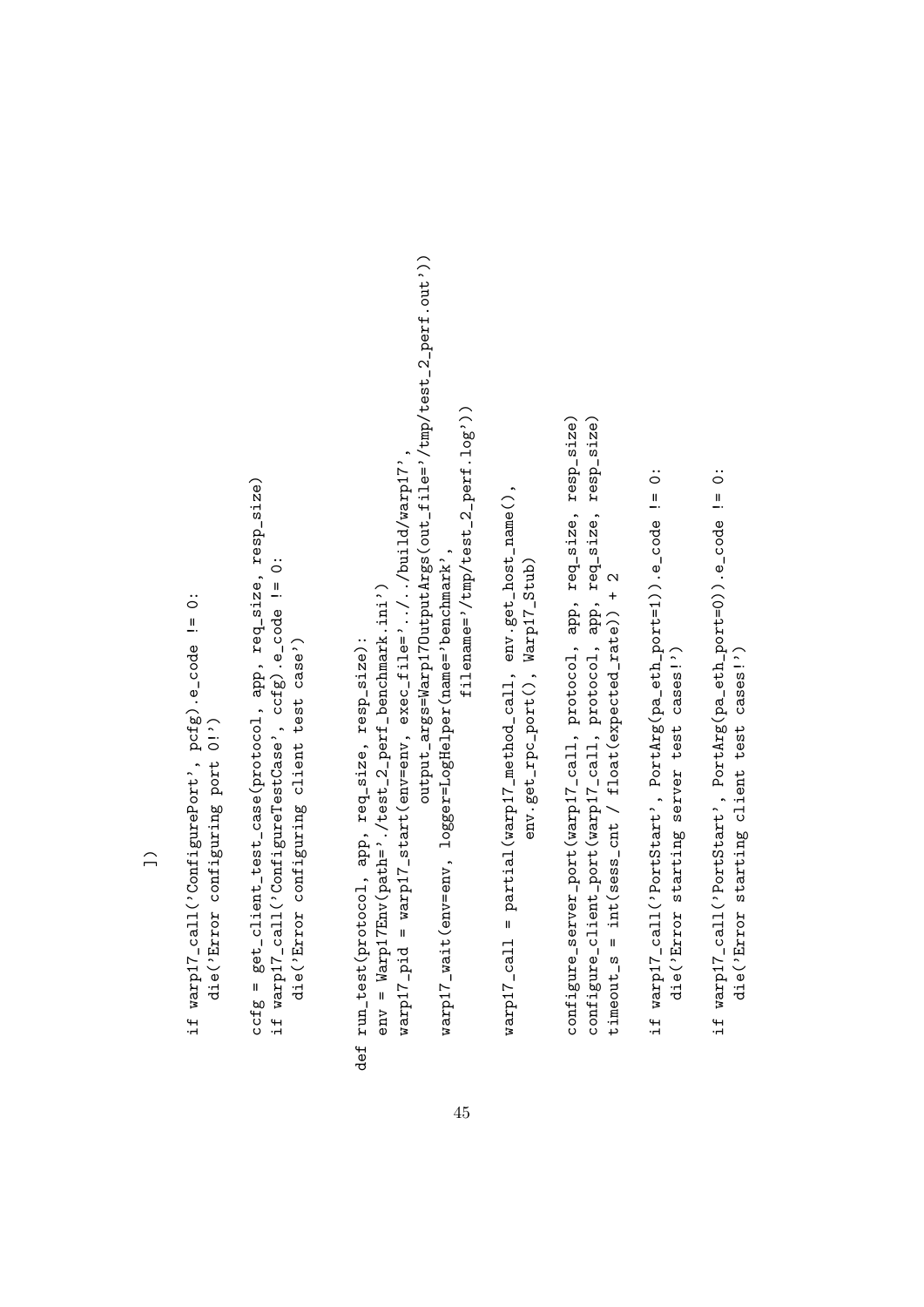```
    ])

    if warp17_call('ConfigurePort', pcfg).e_code != 0:
        die('Error configuring port 0!')

    ccfg = get_client_test_case(protocol, app, req_size, resp_size)
    if warp17_call('ConfigureTestCase', ccfg).e_code != 0:
        die('Error configuring client test case')

def run_test(protocol, app, req_size, resp_size):
    env = Warp17Env(path='./test_2_perf_benchmark.ini')
    warp17_pid = warp17_start(env=env, exec_file='../../build/warp17',
                              output_args=Warp17OutputArgs(out_file='/tmp/test_2_perf.out'))
    warp17_wait(env=env, logger=LogHelper(name='benchmark',
                                          filename='/tmp/test_2_perf.log'))

    warp17_call = partial(warp17_method_call, env.get_host_name(),
                          env.get_rpc_port(), Warp17_Stub)

    configure_server_port(warp17_call, protocol, app, req_size, resp_size)
    configure_client_port(warp17_call, protocol, app, req_size, resp_size)
    timeout_s = int(sess_cnt / float(expected_rate)) + 2

    if warp17_call('PortStart', PortArg(pa_eth_port=1)).e_code != 0:
        die('Error starting server test cases!')

    if warp17_call('PortStart', PortArg(pa_eth_port=0)).e_code != 0:
        die('Error starting client test cases!')
```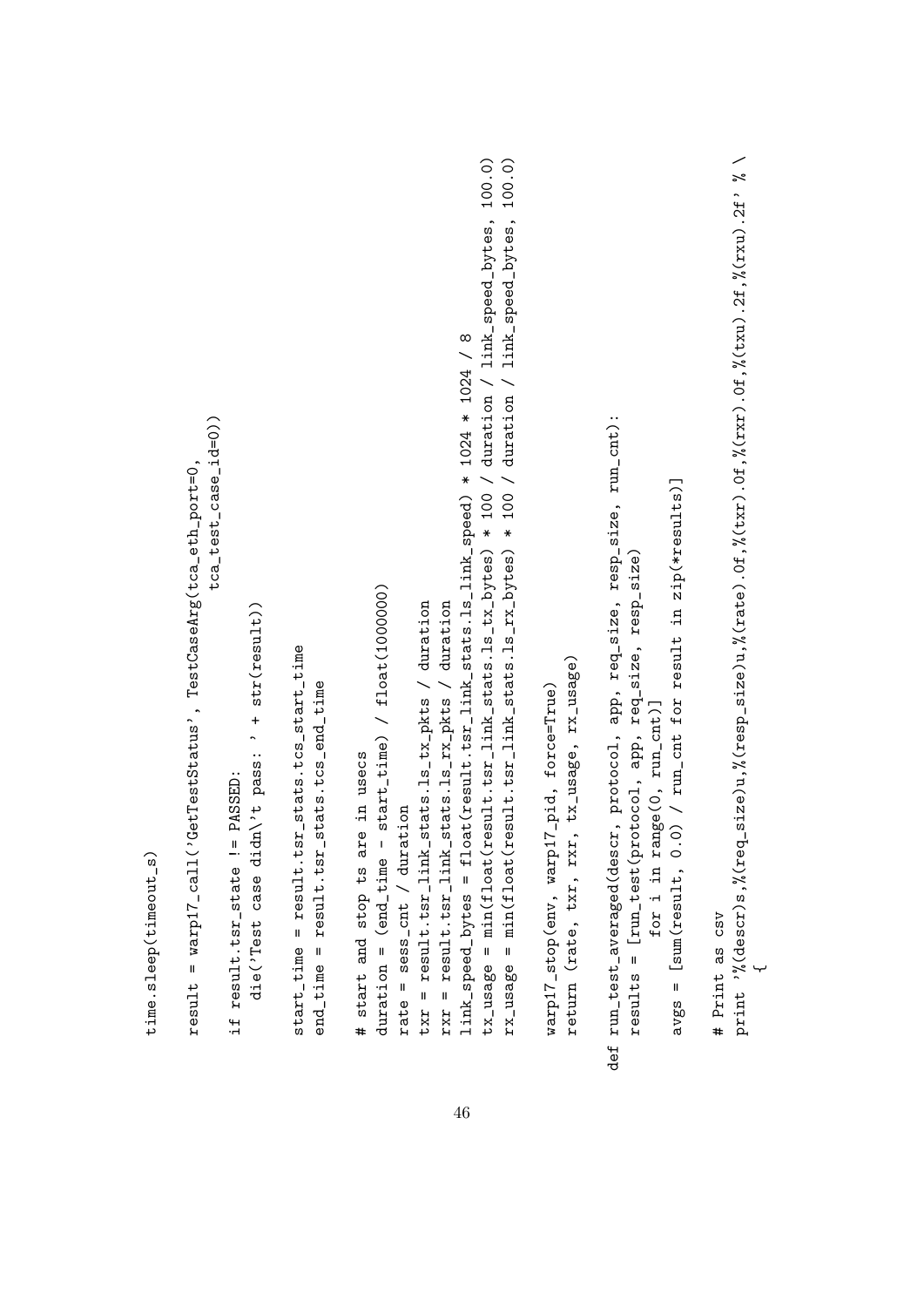```
    time.sleep(timeout_s)

    result = warp17_call('GetTestStatus', TestCaseArg(tca_eth_port=0,
                                                      tca_test_case_id=0))

    if result.tsr_state != PASSED:
        die('Test case didn\'t pass: ' + str(result))

    start_time = result.tsr_stats.tcs_start_time
    end_time = result.tsr_stats.tcs_end_time

    # start and stop ts are in usecs
    duration = (end_time - start_time) / float(1000000)
    rate = sess_cnt / duration
    txr = result.tsr_link_stats.ls_tx_pkts / duration
    rxr = result.tsr_link_stats.ls_rx_pkts / duration
    link_speed_bytes = float(result.tsr_link_stats.ls_link_speed) * 1024 * 1024 / 8
    tx_usage = min(float(result.tsr_link_stats.ls_tx_bytes) * 100 / duration / link_speed_bytes, 100.0)
    rx_usage = min(float(result.tsr_link_stats.ls_rx_bytes) * 100 / duration / link_speed_bytes, 100.0)

    warp17_stop(env, warp17_pid, force=True)
    return (rate, txr, rxr, tx_usage, rx_usage)

def run_test_averaged(descr, protocol, app, req_size, resp_size, run_cnt):
    results = [run_test(protocol, app, req_size, resp_size)
               for i in range(0, run_cnt)]

    avgs = [sum(result, 0.0) / run_cnt for result in zip(*results)]

    # Print as csv
    print '%(descr)s,%(req_size)u,%(resp_size)u,%(rate).0f,%(txr).0f,%(rxr).0f,%(txu).2f,%(rxu).2f' % \
        {
```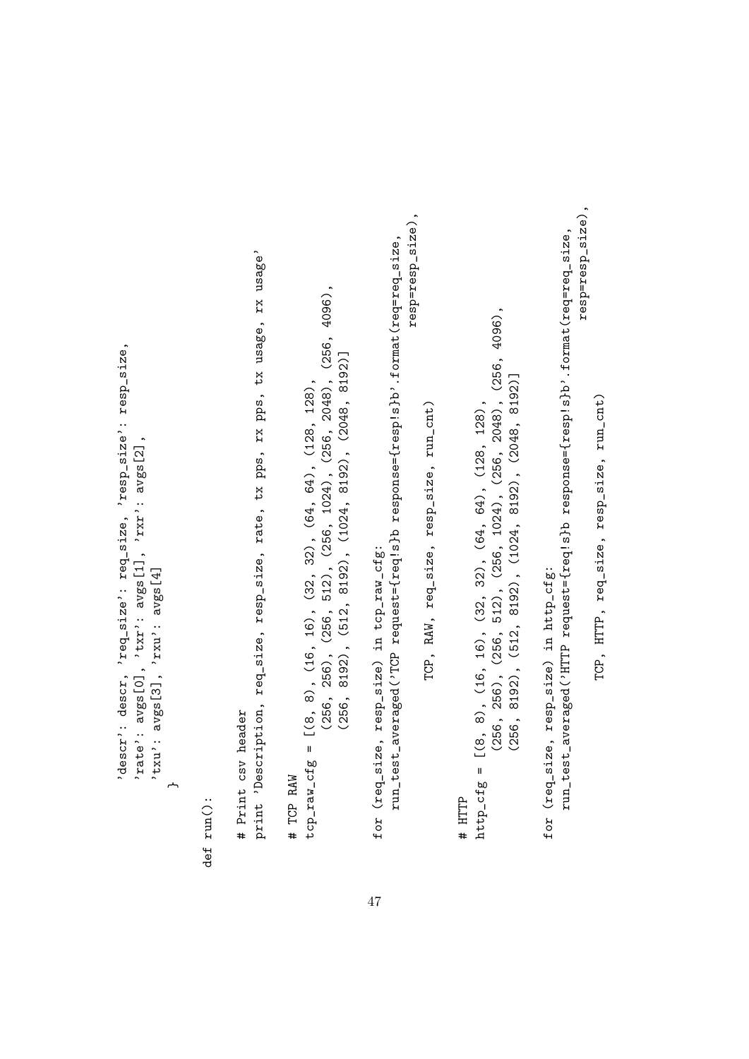```
                'descr': descr, 'req_size': req_size, 'resp_size': resp_size,
                'rate': avgs[0], 'txr': avgs[1], 'rxr': avgs[2],
                'txu': avgs[3], 'rxu': avgs[4]
            }

def run():

    # Print csv header
    print 'Description, req_size, resp_size, rate, tx pps, rx pps, tx usage, rx usage'

    # TCP RAW
    tcp_raw_cfg = [(8, 8), (16, 16), (32, 32), (64, 64), (128, 128),
                   (256, 256), (256, 512), (256, 1024), (256, 2048), (256, 4096),
                   (256, 8192), (512, 8192), (1024, 8192), (2048, 8192)]

    for (req_size, resp_size) in tcp_raw_cfg:
        run_test_averaged('TCP request={req!s}b response={resp!s}b'.format(req=req_size,
                                                                            resp=resp_size),
                          TCP, RAW, req_size, resp_size, run_cnt)

    # HTTP
    http_cfg = [(8, 8), (16, 16), (32, 32), (64, 64), (128, 128),
                (256, 256), (256, 512), (256, 1024), (256, 2048), (256, 4096),
                (256, 8192), (512, 8192), (1024, 8192), (2048, 8192)]

    for (req_size, resp_size) in http_cfg:
        run_test_averaged('HTTP request={req!s}b response={resp!s}b'.format(req=req_size,
                                                                             resp=resp_size),
                          TCP, HTTP, req_size, resp_size, run_cnt)
```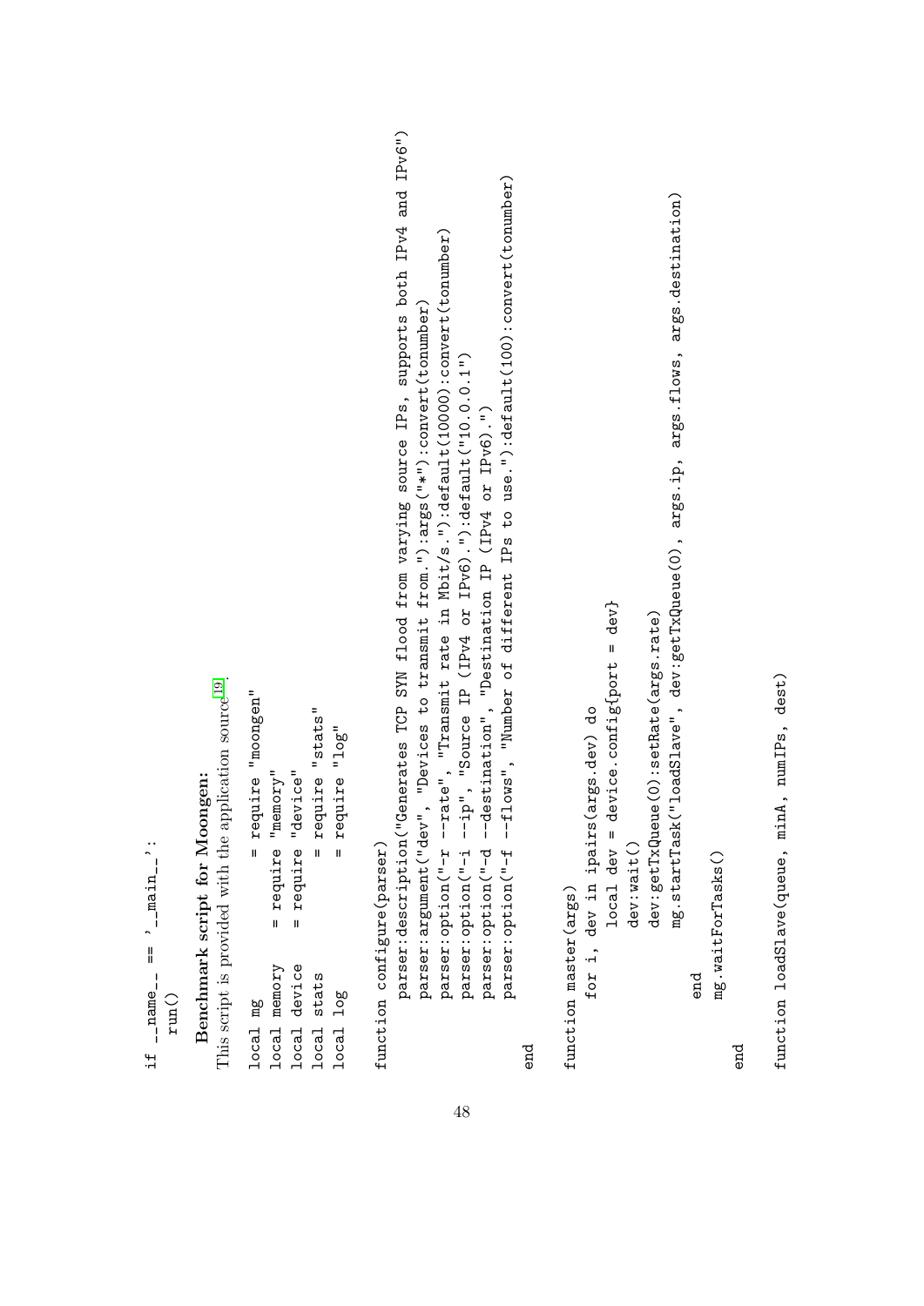```
if __name__ == '__main__':
    run()
```

**Benchmark script for Moongen:**

This script is provided with the application source[19].

```
local mg        = require "moongen"
local memory    = require "memory"
local device    = require "device"
local stats     = require "stats"
local log       = require "log"

function configure(parser)
    parser:description("Generates TCP SYN flood from varying source IPs, supports both IPv4 and IPv6")
    parser:argument("dev", "Devices to transmit from."):args("*"):convert(tonumber)
    parser:option("-r --rate", "Transmit rate in Mbit/s."):default(10000):convert(tonumber)
    parser:option("-i --ip", "Source IP (IPv4 or IPv6)."):default("10.0.0.1")
    parser:option("-d --destination", "Destination IP (IPv4 or IPv6).")
    parser:option("-f --flows", "Number of different IPs to use."):default(100):convert(tonumber)
end

function master(args)
    for i, dev in ipairs(args.dev) do
        local dev = device.config{port = dev}
        dev:wait()
        dev:getTxQueue(0):setRate(args.rate)
        mg.startTask("loadSlave", dev:getTxQueue(0), args.ip, args.flows, args.destination)
    end
    mg.waitForTasks()
end

function loadSlave(queue, minA, numIPs, dest)
```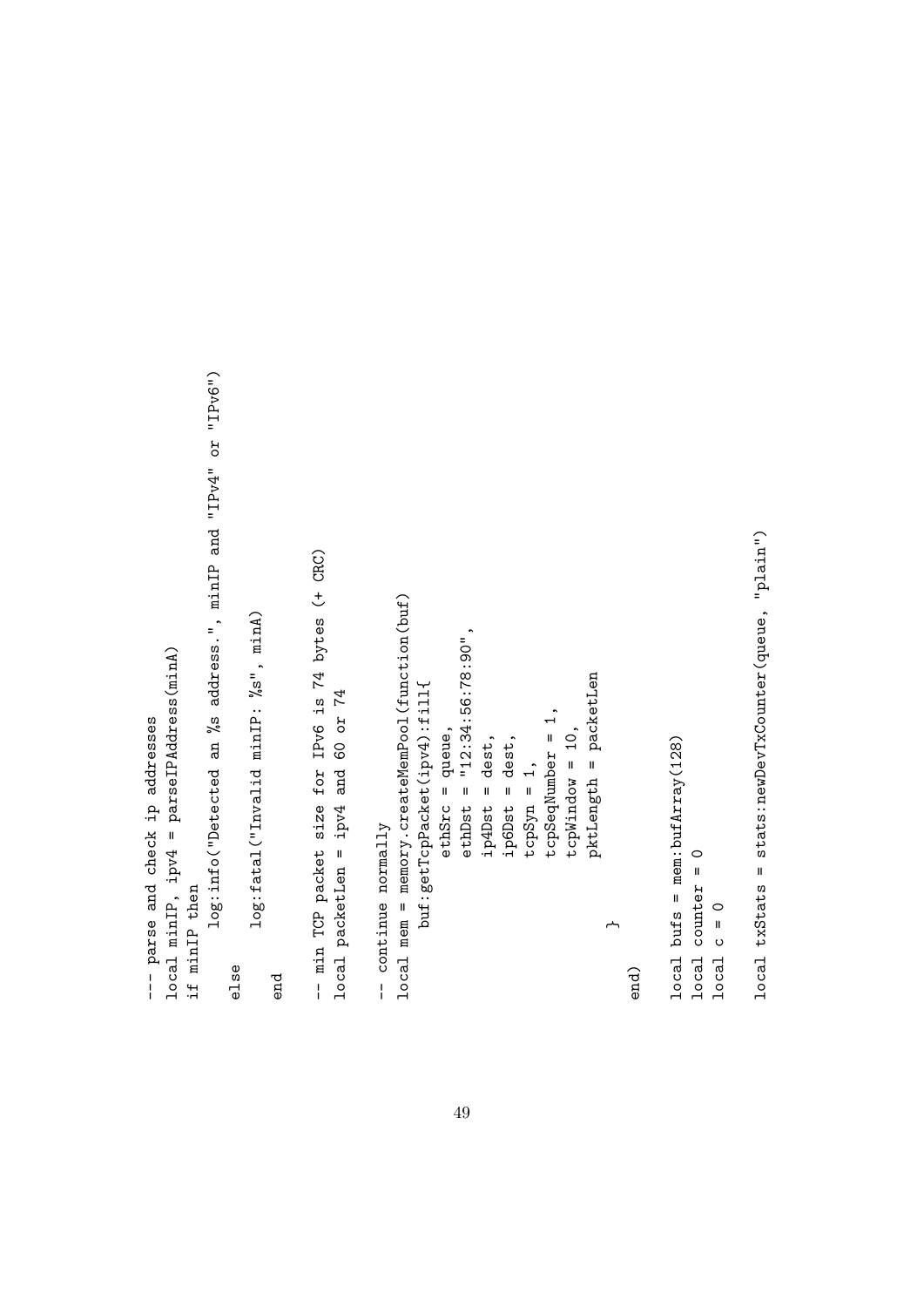```
--- parse and check ip addresses
local minIP, ipv4 = parseIPAddress(minA)
if minIP then
    log:info("Detected an %s address.", minIP and "IPv4" or "IPv6")
else
    log:fatal("Invalid minIP: %s", minA)
end

-- min TCP packet size for IPv6 is 74 bytes (+ CRC)
local packetLen = ipv4 and 60 or 74

-- continue normally
local mem = memory.createMemPool(function(buf)
    buf:getTcpPacket(ipv4):fill{
        ethSrc = queue,
        ethDst = "12:34:56:78:90",
        ip4Dst = dest,
        ip6Dst = dest,
        tcpSyn = 1,
        tcpSeqNumber = 1,
        tcpWindow = 10,
        pktLength = packetLen
    }
end)

local bufs = mem:bufArray(128)
local counter = 0
local c = 0

local txStats = stats:newDevTxCounter(queue, "plain")
```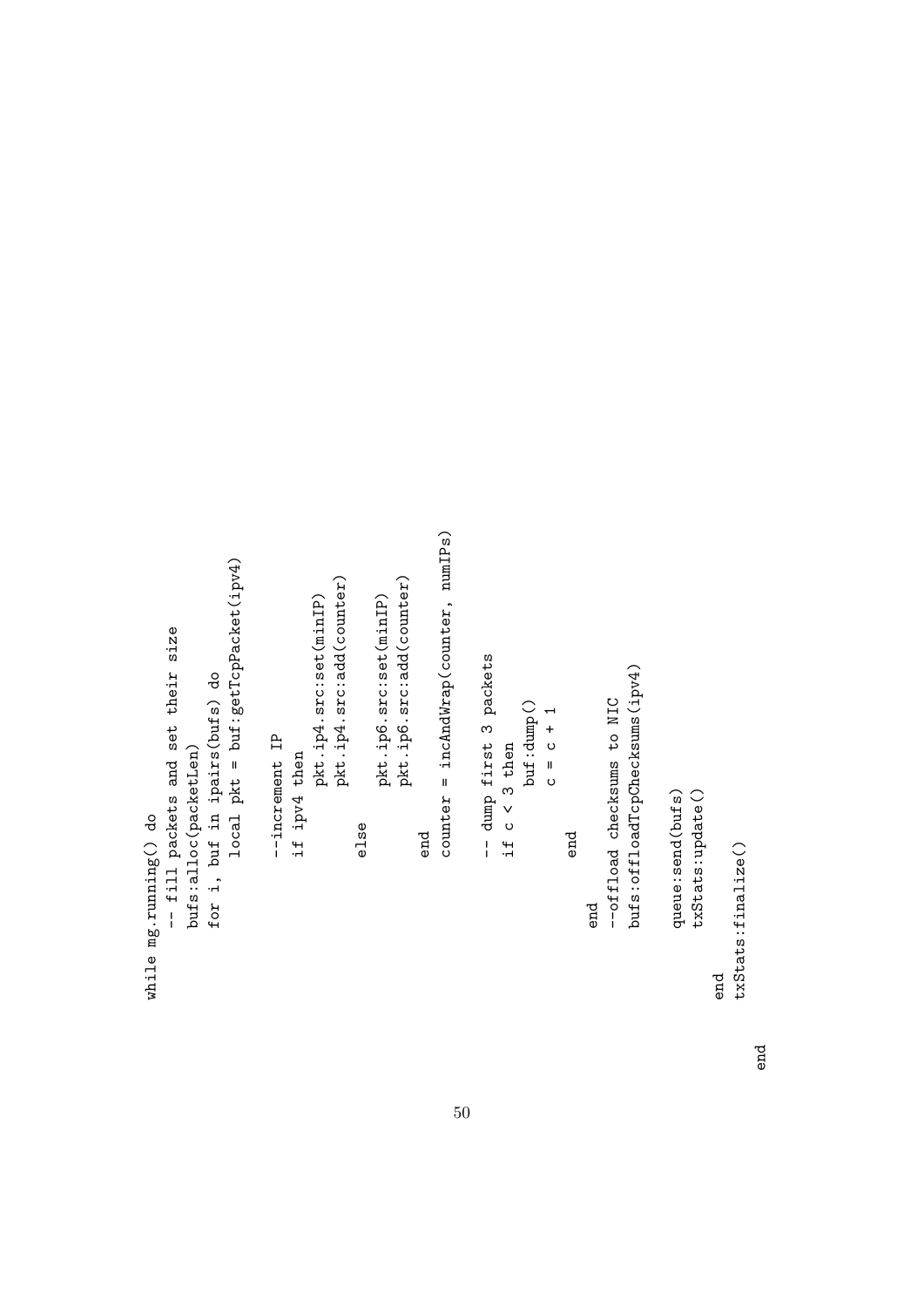```
while mg.running() do
	-- fill packets and set their size
	bufs:alloc(packetLen)
	for i, buf in ipairs(bufs) do
		local pkt = buf:getTcpPacket(ipv4)

		--increment IP
		if ipv4 then
			pkt.ip4.src:set(minIP)
			pkt.ip4.src:add(counter)
		else
			pkt.ip6.src:set(minIP)
			pkt.ip6.src:add(counter)
		end
		counter = incAndWrap(counter, numIPs)

		-- dump first 3 packets
		if c < 3 then
			buf:dump()
			c = c + 1
		end
	end
	--offload checksums to NIC
	bufs:offloadTcpChecksums(ipv4)

	queue:send(bufs)
	txStats:update()
end
txStats:finalize()

end
```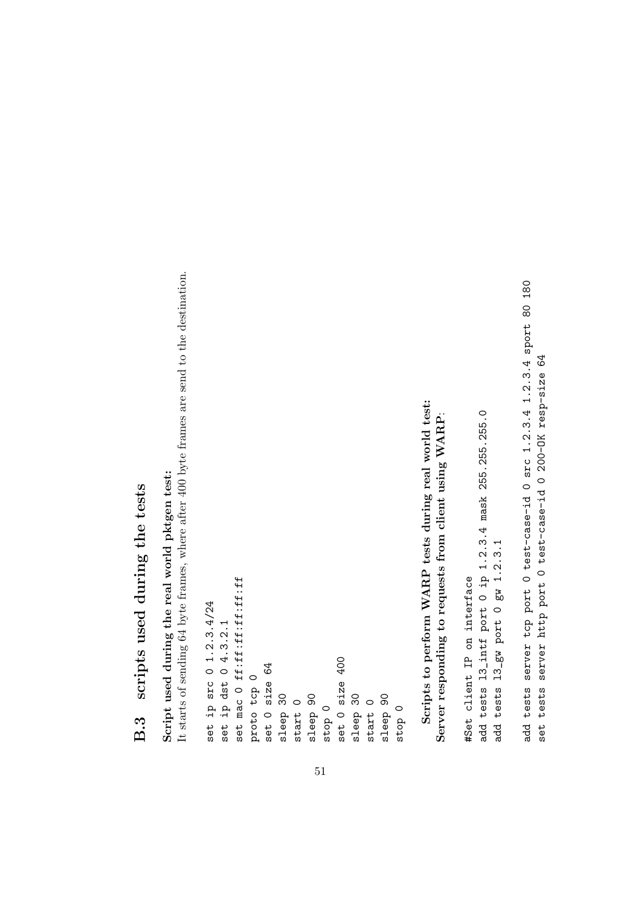## B.3 scripts used during the tests

**Script used during the real world pktgen test:**
It starts of sending 64 byte frames, where after 400 byte frames are send to the destination.

```
set ip src 0 1.2.3.4/24
set ip dst 0 4.3.2.1
set mac 0 ff:ff:ff:ff:ff:ff
proto tcp 0
set 0 size 64
sleep 30
start 0
sleep 90
stop 0
set 0 size 400
sleep 30
start 0
sleep 90
stop 0
```

**Scripts to perform WARP tests during real world test:**
**Server responding to requests from client using WARP**:

```
#Set client IP on interface
add tests l3_intf port 0 ip 1.2.3.4 mask 255.255.255.0
add tests l3_gw port 0 gw 1.2.3.1

add tests server tcp port 0 test-case-id 0 src 1.2.3.4 1.2.3.4 sport 80 180
set tests server http port 0 test-case-id 0 200-OK resp-size 64
```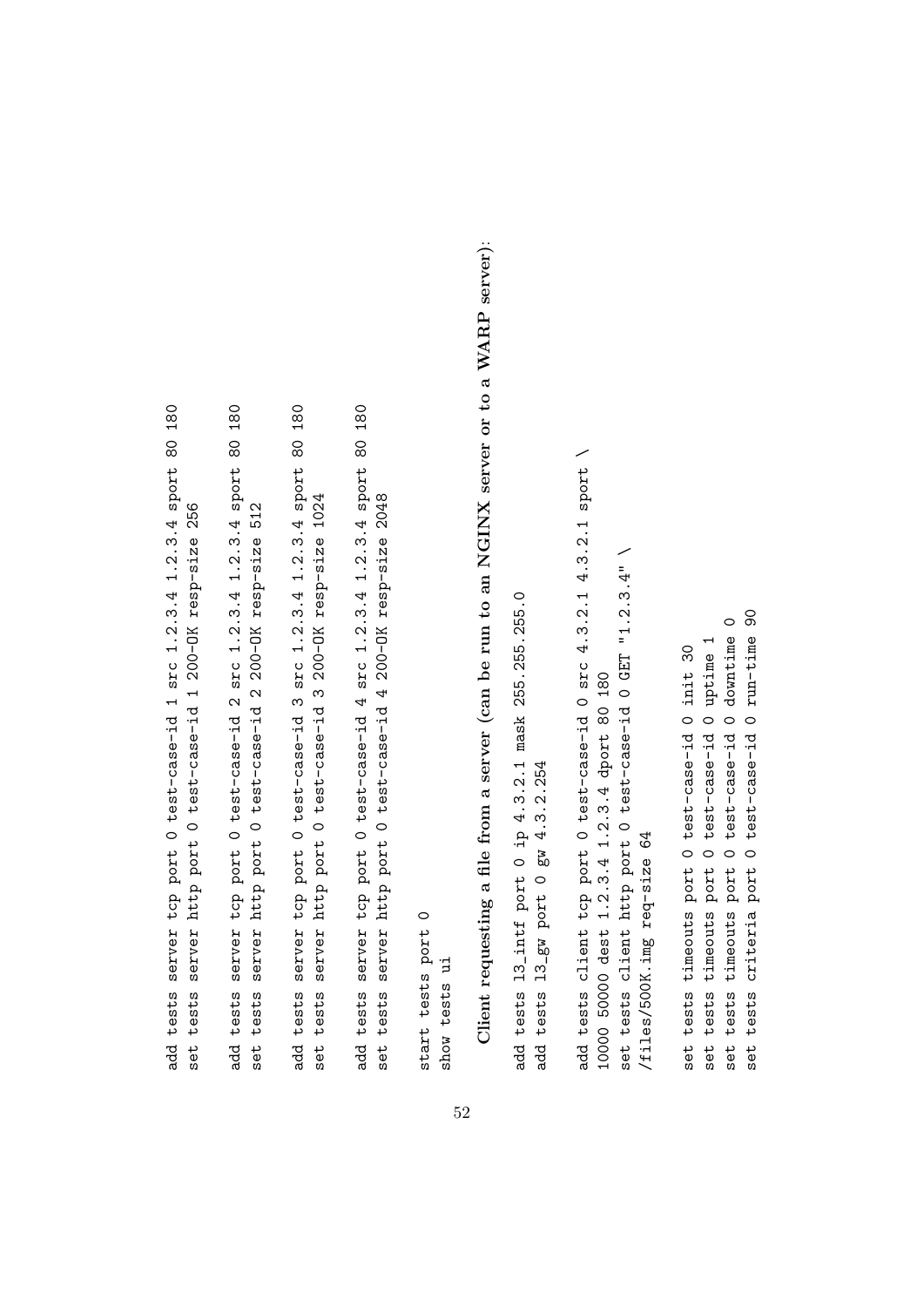```
add tests server tcp port 0 test-case-id 1 src 1.2.3.4 1.2.3.4 sport 80 180
set tests server http port 0 test-case-id 1 200-OK resp-size 256

add tests server tcp port 0 test-case-id 2 src 1.2.3.4 1.2.3.4 sport 80 180
set tests server http port 0 test-case-id 2 200-OK resp-size 512

add tests server tcp port 0 test-case-id 3 src 1.2.3.4 1.2.3.4 sport 80 180
set tests server http port 0 test-case-id 3 200-OK resp-size 1024

add tests server tcp port 0 test-case-id 4 src 1.2.3.4 1.2.3.4 sport 80 180
set tests server http port 0 test-case-id 4 200-OK resp-size 2048

start tests port 0
show tests ui
```

**Client requesting a file from a server (can be run to an NGINX server or to a WARP server)**:

```
add tests l3_intf port 0 ip 4.3.2.1 mask 255.255.255.0
add tests l3_gw port 0 gw 4.3.2.254

add tests client tcp port 0 test-case-id 0 src 4.3.2.1 4.3.2.1 sport \
10000 50000 dest 1.2.3.4 1.2.3.4 dport 80 180
set tests client http port 0 test-case-id 0 GET "1.2.3.4" \
/files/500K.img req-size 64

set tests timeouts port 0 test-case-id 0 init 30
set tests timeouts port 0 test-case-id 0 uptime 1
set tests timeouts port 0 test-case-id 0 downtime 0
set tests criteria port 0 test-case-id 0 run-time 90
```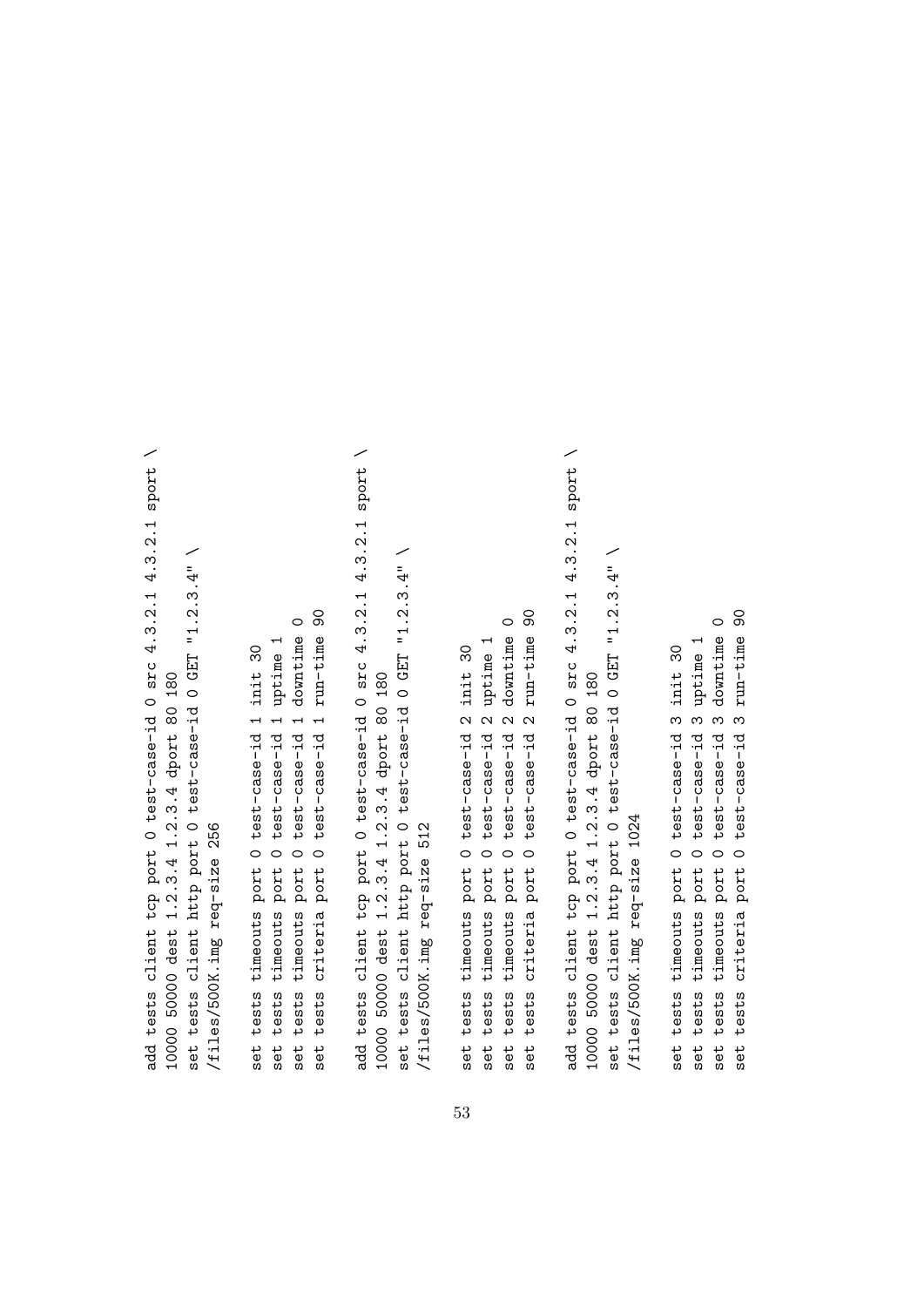```
add tests client tcp port 0 test-case-id 0 src 4.3.2.1 4.3.2.1 sport \
10000 50000 dest 1.2.3.4 1.2.3.4 dport 80 180
set tests client http port 0 test-case-id 0 GET "1.2.3.4" \
/files/500K.img req-size 256

set tests timeouts port 0 test-case-id 1 init 30
set tests timeouts port 0 test-case-id 1 uptime 1
set tests timeouts port 0 test-case-id 1 downtime 0
set tests criteria port 0 test-case-id 1 run-time 90

add tests client tcp port 0 test-case-id 0 src 4.3.2.1 4.3.2.1 sport \
10000 50000 dest 1.2.3.4 1.2.3.4 dport 80 180
set tests client http port 0 test-case-id 0 GET "1.2.3.4" \
/files/500K.img req-size 512

set tests timeouts port 0 test-case-id 2 init 30
set tests timeouts port 0 test-case-id 2 uptime 1
set tests timeouts port 0 test-case-id 2 downtime 0
set tests criteria port 0 test-case-id 2 run-time 90

add tests client tcp port 0 test-case-id 0 src 4.3.2.1 4.3.2.1 sport \
10000 50000 dest 1.2.3.4 1.2.3.4 dport 80 180
set tests client http port 0 test-case-id 0 GET "1.2.3.4" \
/files/500K.img req-size 1024

set tests timeouts port 0 test-case-id 3 init 30
set tests timeouts port 0 test-case-id 3 uptime 1
set tests timeouts port 0 test-case-id 3 downtime 0
set tests criteria port 0 test-case-id 3 run-time 90
```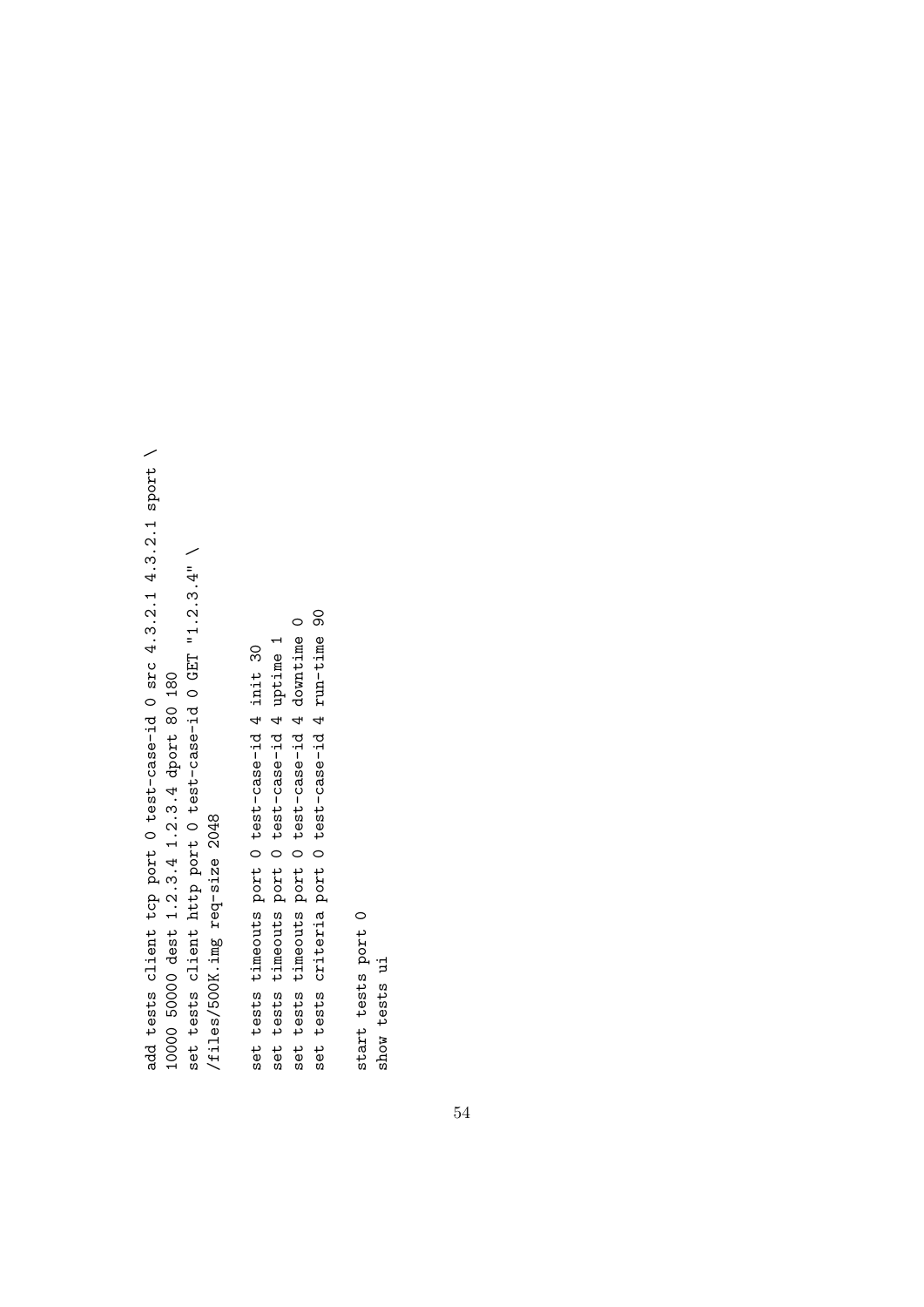```
add tests client tcp port 0 test-case-id 0 src 4.3.2.1 4.3.2.1 sport \
10000 50000 dest 1.2.3.4 1.2.3.4 dport 80 180
set tests client http port 0 test-case-id 0 GET "1.2.3.4" \
/files/500K.img req-size 2048

set tests timeouts port 0 test-case-id 4 init 30
set tests timeouts port 0 test-case-id 4 uptime 1
set tests timeouts port 0 test-case-id 4 downtime 0
set tests criteria port 0 test-case-id 4 run-time 90

start tests port 0
show tests ui
```